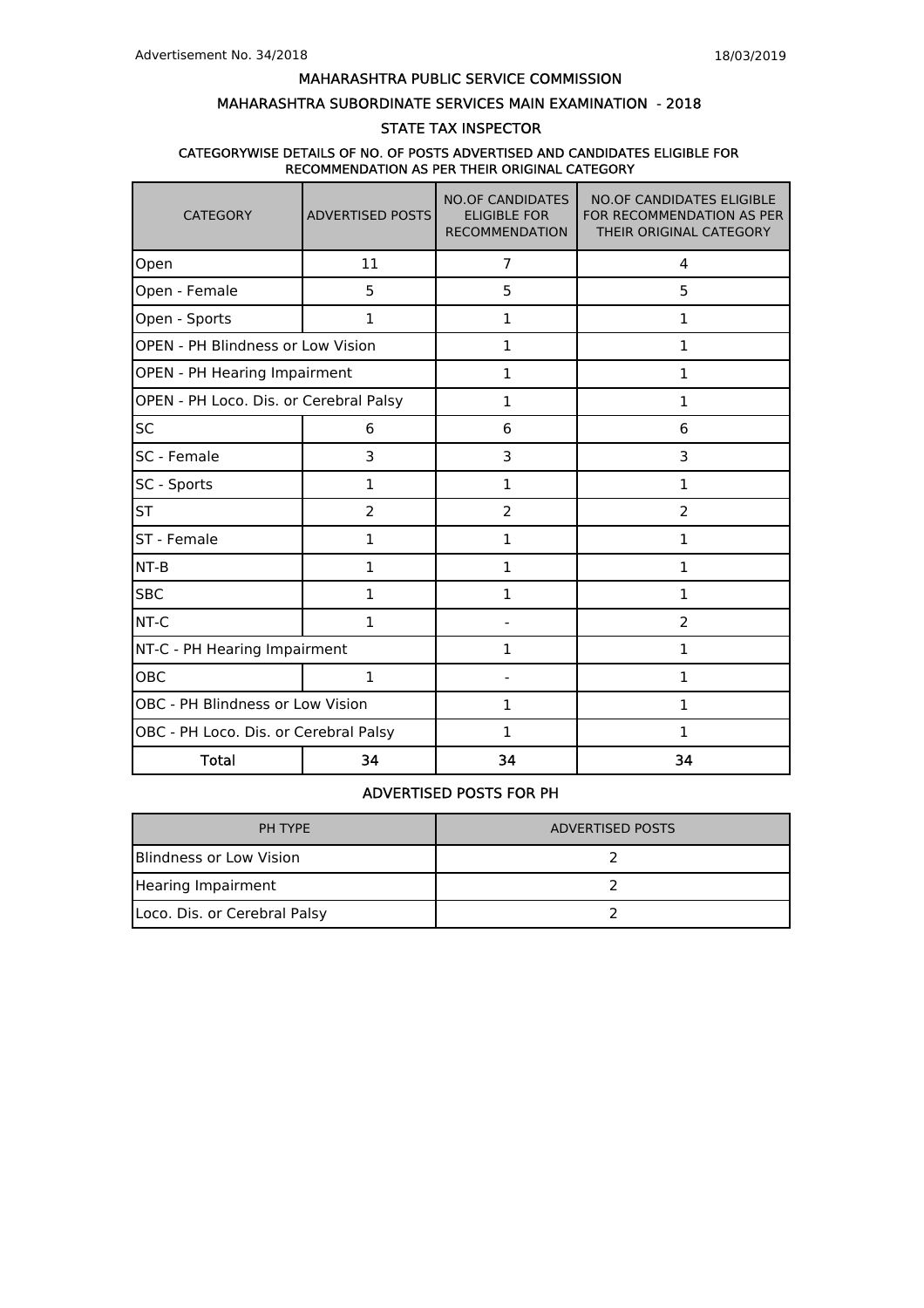Advertisement No. 34/2018

18/03/2019

# MAHARASHTRA PUBLIC SERVICE COMMISSION

## MAHARASHTRA SUBORDINATE SERVICES MAIN EXAMINATION - 2018

## STATE TAX INSPECTOR

### CATEGORYWISE DETAILS OF NO. OF POSTS ADVERTISED AND CANDIDATES ELIGIBLE FOR RECOMMENDATION AS PER THEIR ORIGINAL CATEGORY

| CATEGORY | ADVERTISED POSTS | NO.OF CANDIDATES ELIGIBLE FOR RECOMMENDATION | NO.OF CANDIDATES ELIGIBLE FOR RECOMMENDATION AS PER THEIR ORIGINAL CATEGORY |
|---|---|---|---|
| Open | 11 | 7 | 4 |
| Open - Female | 5 | 5 | 5 |
| Open - Sports | 1 | 1 | 1 |
| OPEN - PH Blindness or Low Vision | | 1 | 1 |
| OPEN - PH Hearing Impairment | | 1 | 1 |
| OPEN - PH Loco. Dis. or Cerebral Palsy | | 1 | 1 |
| SC | 6 | 6 | 6 |
| SC - Female | 3 | 3 | 3 |
| SC - Sports | 1 | 1 | 1 |
| ST | 2 | 2 | 2 |
| ST - Female | 1 | 1 | 1 |
| NT-B | 1 | 1 | 1 |
| SBC | 1 | 1 | 1 |
| NT-C | 1 | - | 2 |
| NT-C - PH Hearing Impairment | | 1 | 1 |
| OBC | 1 | - | 1 |
| OBC - PH Blindness or Low Vision | | 1 | 1 |
| OBC - PH Loco. Dis. or Cerebral Palsy | | 1 | 1 |
| **Total** | **34** | **34** | **34** |

### ADVERTISED POSTS FOR PH

| PH TYPE | ADVERTISED POSTS |
|---|---|
| Blindness or Low Vision | 2 |
| Hearing Impairment | 2 |
| Loco. Dis. or Cerebral Palsy | 2 |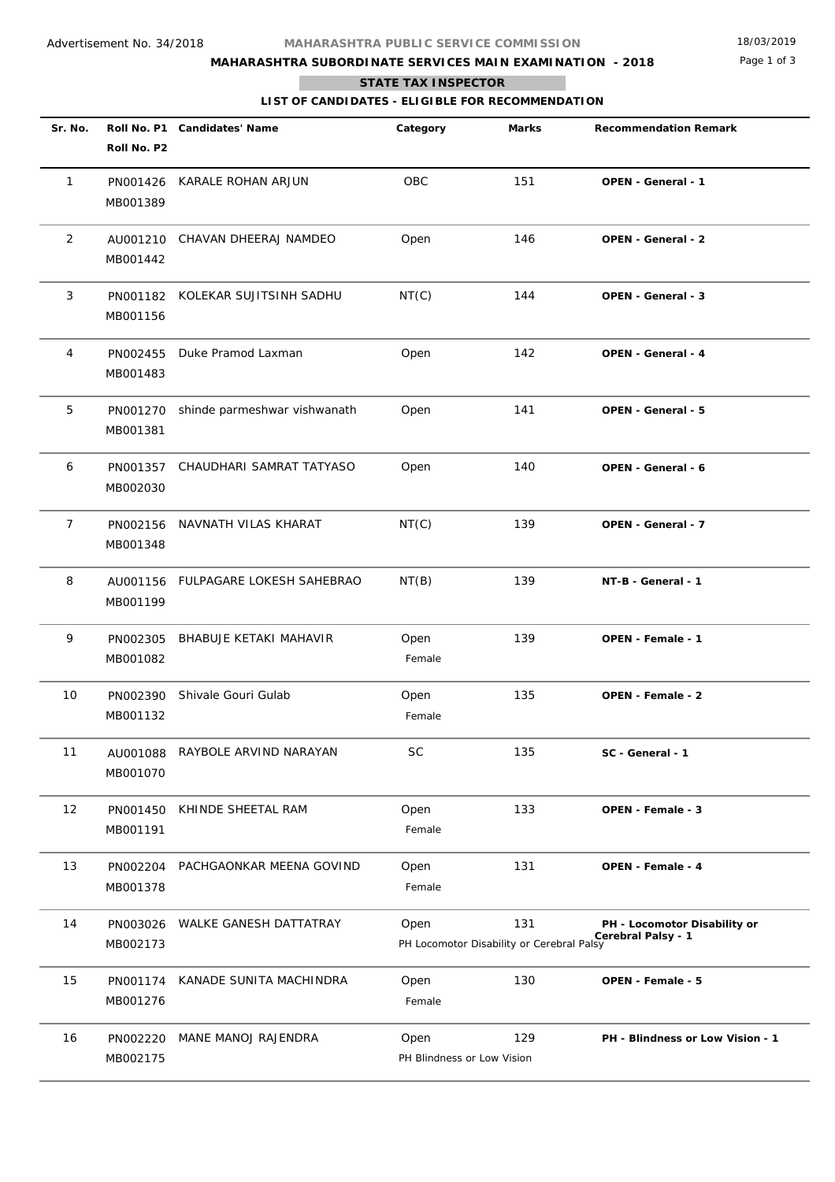Advertisement No. 34/2018

MAHARASHTRA PUBLIC SERVICE COMMISSION

18/03/2019

## MAHARASHTRA SUBORDINATE SERVICES MAIN EXAMINATION - 2018

### STATE TAX INSPECTOR

### LIST OF CANDIDATES - ELIGIBLE FOR RECOMMENDATION

| Sr. No. | Roll No. P1 / Roll No. P2 | Candidates' Name | Category | Marks | Recommendation Remark |
|---|---|---|---|---|---|
| 1 | PN001426 / MB001389 | KARALE ROHAN ARJUN | OBC | 151 | **OPEN - General - 1** |
| 2 | AU001210 / MB001442 | CHAVAN DHEERAJ NAMDEO | Open | 146 | **OPEN - General - 2** |
| 3 | PN001182 / MB001156 | KOLEKAR SUJITSINH SADHU | NT(C) | 144 | **OPEN - General - 3** |
| 4 | PN002455 / MB001483 | Duke Pramod Laxman | Open | 142 | **OPEN - General - 4** |
| 5 | PN001270 / MB001381 | shinde parmeshwar vishwanath | Open | 141 | **OPEN - General - 5** |
| 6 | PN001357 / MB002030 | CHAUDHARI SAMRAT TATYASO | Open | 140 | **OPEN - General - 6** |
| 7 | PN002156 / MB001348 | NAVNATH VILAS KHARAT | NT(C) | 139 | **OPEN - General - 7** |
| 8 | AU001156 / MB001199 | FULPAGARE LOKESH SAHEBRAO | NT(B) | 139 | **NT-B - General - 1** |
| 9 | PN002305 / MB001082 | BHABUJE KETAKI MAHAVIR | Open Female | 139 | **OPEN - Female - 1** |
| 10 | PN002390 / MB001132 | Shivale Gouri Gulab | Open Female | 135 | **OPEN - Female - 2** |
| 11 | AU001088 / MB001070 | RAYBOLE ARVIND NARAYAN | SC | 135 | **SC - General - 1** |
| 12 | PN001450 / MB001191 | KHINDE SHEETAL RAM | Open Female | 133 | **OPEN - Female - 3** |
| 13 | PN002204 / MB001378 | PACHGAONKAR MEENA GOVIND | Open Female | 131 | **OPEN - Female - 4** |
| 14 | PN003026 / MB002173 | WALKE GANESH DATTATRAY | Open PH Locomotor Disability or Cerebral Palsy | 131 | **PH - Locomotor Disability or Cerebral Palsy - 1** |
| 15 | PN001174 / MB001276 | KANADE SUNITA MACHINDRA | Open Female | 130 | **OPEN - Female - 5** |
| 16 | PN002220 / MB002175 | MANE MANOJ RAJENDRA | Open PH Blindness or Low Vision | 129 | **PH - Blindness or Low Vision - 1** |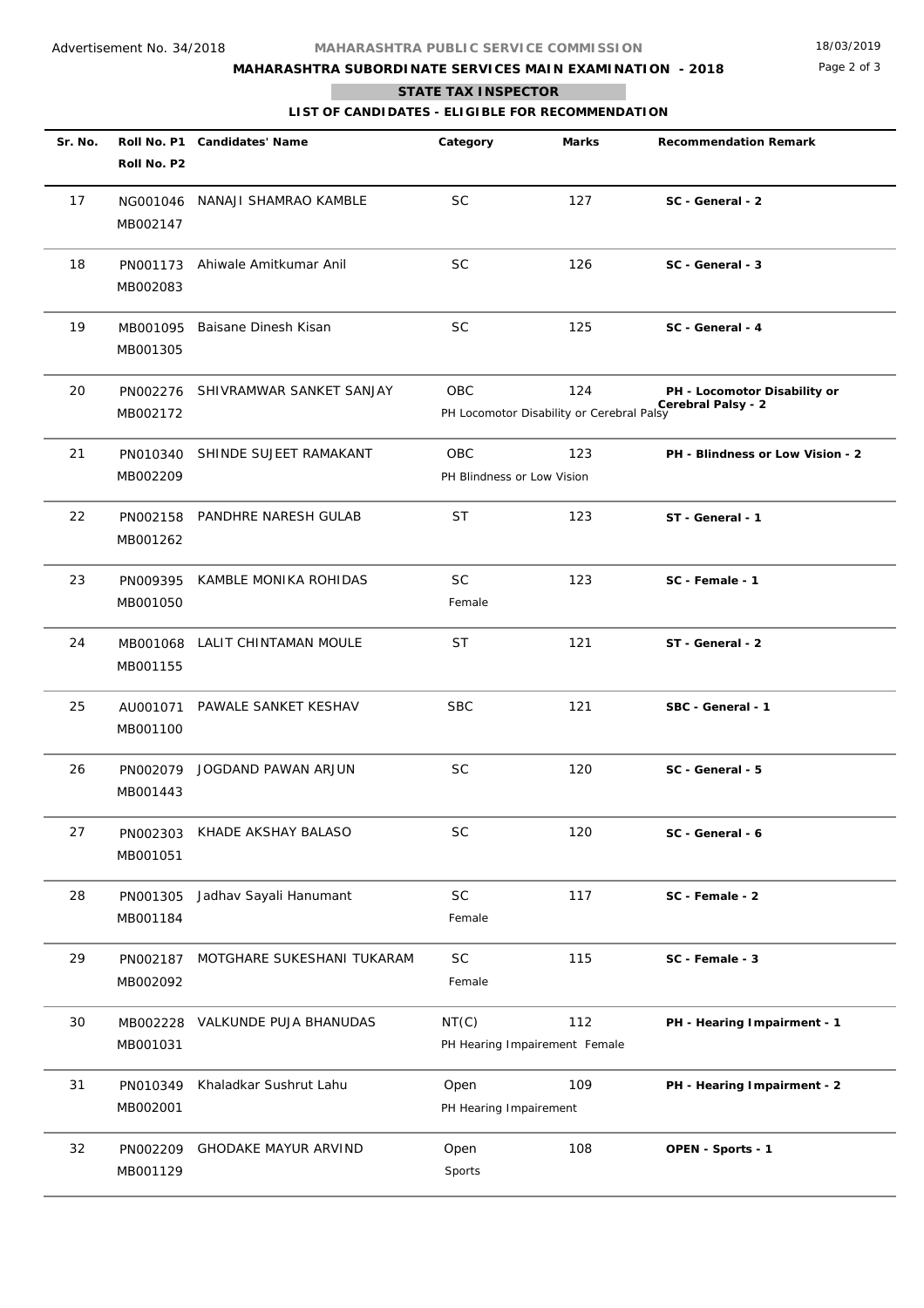Advertisement No. 34/2018

MAHARASHTRA PUBLIC SERVICE COMMISSION

18/03/2019

**MAHARASHTRA SUBORDINATE SERVICES MAIN EXAMINATION - 2018**

**STATE TAX INSPECTOR**

**LIST OF CANDIDATES - ELIGIBLE FOR RECOMMENDATION**

| Sr. No. | Roll No. P1 Roll No. P2 | Candidates' Name | Category | Marks | Recommendation Remark |
|---|---|---|---|---|---|
| 17 | NG001046 MB002147 | NANAJI SHAMRAO KAMBLE | SC | 127 | **SC - General - 2** |
| 18 | PN001173 MB002083 | Ahiwale Amitkumar Anil | SC | 126 | **SC - General - 3** |
| 19 | MB001095 MB001305 | Baisane Dinesh Kisan | SC | 125 | **SC - General - 4** |
| 20 | PN002276 MB002172 | SHIVRAMWAR SANKET SANJAY | OBC PH Locomotor Disability or Cerebral Palsy | 124 | **PH - Locomotor Disability or Cerebral Palsy - 2** |
| 21 | PN010340 MB002209 | SHINDE SUJEET RAMAKANT | OBC PH Blindness or Low Vision | 123 | **PH - Blindness or Low Vision - 2** |
| 22 | PN002158 MB001262 | PANDHRE NARESH GULAB | ST | 123 | **ST - General - 1** |
| 23 | PN009395 MB001050 | KAMBLE MONIKA ROHIDAS | SC Female | 123 | **SC - Female - 1** |
| 24 | MB001068 MB001155 | LALIT CHINTAMAN MOULE | ST | 121 | **ST - General - 2** |
| 25 | AU001071 MB001100 | PAWALE SANKET KESHAV | SBC | 121 | **SBC - General - 1** |
| 26 | PN002079 MB001443 | JOGDAND PAWAN ARJUN | SC | 120 | **SC - General - 5** |
| 27 | PN002303 MB001051 | KHADE AKSHAY BALASO | SC | 120 | **SC - General - 6** |
| 28 | PN001305 MB001184 | Jadhav Sayali Hanumant | SC Female | 117 | **SC - Female - 2** |
| 29 | PN002187 MB002092 | MOTGHARE SUKESHANI TUKARAM | SC Female | 115 | **SC - Female - 3** |
| 30 | MB002228 MB001031 | VALKUNDE PUJA BHANUDAS | NT(C) PH Hearing Impairement Female | 112 | **PH - Hearing Impairment - 1** |
| 31 | PN010349 MB002001 | Khaladkar Sushrut Lahu | Open PH Hearing Impairement | 109 | **PH - Hearing Impairment - 2** |
| 32 | PN002209 MB001129 | GHODAKE MAYUR ARVIND | Open Sports | 108 | **OPEN - Sports - 1** |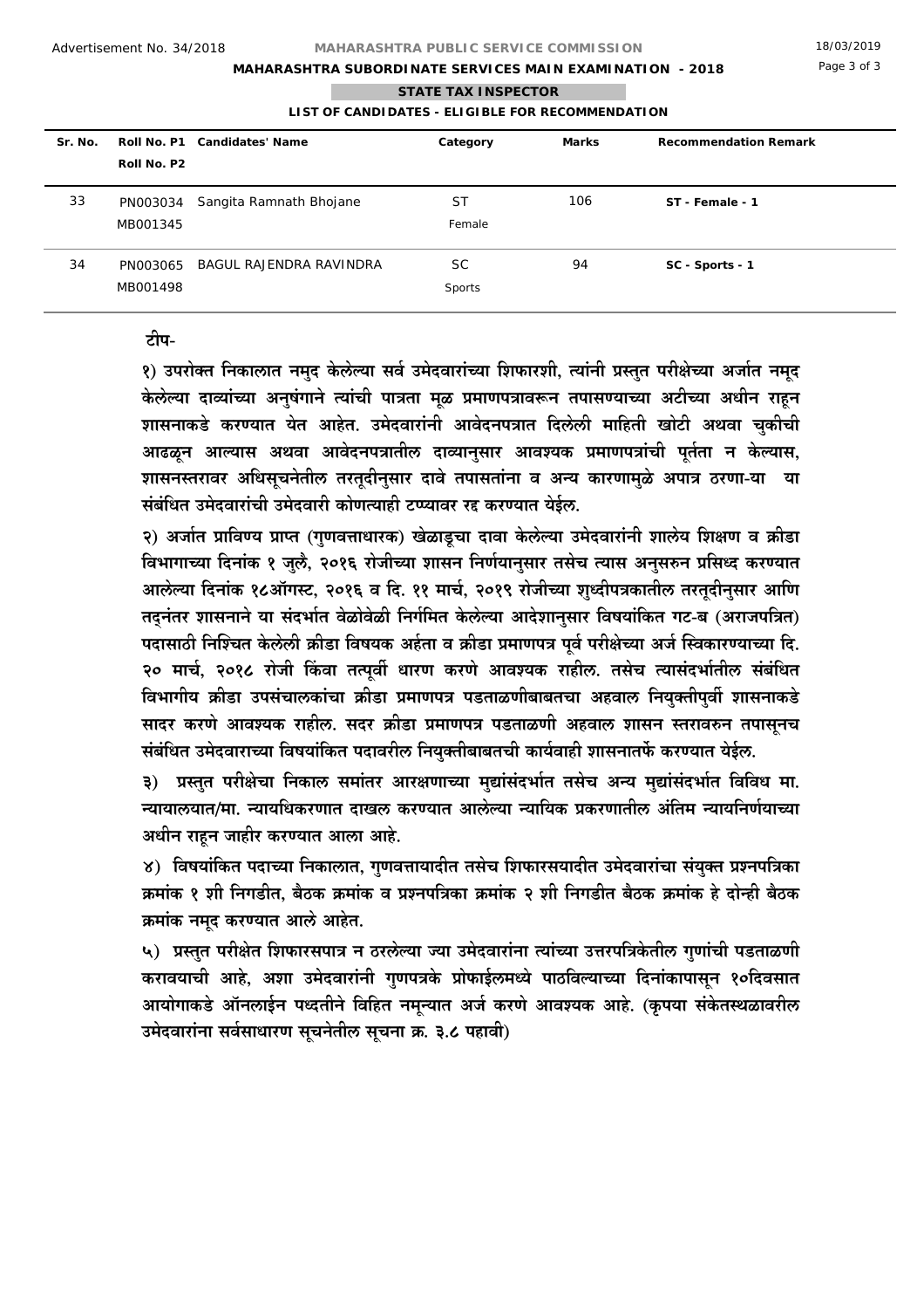**STATE TAX INSPECTOR**

**LIST OF CANDIDATES - ELIGIBLE FOR RECOMMENDATION**

| Sr. No. | Roll No. P1 Roll No. P2 | Candidates' Name | Category | Marks | Recommendation Remark |
|---|---|---|---|---|---|
| 33 | PN003034 MB001345 | Sangita Ramnath Bhojane | ST Female | 106 | **ST - Female - 1** |
| 34 | PN003065 MB001498 | BAGUL RAJENDRA RAVINDRA | SC Sports | 94 | **SC - Sports - 1** |

**टीप-**

**१) उपरोक्त निकालात नमुद केलेल्या सर्व उमेदवारांच्या शिफारशी, त्यांनी प्रस्तुत परीक्षेच्या अर्जात नमूद केलेल्या दाव्यांच्या अनुषंगाने त्यांची पात्रता मूळ प्रमाणपत्रावरून तपासण्याच्या अटीच्या अधीन राहून शासनाकडे करण्यात येत आहेत. उमेदवारांनी आवेदनपत्रात दिलेली माहिती खोटी अथवा चुकीची आढळून आल्यास अथवा आवेदनपत्रातील दाव्यानुसार आवश्यक प्रमाणपत्रांची पूर्तता न केल्यास, शासनस्तरावर अधिसूचनेतील तरतूदीनुसार दावे तपासतांना व अन्य कारणामुळे अपात्र ठरणा-या या संबंधित उमेदवारांची उमेदवारी कोणत्याही टप्प्यावर रद्द करण्यात येईल.**

**२) अर्जात प्राविण्य प्राप्त (गुणवत्ताधारक) खेळाडूचा दावा केलेल्या उमेदवारांनी शालेय शिक्षण व क्रीडा विभागाच्या दिनांक १ जुलै, २०१६ रोजीच्या शासन निर्णयानुसार तसेच त्यास अनुसरुन प्रसिध्द करण्यात आलेल्या दिनांक १८ऑगस्ट, २०१६ व दि. ११ मार्च, २०१९ रोजीच्या शुध्दीपत्रकातील तरतूदीनुसार आणि तद्नंतर शासनाने या संदर्भात वेळोवेळी निर्गमित केलेल्या आदेशानुसार विषयांकित गट-ब (अराजपत्रित) पदासाठी निश्चित केलेली क्रीडा विषयक अर्हता व क्रीडा प्रमाणपत्र पूर्व परीक्षेच्या अर्ज स्विकारण्याच्या दि. २० मार्च, २०१८ रोजी किंवा तत्पूर्वी धारण करणे आवश्यक राहील. तसेच त्यासंदर्भातील संबंधित विभागीय क्रीडा उपसंचालकांचा क्रीडा प्रमाणपत्र पडताळणीबाबतचा अहवाल नियुक्तीपुर्वी शासनाकडे सादर करणे आवश्यक राहील. सदर क्रीडा प्रमाणपत्र पडताळणी अहवाल शासन स्तरावरुन तपासूनच संबंधित उमेदवाराच्या विषयांकित पदावरील नियुक्तीबाबतची कार्यवाही शासनातर्फे करण्यात येईल.**

**३) प्रस्तुत परीक्षेचा निकाल समांतर आरक्षणाच्या मुद्यांसंदर्भात तसेच अन्य मुद्यांसंदर्भात विविध मा. न्यायालयात/मा. न्यायधिकरणात दाखल करण्यात आलेल्या न्यायिक प्रकरणातील अंतिम न्यायनिर्णयाच्या अधीन राहून जाहीर करण्यात आला आहे.**

**४) विषयांकित पदाच्या निकालात, गुणवत्तायादीत तसेच शिफारसयादीत उमेदवारांचा संयुक्त प्रश्नपत्रिका क्रमांक १ शी निगडीत, बैठक क्रमांक व प्रश्नपत्रिका क्रमांक २ शी निगडीत बैठक क्रमांक हे दोन्ही बैठक क्रमांक नमूद करण्यात आले आहेत.**

**५) प्रस्तुत परीक्षेत शिफारसपात्र न ठरलेल्या ज्या उमेदवारांना त्यांच्या उत्तरपत्रिकेतील गुणांची पडताळणी करावयाची आहे, अशा उमेदवारांनी गुणपत्रके प्रोफाईलमध्ये पाठविल्याच्या दिनांकापासून १०दिवसात आयोगाकडे ऑनलाईन पध्दतीने विहित नमून्यात अर्ज करणे आवश्यक आहे. (कृपया संकेतस्थळावरील उमेदवारांना सर्वसाधारण सूचनेतील सूचना क्र. ३.८ पहावी)**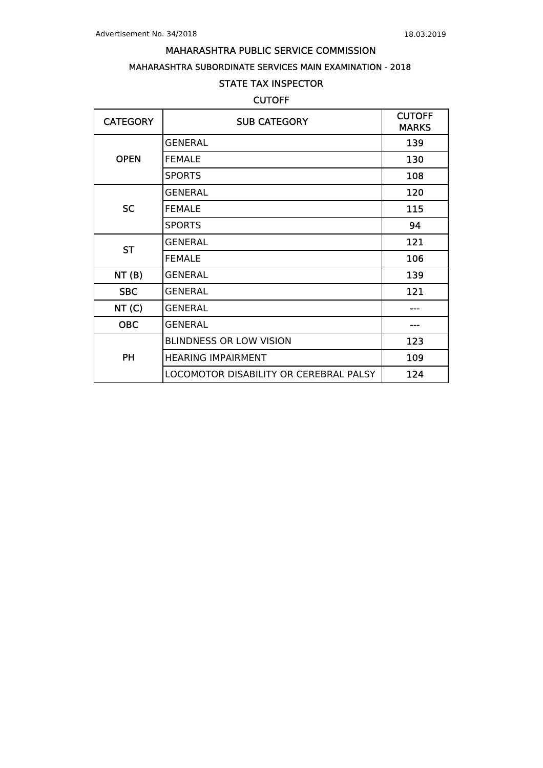Advertisement No. 34/2018 18.03.2019

# MAHARASHTRA PUBLIC SERVICE COMMISSION

## MAHARASHTRA SUBORDINATE SERVICES MAIN EXAMINATION - 2018

## STATE TAX INSPECTOR

### CUTOFF

| CATEGORY | SUB CATEGORY | CUTOFF MARKS |
|---|---|---|
| OPEN | GENERAL | 139 |
| | FEMALE | 130 |
| | SPORTS | 108 |
| SC | GENERAL | 120 |
| | FEMALE | 115 |
| | SPORTS | 94 |
| ST | GENERAL | 121 |
| | FEMALE | 106 |
| NT (B) | GENERAL | 139 |
| SBC | GENERAL | 121 |
| NT (C) | GENERAL | --- |
| OBC | GENERAL | --- |
| PH | BLINDNESS OR LOW VISION | 123 |
| | HEARING IMPAIRMENT | 109 |
| | LOCOMOTOR DISABILITY OR CEREBRAL PALSY | 124 |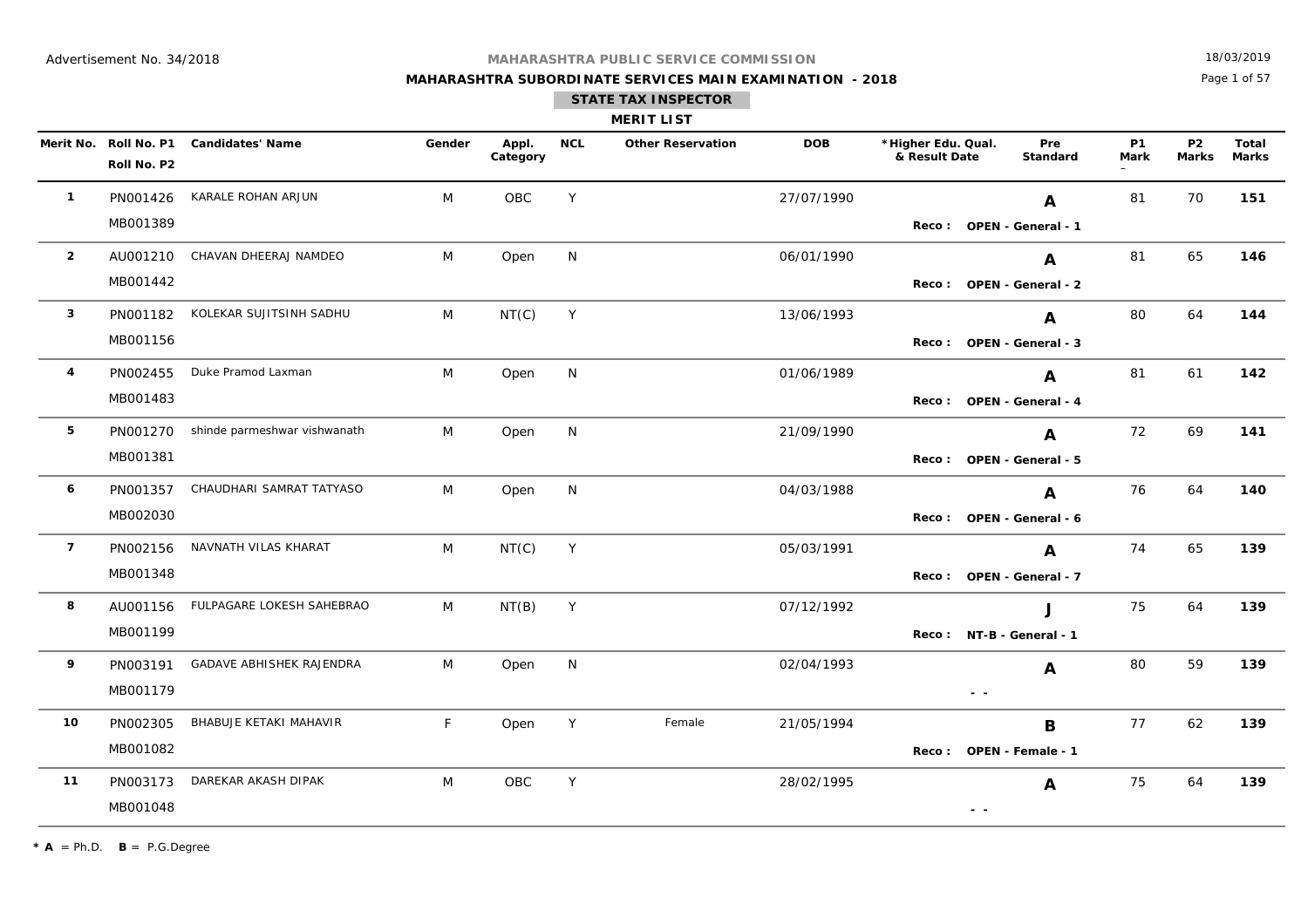Advertisement No. 34/2018

18/03/2019

# MAHARASHTRA PUBLIC SERVICE COMMISSION

## MAHARASHTRA SUBORDINATE SERVICES MAIN EXAMINATION - 2018

### STATE TAX INSPECTOR

### MERIT LIST

| Merit No. | Roll No. P1 / Roll No. P2 | Candidates' Name | Gender | Appl. Category | NCL | Other Reservation | DOB | *Higher Edu. Qual. & Result Date | Pre Standard | P1 Mark | P2 Marks | Total Marks |
|---|---|---|---|---|---|---|---|---|---|---|---|---|
| 1 | PN001426 / MB001389 | KARALE ROHAN ARJUN | M | OBC | Y | | 27/07/1990 | Reco : OPEN - General - 1 | A | 81 | 70 | 151 |
| 2 | AU001210 / MB001442 | CHAVAN DHEERAJ NAMDEO | M | Open | N | | 06/01/1990 | Reco : OPEN - General - 2 | A | 81 | 65 | 146 |
| 3 | PN001182 / MB001156 | KOLEKAR SUJITSINH SADHU | M | NT(C) | Y | | 13/06/1993 | Reco : OPEN - General - 3 | A | 80 | 64 | 144 |
| 4 | PN002455 / MB001483 | Duke Pramod Laxman | M | Open | N | | 01/06/1989 | Reco : OPEN - General - 4 | A | 81 | 61 | 142 |
| 5 | PN001270 / MB001381 | shinde parmeshwar vishwanath | M | Open | N | | 21/09/1990 | Reco : OPEN - General - 5 | A | 72 | 69 | 141 |
| 6 | PN001357 / MB002030 | CHAUDHARI SAMRAT TATYASO | M | Open | N | | 04/03/1988 | Reco : OPEN - General - 6 | A | 76 | 64 | 140 |
| 7 | PN002156 / MB001348 | NAVNATH VILAS KHARAT | M | NT(C) | Y | | 05/03/1991 | Reco : OPEN - General - 7 | A | 74 | 65 | 139 |
| 8 | AU001156 / MB001199 | FULPAGARE LOKESH SAHEBRAO | M | NT(B) | Y | | 07/12/1992 | Reco : NT-B - General - 1 | J | 75 | 64 | 139 |
| 9 | PN003191 / MB001179 | GADAVE ABHISHEK RAJENDRA | M | Open | N | | 02/04/1993 | - - | A | 80 | 59 | 139 |
| 10 | PN002305 / MB001082 | BHABUJE KETAKI MAHAVIR | F | Open | Y | Female | 21/05/1994 | Reco : OPEN - Female - 1 | B | 77 | 62 | 139 |
| 11 | PN003173 / MB001048 | DAREKAR AKASH DIPAK | M | OBC | Y | | 28/02/1995 | - - | A | 75 | 64 | 139 |

* **A** = Ph.D. **B** = P.G.Degree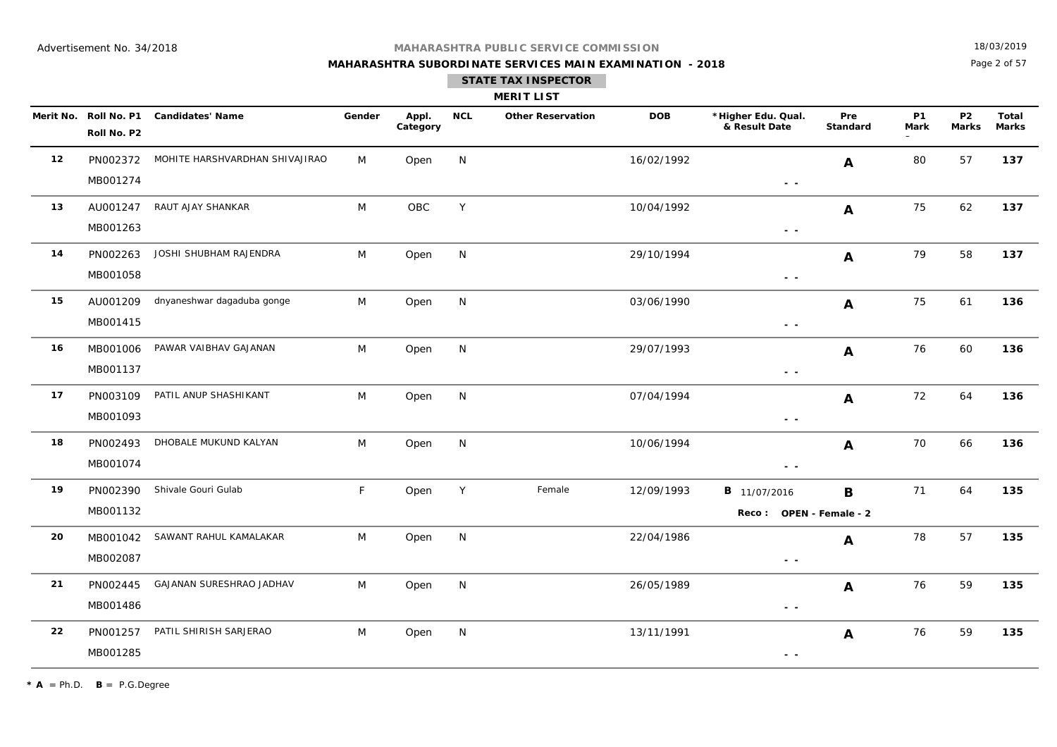Advertisement No. 34/2018

**MAHARASHTRA PUBLIC SERVICE COMMISSION**

**MAHARASHTRA SUBORDINATE SERVICES MAIN EXAMINATION - 2018**

18/03/2019

**STATE TAX INSPECTOR**

**MERIT LIST**

| Merit No. | Roll No. P1 / Roll No. P2 | Candidates' Name | Gender | Appl. Category | NCL | Other Reservation | DOB | *Higher Edu. Qual. & Result Date | Pre Standard | P1 Mark | P2 Marks | Total Marks |
|---|---|---|---|---|---|---|---|---|---|---|---|---|
| 12 | PN002372 / MB001274 | MOHITE HARSHVARDHAN SHIVAJIRAO | M | Open | N | | 16/02/1992 | - - | A | 80 | 57 | **137** |
| 13 | AU001247 / MB001263 | RAUT AJAY SHANKAR | M | OBC | Y | | 10/04/1992 | - - | A | 75 | 62 | **137** |
| 14 | PN002263 / MB001058 | JOSHI SHUBHAM RAJENDRA | M | Open | N | | 29/10/1994 | - - | A | 79 | 58 | **137** |
| 15 | AU001209 / MB001415 | dnyaneshwar dagaduba gonge | M | Open | N | | 03/06/1990 | - - | A | 75 | 61 | **136** |
| 16 | MB001006 / MB001137 | PAWAR VAIBHAV GAJANAN | M | Open | N | | 29/07/1993 | - - | A | 76 | 60 | **136** |
| 17 | PN003109 / MB001093 | PATIL ANUP SHASHIKANT | M | Open | N | | 07/04/1994 | - - | A | 72 | 64 | **136** |
| 18 | PN002493 / MB001074 | DHOBALE MUKUND KALYAN | M | Open | N | | 10/06/1994 | - - | A | 70 | 66 | **136** |
| 19 | PN002390 / MB001132 | Shivale Gouri Gulab | F | Open | Y | Female | 12/09/1993 | **B** 11/07/2016 **Reco : OPEN - Female - 2** | B | 71 | 64 | **135** |
| 20 | MB001042 / MB002087 | SAWANT RAHUL KAMALAKAR | M | Open | N | | 22/04/1986 | - - | A | 78 | 57 | **135** |
| 21 | PN002445 / MB001486 | GAJANAN SURESHRAO JADHAV | M | Open | N | | 26/05/1989 | - - | A | 76 | 59 | **135** |
| 22 | PN001257 / MB001285 | PATIL SHIRISH SARJERAO | M | Open | N | | 13/11/1991 | - - | A | 76 | 59 | **135** |

* **A** = Ph.D. **B** = P.G.Degree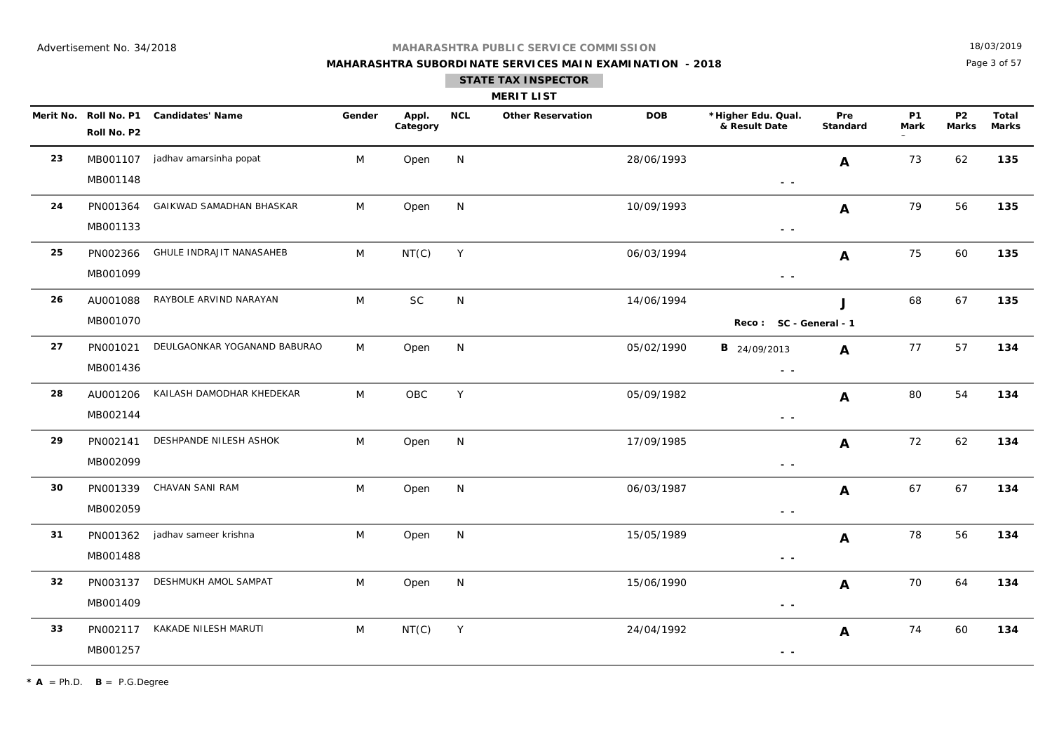Advertisement No. 34/2018

# MAHARASHTRA PUBLIC SERVICE COMMISSION

## MAHARASHTRA SUBORDINATE SERVICES MAIN EXAMINATION - 2018

### STATE TAX INSPECTOR

### MERIT LIST

18/03/2019

| Merit No. | Roll No. P1 / Roll No. P2 | Candidates' Name | Gender | Appl. Category | NCL | Other Reservation | DOB | *Higher Edu. Qual. & Result Date | Pre Standard | P1 Mark | P2 Marks | Total Marks |
|---|---|---|---|---|---|---|---|---|---|---|---|---|
| 23 | MB001107 / MB001148 | jadhav amarsinha popat | M | Open | N | | 28/06/1993 | - - | A | 73 | 62 | 135 |
| 24 | PN001364 / MB001133 | GAIKWAD SAMADHAN BHASKAR | M | Open | N | | 10/09/1993 | - - | A | 79 | 56 | 135 |
| 25 | PN002366 / MB001099 | GHULE INDRAJIT NANASAHEB | M | NT(C) | Y | | 06/03/1994 | - - | A | 75 | 60 | 135 |
| 26 | AU001088 / MB001070 | RAYBOLE ARVIND NARAYAN | M | SC | N | | 14/06/1994 | Reco : SC - General - 1 | J | 68 | 67 | 135 |
| 27 | PN001021 / MB001436 | DEULGAONKAR YOGANAND BABURAO | M | Open | N | | 05/02/1990 | B 24/09/2013 - - | A | 77 | 57 | 134 |
| 28 | AU001206 / MB002144 | KAILASH DAMODHAR KHEDEKAR | M | OBC | Y | | 05/09/1982 | - - | A | 80 | 54 | 134 |
| 29 | PN002141 / MB002099 | DESHPANDE NILESH ASHOK | M | Open | N | | 17/09/1985 | - - | A | 72 | 62 | 134 |
| 30 | PN001339 / MB002059 | CHAVAN SANI RAM | M | Open | N | | 06/03/1987 | - - | A | 67 | 67 | 134 |
| 31 | PN001362 / MB001488 | jadhav sameer krishna | M | Open | N | | 15/05/1989 | - - | A | 78 | 56 | 134 |
| 32 | PN003137 / MB001409 | DESHMUKH AMOL SAMPAT | M | Open | N | | 15/06/1990 | - - | A | 70 | 64 | 134 |
| 33 | PN002117 / MB001257 | KAKADE NILESH MARUTI | M | NT(C) | Y | | 24/04/1992 | - - | A | 74 | 60 | 134 |

* A = Ph.D. B = P.G.Degree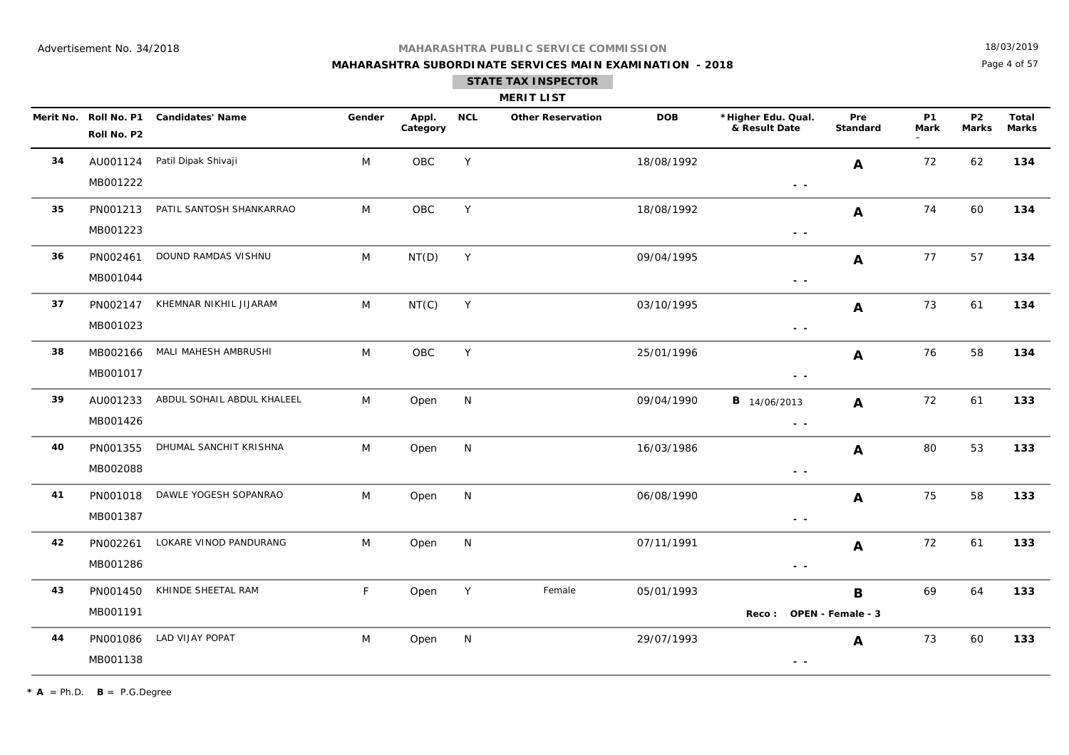Advertisement No. 34/2018

**MAHARASHTRA PUBLIC SERVICE COMMISSION**

**MAHARASHTRA SUBORDINATE SERVICES MAIN EXAMINATION - 2018**

18/03/2019

**STATE TAX INSPECTOR**

**MERIT LIST**

| Merit No. | Roll No. P1 / Roll No. P2 | Candidates' Name | Gender | Appl. Category | NCL | Other Reservation | DOB | *Higher Edu. Qual. & Result Date | Pre Standard | P1 Mark | P2 Marks | Total Marks |
|---|---|---|---|---|---|---|---|---|---|---|---|---|
| 34 | AU001124 / MB001222 | Patil Dipak Shivaji | M | OBC | Y | | 18/08/1992 | - - | A | 72 | 62 | 134 |
| 35 | PN001213 / MB001223 | PATIL SANTOSH SHANKARRAO | M | OBC | Y | | 18/08/1992 | - - | A | 74 | 60 | 134 |
| 36 | PN002461 / MB001044 | DOUND RAMDAS VISHNU | M | NT(D) | Y | | 09/04/1995 | - - | A | 77 | 57 | 134 |
| 37 | PN002147 / MB001023 | KHEMNAR NIKHIL JIJARAM | M | NT(C) | Y | | 03/10/1995 | - - | A | 73 | 61 | 134 |
| 38 | MB002166 / MB001017 | MALI MAHESH AMBRUSHI | M | OBC | Y | | 25/01/1996 | - - | A | 76 | 58 | 134 |
| 39 | AU001233 / MB001426 | ABDUL SOHAIL ABDUL KHALEEL | M | Open | N | | 09/04/1990 | B 14/06/2013 - - | A | 72 | 61 | 133 |
| 40 | PN001355 / MB002088 | DHUMAL SANCHIT KRISHNA | M | Open | N | | 16/03/1986 | - - | A | 80 | 53 | 133 |
| 41 | PN001018 / MB001387 | DAWLE YOGESH SOPANRAO | M | Open | N | | 06/08/1990 | - - | A | 75 | 58 | 133 |
| 42 | PN002261 / MB001286 | LOKARE VINOD PANDURANG | M | Open | N | | 07/11/1991 | - - | A | 72 | 61 | 133 |
| 43 | PN001450 / MB001191 | KHINDE SHEETAL RAM | F | Open | Y | Female | 05/01/1993 | Reco : OPEN - Female - 3 | B | 69 | 64 | 133 |
| 44 | PN001086 / MB001138 | LAD VIJAY POPAT | M | Open | N | | 29/07/1993 | - - | A | 73 | 60 | 133 |

\* **A** = Ph.D. **B** = P.G.Degree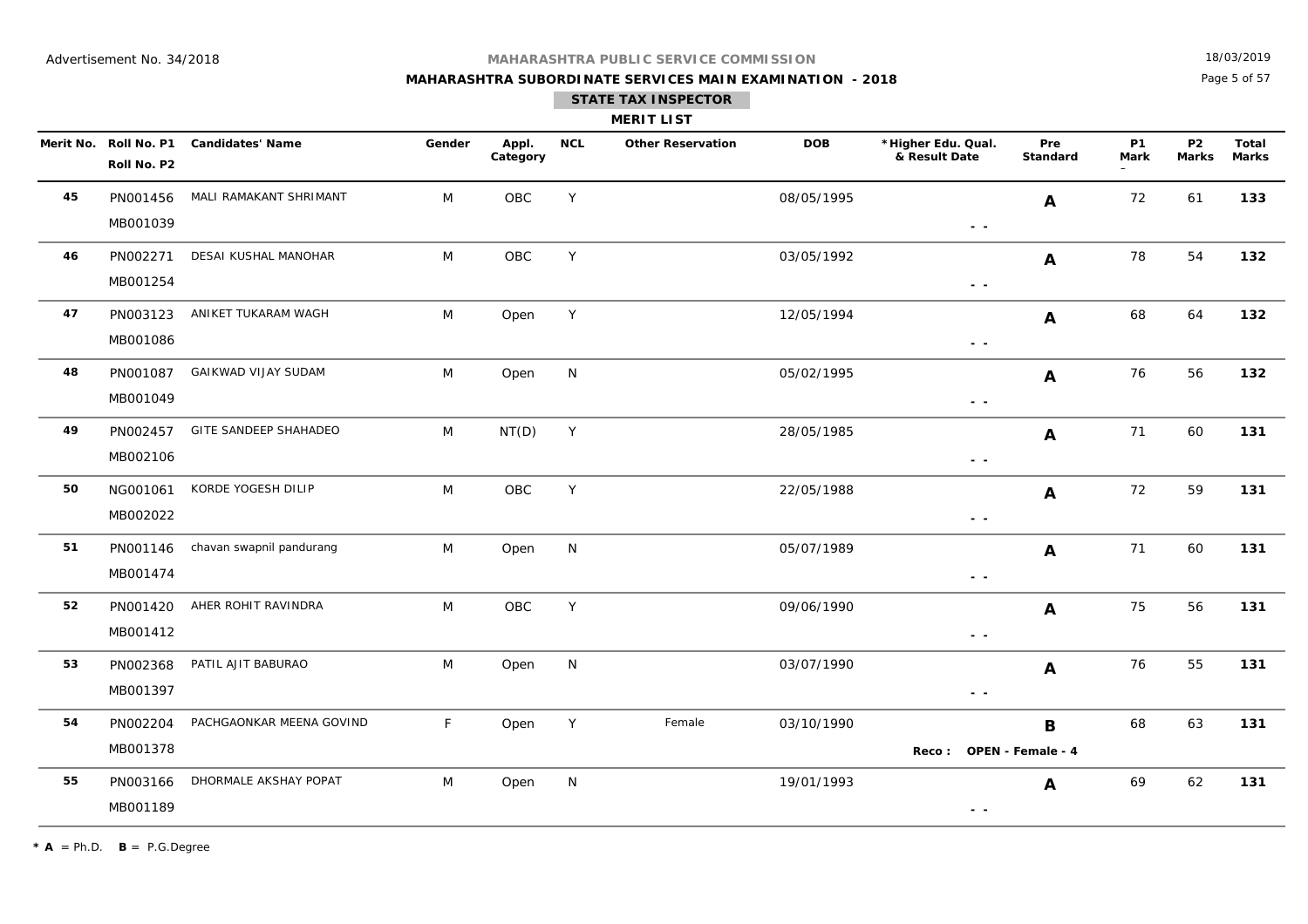Advertisement No. 34/2018

**MAHARASHTRA PUBLIC SERVICE COMMISSION**

**MAHARASHTRA SUBORDINATE SERVICES MAIN EXAMINATION - 2018**

18/03/2019

## STATE TAX INSPECTOR

### MERIT LIST

| Merit No. | Roll No. P1 / Roll No. P2 | Candidates' Name | Gender | Appl. Category | NCL | Other Reservation | DOB | *Higher Edu. Qual. & Result Date | Pre Standard | P1 Mark | P2 Marks | Total Marks |
|---|---|---|---|---|---|---|---|---|---|---|---|---|
| 45 | PN001456 / MB001039 | MALI RAMAKANT SHRIMANT | M | OBC | Y | | 08/05/1995 | - - | A | 72 | 61 | 133 |
| 46 | PN002271 / MB001254 | DESAI KUSHAL MANOHAR | M | OBC | Y | | 03/05/1992 | - - | A | 78 | 54 | 132 |
| 47 | PN003123 / MB001086 | ANIKET TUKARAM WAGH | M | Open | Y | | 12/05/1994 | - - | A | 68 | 64 | 132 |
| 48 | PN001087 / MB001049 | GAIKWAD VIJAY SUDAM | M | Open | N | | 05/02/1995 | - - | A | 76 | 56 | 132 |
| 49 | PN002457 / MB002106 | GITE SANDEEP SHAHADEO | M | NT(D) | Y | | 28/05/1985 | - - | A | 71 | 60 | 131 |
| 50 | NG001061 / MB002022 | KORDE YOGESH DILIP | M | OBC | Y | | 22/05/1988 | - - | A | 72 | 59 | 131 |
| 51 | PN001146 / MB001474 | chavan swapnil pandurang | M | Open | N | | 05/07/1989 | - - | A | 71 | 60 | 131 |
| 52 | PN001420 / MB001412 | AHER ROHIT RAVINDRA | M | OBC | Y | | 09/06/1990 | - - | A | 75 | 56 | 131 |
| 53 | PN002368 / MB001397 | PATIL AJIT BABURAO | M | Open | N | | 03/07/1990 | - - | A | 76 | 55 | 131 |
| 54 | PN002204 / MB001378 | PACHGAONKAR MEENA GOVIND | F | Open | Y | Female | 03/10/1990 | Reco : OPEN - Female - 4 | B | 68 | 63 | 131 |
| 55 | PN003166 / MB001189 | DHORMALE AKSHAY POPAT | M | Open | N | | 19/01/1993 | - - | A | 69 | 62 | 131 |

\* **A** = Ph.D. **B** = P.G.Degree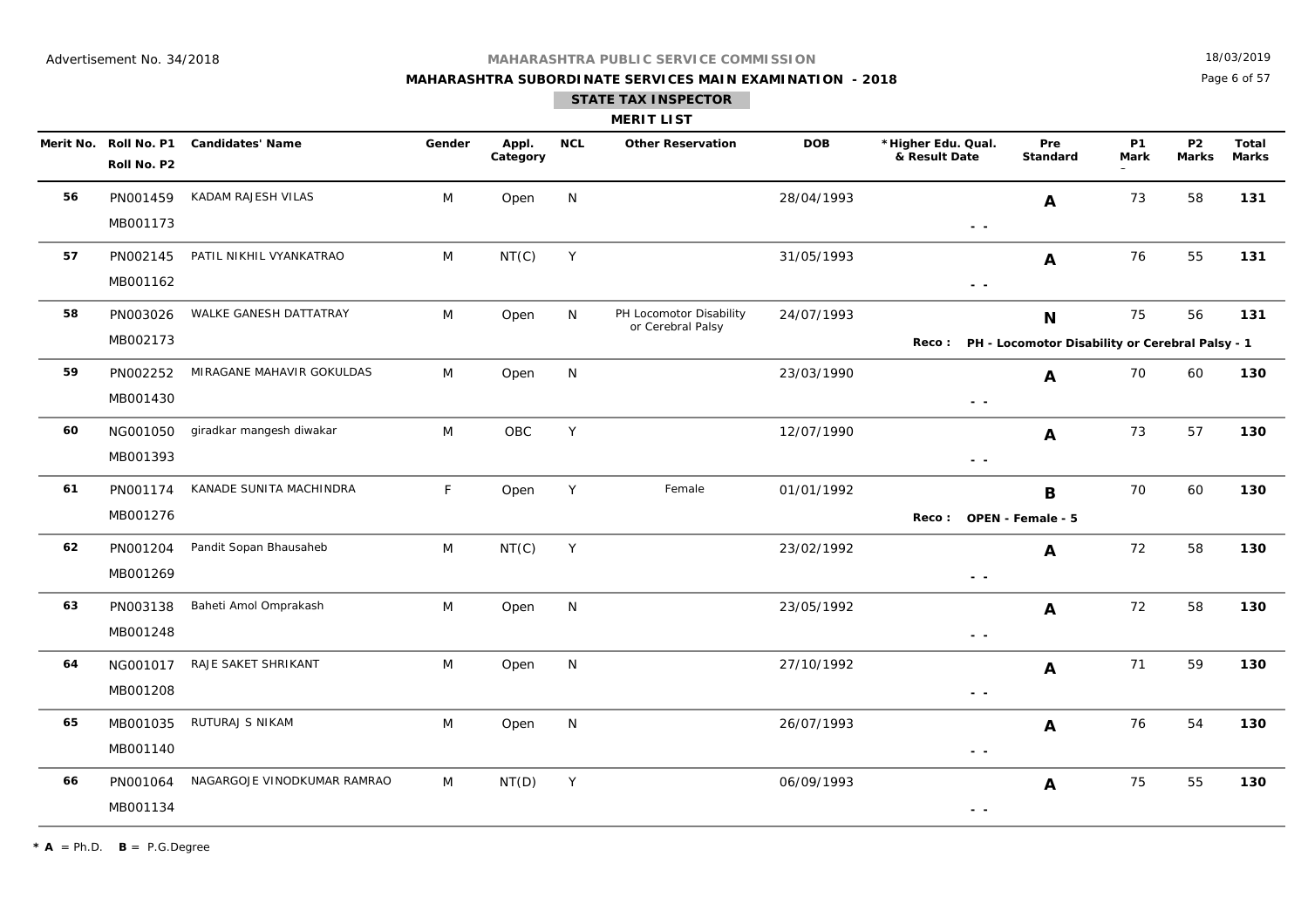Advertisement No. 34/2018

**MAHARASHTRA PUBLIC SERVICE COMMISSION**

**MAHARASHTRA SUBORDINATE SERVICES MAIN EXAMINATION - 2018**

18/03/2019

**STATE TAX INSPECTOR**

**MERIT LIST**

| Merit No. | Roll No. P1 / Roll No. P2 | Candidates' Name | Gender | Appl. Category | NCL | Other Reservation | DOB | *Higher Edu. Qual. & Result Date | Pre Standard | P1 Mark | P2 Marks | Total Marks |
|---|---|---|---|---|---|---|---|---|---|---|---|---|
| 56 | PN001459 / MB001173 | KADAM RAJESH VILAS | M | Open | N | | 28/04/1993 | - - | A | 73 | 58 | 131 |
| 57 | PN002145 / MB001162 | PATIL NIKHIL VYANKATRAO | M | NT(C) | Y | | 31/05/1993 | - - | A | 76 | 55 | 131 |
| 58 | PN003026 / MB002173 | WALKE GANESH DATTATRAY | M | Open | N | PH Locomotor Disability or Cerebral Palsy | 24/07/1993 | Reco : PH - Locomotor Disability or Cerebral Palsy - 1 | N | 75 | 56 | 131 |
| 59 | PN002252 / MB001430 | MIRAGANE MAHAVIR GOKULDAS | M | Open | N | | 23/03/1990 | - - | A | 70 | 60 | 130 |
| 60 | NG001050 / MB001393 | giradkar mangesh diwakar | M | OBC | Y | | 12/07/1990 | - - | A | 73 | 57 | 130 |
| 61 | PN001174 / MB001276 | KANADE SUNITA MACHINDRA | F | Open | Y | Female | 01/01/1992 | Reco : OPEN - Female - 5 | B | 70 | 60 | 130 |
| 62 | PN001204 / MB001269 | Pandit Sopan Bhausaheb | M | NT(C) | Y | | 23/02/1992 | - - | A | 72 | 58 | 130 |
| 63 | PN003138 / MB001248 | Baheti Amol Omprakash | M | Open | N | | 23/05/1992 | - - | A | 72 | 58 | 130 |
| 64 | NG001017 / MB001208 | RAJE SAKET SHRIKANT | M | Open | N | | 27/10/1992 | - - | A | 71 | 59 | 130 |
| 65 | MB001035 / MB001140 | RUTURAJ S NIKAM | M | Open | N | | 26/07/1993 | - - | A | 76 | 54 | 130 |
| 66 | PN001064 / MB001134 | NAGARGOJE VINODKUMAR RAMRAO | M | NT(D) | Y | | 06/09/1993 | - - | A | 75 | 55 | 130 |

* **A** = Ph.D. **B** = P.G.Degree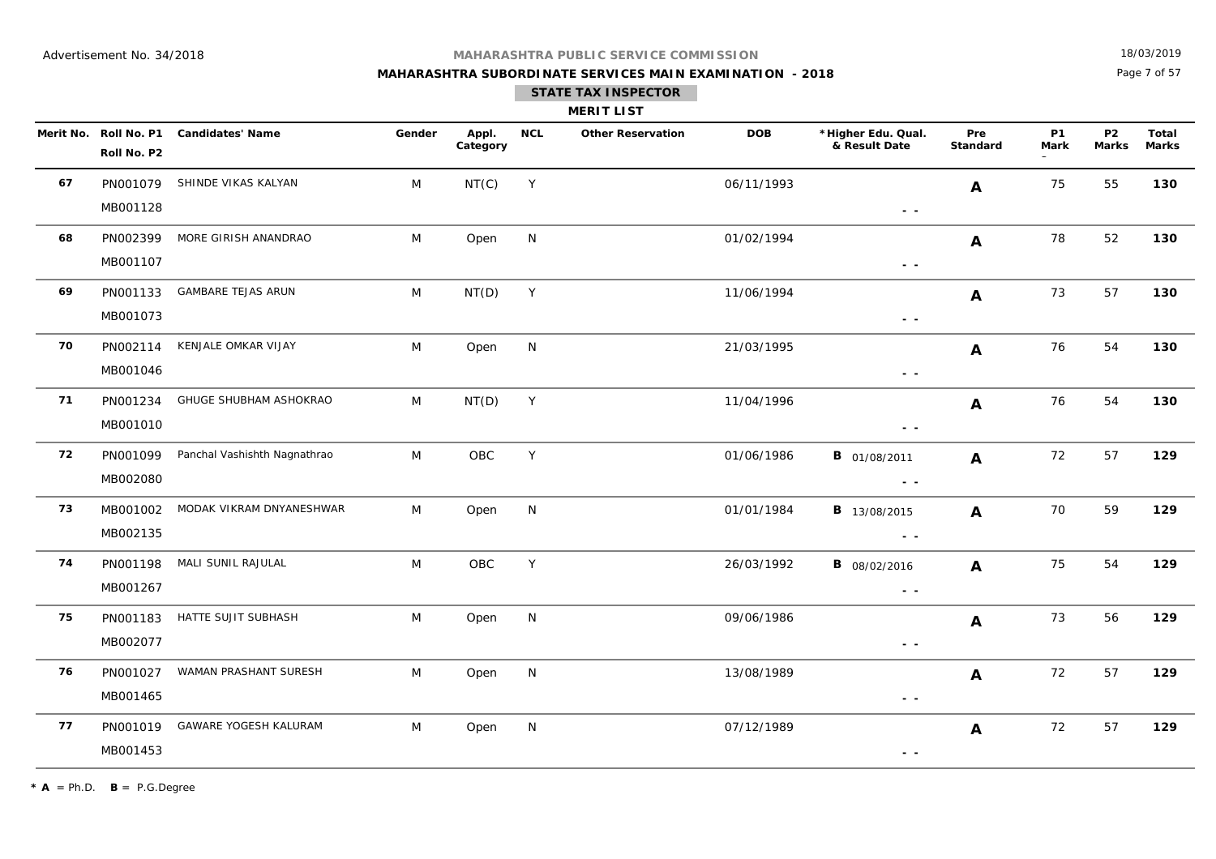Advertisement No. 34/2018

**MAHARASHTRA PUBLIC SERVICE COMMISSION**

**MAHARASHTRA SUBORDINATE SERVICES MAIN EXAMINATION - 2018**

18/03/2019

## STATE TAX INSPECTOR

### MERIT LIST

| Merit No. | Roll No. P1 / Roll No. P2 | Candidates' Name | Gender | Appl. Category | NCL | Other Reservation | DOB | *Higher Edu. Qual. & Result Date | Pre Standard | P1 Mark | P2 Marks | Total Marks |
|---|---|---|---|---|---|---|---|---|---|---|---|---|
| 67 | PN001079 / MB001128 | SHINDE VIKAS KALYAN | M | NT(C) | Y | | 06/11/1993 | - - | A | 75 | 55 | 130 |
| 68 | PN002399 / MB001107 | MORE GIRISH ANANDRAO | M | Open | N | | 01/02/1994 | - - | A | 78 | 52 | 130 |
| 69 | PN001133 / MB001073 | GAMBARE TEJAS ARUN | M | NT(D) | Y | | 11/06/1994 | - - | A | 73 | 57 | 130 |
| 70 | PN002114 / MB001046 | KENJALE OMKAR VIJAY | M | Open | N | | 21/03/1995 | - - | A | 76 | 54 | 130 |
| 71 | PN001234 / MB001010 | GHUGE SHUBHAM ASHOKRAO | M | NT(D) | Y | | 11/04/1996 | - - | A | 76 | 54 | 130 |
| 72 | PN001099 / MB002080 | Panchal Vashishth Nagnathrao | M | OBC | Y | | 01/06/1986 | B 01/08/2011 - - | A | 72 | 57 | 129 |
| 73 | MB001002 / MB002135 | MODAK VIKRAM DNYANESHWAR | M | Open | N | | 01/01/1984 | B 13/08/2015 - - | A | 70 | 59 | 129 |
| 74 | PN001198 / MB001267 | MALI SUNIL RAJULAL | M | OBC | Y | | 26/03/1992 | B 08/02/2016 - - | A | 75 | 54 | 129 |
| 75 | PN001183 / MB002077 | HATTE SUJIT SUBHASH | M | Open | N | | 09/06/1986 | - - | A | 73 | 56 | 129 |
| 76 | PN001027 / MB001465 | WAMAN PRASHANT SURESH | M | Open | N | | 13/08/1989 | - - | A | 72 | 57 | 129 |
| 77 | PN001019 / MB001453 | GAWARE YOGESH KALURAM | M | Open | N | | 07/12/1989 | - - | A | 72 | 57 | 129 |

* **A** = Ph.D. **B** = P.G.Degree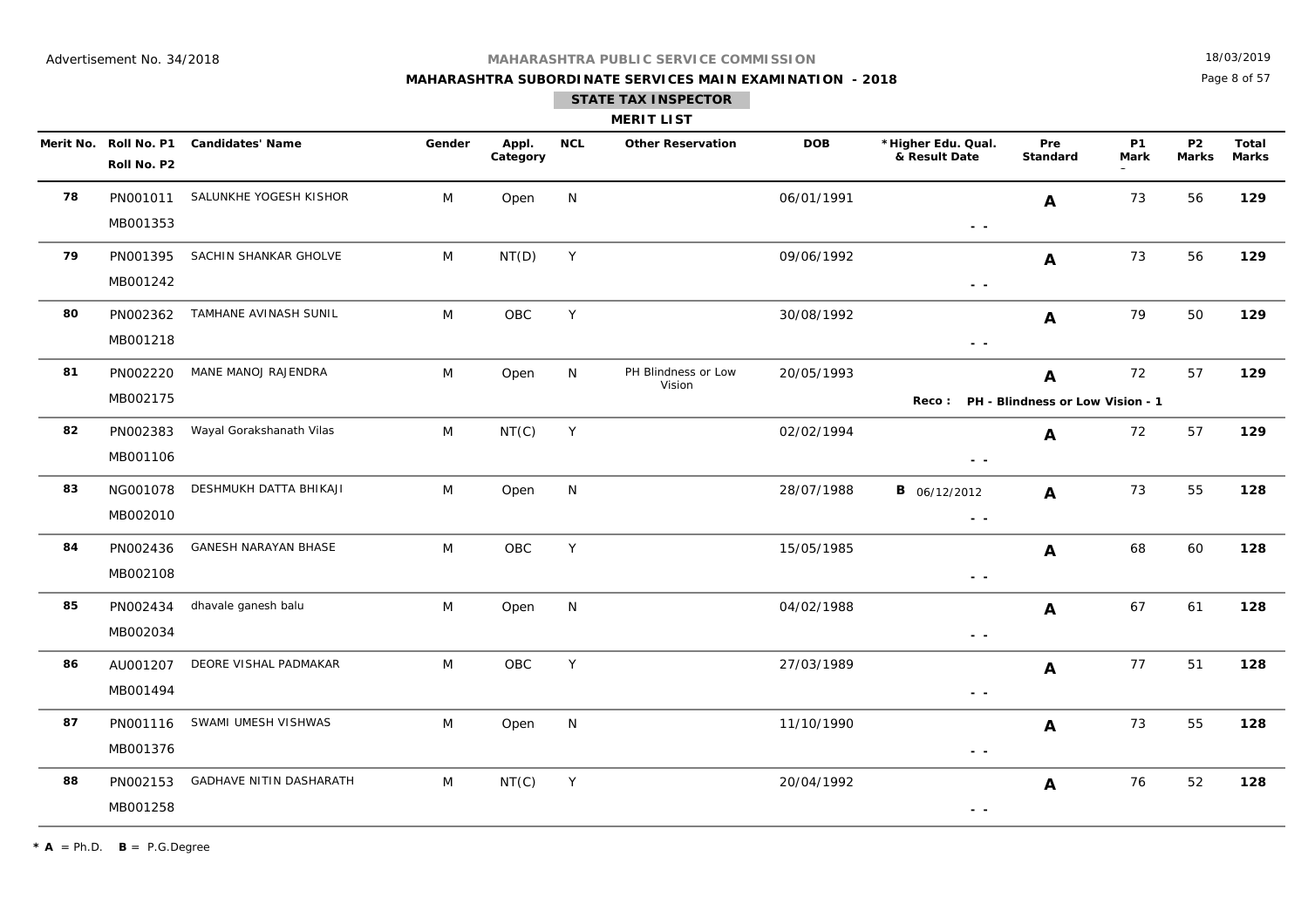Advertisement No. 34/2018

**MAHARASHTRA PUBLIC SERVICE COMMISSION**

**MAHARASHTRA SUBORDINATE SERVICES MAIN EXAMINATION - 2018**

18/03/2019

## STATE TAX INSPECTOR

### MERIT LIST

| Merit No. | Roll No. P1 / Roll No. P2 | Candidates' Name | Gender | Appl. Category | NCL | Other Reservation | DOB | *Higher Edu. Qual. & Result Date | Pre Standard | P1 Mark | P2 Marks | Total Marks |
|---|---|---|---|---|---|---|---|---|---|---|---|---|
| 78 | PN001011 / MB001353 | SALUNKHE YOGESH KISHOR | M | Open | N | | 06/01/1991 | - - | A | 73 | 56 | 129 |
| 79 | PN001395 / MB001242 | SACHIN SHANKAR GHOLVE | M | NT(D) | Y | | 09/06/1992 | - - | A | 73 | 56 | 129 |
| 80 | PN002362 / MB001218 | TAMHANE AVINASH SUNIL | M | OBC | Y | | 30/08/1992 | - - | A | 79 | 50 | 129 |
| 81 | PN002220 / MB002175 | MANE MANOJ RAJENDRA | M | Open | N | PH Blindness or Low Vision | 20/05/1993 | Reco : PH - Blindness or Low Vision - 1 | A | 72 | 57 | 129 |
| 82 | PN002383 / MB001106 | Wayal Gorakshanath Vilas | M | NT(C) | Y | | 02/02/1994 | - - | A | 72 | 57 | 129 |
| 83 | NG001078 / MB002010 | DESHMUKH DATTA BHIKAJI | M | Open | N | | 28/07/1988 | B 06/12/2012 - - | A | 73 | 55 | 128 |
| 84 | PN002436 / MB002108 | GANESH NARAYAN BHASE | M | OBC | Y | | 15/05/1985 | - - | A | 68 | 60 | 128 |
| 85 | PN002434 / MB002034 | dhavale ganesh balu | M | Open | N | | 04/02/1988 | - - | A | 67 | 61 | 128 |
| 86 | AU001207 / MB001494 | DEORE VISHAL PADMAKAR | M | OBC | Y | | 27/03/1989 | - - | A | 77 | 51 | 128 |
| 87 | PN001116 / MB001376 | SWAMI UMESH VISHWAS | M | Open | N | | 11/10/1990 | - - | A | 73 | 55 | 128 |
| 88 | PN002153 / MB001258 | GADHAVE NITIN DASHARATH | M | NT(C) | Y | | 20/04/1992 | - - | A | 76 | 52 | 128 |

**\* A** = Ph.D. **B** = P.G.Degree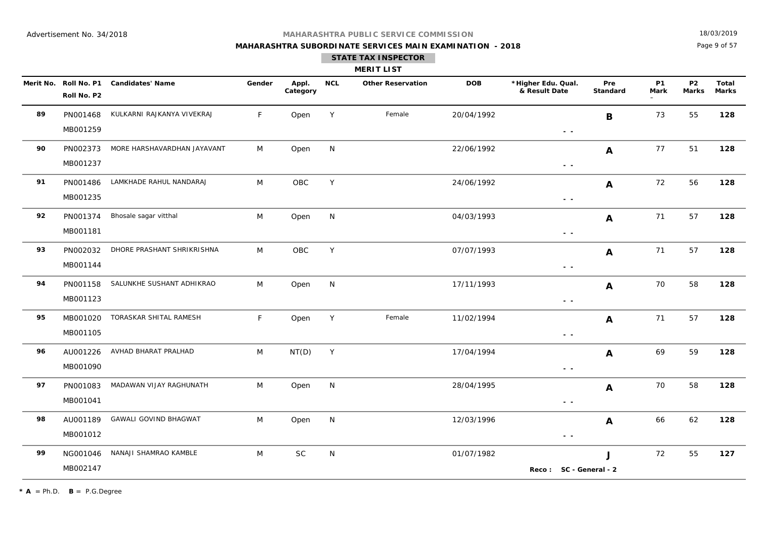Advertisement No. 34/2018

**MAHARASHTRA PUBLIC SERVICE COMMISSION**

**MAHARASHTRA SUBORDINATE SERVICES MAIN EXAMINATION - 2018**

18/03/2019

**STATE TAX INSPECTOR**

**MERIT LIST**

| Merit No. | Roll No. P1 / Roll No. P2 | Candidates' Name | Gender | Appl. Category | NCL | Other Reservation | DOB | *Higher Edu. Qual. & Result Date | Pre Standard | P1 Mark | P2 Marks | Total Marks |
|---|---|---|---|---|---|---|---|---|---|---|---|---|
| 89 | PN001468 / MB001259 | KULKARNI RAJKANYA VIVEKRAJ | F | Open | Y | Female | 20/04/1992 | - - | B | 73 | 55 | 128 |
| 90 | PN002373 / MB001237 | MORE HARSHAVARDHAN JAYAVANT | M | Open | N | | 22/06/1992 | - - | A | 77 | 51 | 128 |
| 91 | PN001486 / MB001235 | LAMKHADE RAHUL NANDARAJ | M | OBC | Y | | 24/06/1992 | - - | A | 72 | 56 | 128 |
| 92 | PN001374 / MB001181 | Bhosale sagar vitthal | M | Open | N | | 04/03/1993 | - - | A | 71 | 57 | 128 |
| 93 | PN002032 / MB001144 | DHORE PRASHANT SHRIKRISHNA | M | OBC | Y | | 07/07/1993 | - - | A | 71 | 57 | 128 |
| 94 | PN001158 / MB001123 | SALUNKHE SUSHANT ADHIKRAO | M | Open | N | | 17/11/1993 | - - | A | 70 | 58 | 128 |
| 95 | MB001020 / MB001105 | TORASKAR SHITAL RAMESH | F | Open | Y | Female | 11/02/1994 | - - | A | 71 | 57 | 128 |
| 96 | AU001226 / MB001090 | AVHAD BHARAT PRALHAD | M | NT(D) | Y | | 17/04/1994 | - - | A | 69 | 59 | 128 |
| 97 | PN001083 / MB001041 | MADAWAN VIJAY RAGHUNATH | M | Open | N | | 28/04/1995 | - - | A | 70 | 58 | 128 |
| 98 | AU001189 / MB001012 | GAWALI GOVIND BHAGWAT | M | Open | N | | 12/03/1996 | - - | A | 66 | 62 | 128 |
| 99 | NG001046 / MB002147 | NANAJI SHAMRAO KAMBLE | M | SC | N | | 01/07/1982 | Reco : SC - General - 2 | J | 72 | 55 | 127 |

* **A** = Ph.D. **B** = P.G.Degree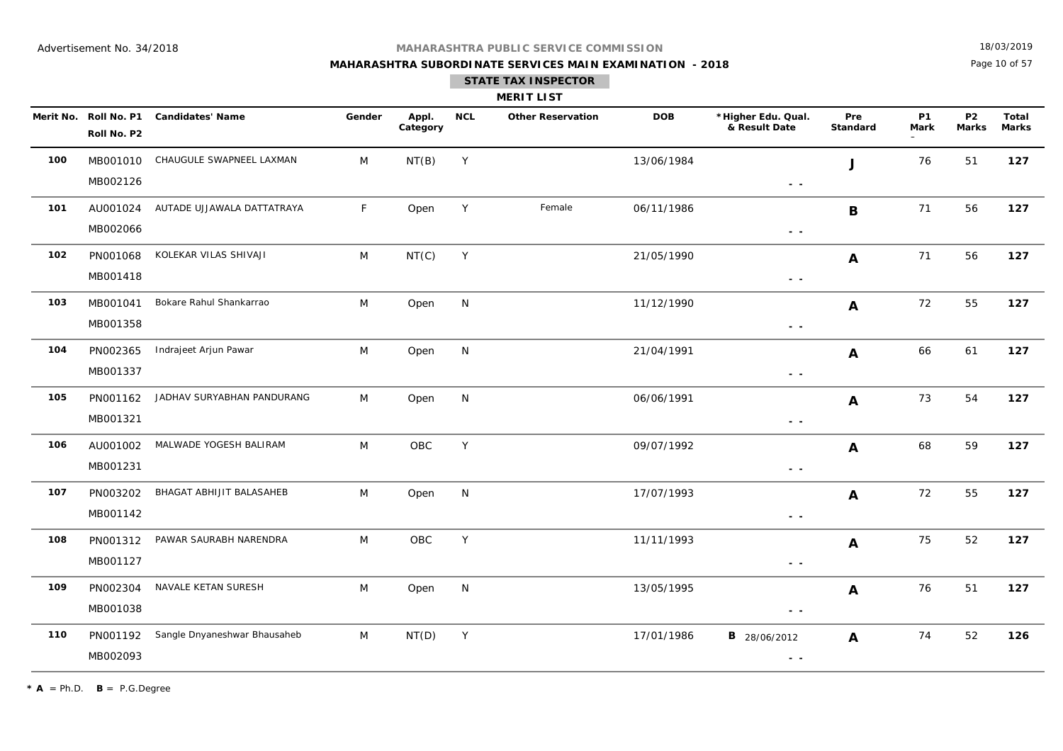Advertisement No. 34/2018

# MAHARASHTRA PUBLIC SERVICE COMMISSION

## MAHARASHTRA SUBORDINATE SERVICES MAIN EXAMINATION - 2018

18/03/2019

### STATE TAX INSPECTOR

### MERIT LIST

| Merit No. | Roll No. P1 / Roll No. P2 | Candidates' Name | Gender | Appl. Category | NCL | Other Reservation | DOB | *Higher Edu. Qual. & Result Date | Pre Standard | P1 Mark | P2 Marks | Total Marks |
|---|---|---|---|---|---|---|---|---|---|---|---|---|
| 100 | MB001010 / MB002126 | CHAUGULE SWAPNEEL LAXMAN | M | NT(B) | Y | | 13/06/1984 | - - | J | 76 | 51 | 127 |
| 101 | AU001024 / MB002066 | AUTADE UJJAWALA DATTATRAYA | F | Open | Y | Female | 06/11/1986 | - - | B | 71 | 56 | 127 |
| 102 | PN001068 / MB001418 | KOLEKAR VILAS SHIVAJI | M | NT(C) | Y | | 21/05/1990 | - - | A | 71 | 56 | 127 |
| 103 | MB001041 / MB001358 | Bokare Rahul Shankarrao | M | Open | N | | 11/12/1990 | - - | A | 72 | 55 | 127 |
| 104 | PN002365 / MB001337 | Indrajeet Arjun Pawar | M | Open | N | | 21/04/1991 | - - | A | 66 | 61 | 127 |
| 105 | PN001162 / MB001321 | JADHAV SURYABHAN PANDURANG | M | Open | N | | 06/06/1991 | - - | A | 73 | 54 | 127 |
| 106 | AU001002 / MB001231 | MALWADE YOGESH BALIRAM | M | OBC | Y | | 09/07/1992 | - - | A | 68 | 59 | 127 |
| 107 | PN003202 / MB001142 | BHAGAT ABHIJIT BALASAHEB | M | Open | N | | 17/07/1993 | - - | A | 72 | 55 | 127 |
| 108 | PN001312 / MB001127 | PAWAR SAURABH NARENDRA | M | OBC | Y | | 11/11/1993 | - - | A | 75 | 52 | 127 |
| 109 | PN002304 / MB001038 | NAVALE KETAN SURESH | M | Open | N | | 13/05/1995 | - - | A | 76 | 51 | 127 |
| 110 | PN001192 / MB002093 | Sangle Dnyaneshwar Bhausaheb | M | NT(D) | Y | | 17/01/1986 | B 28/06/2012 - - | A | 74 | 52 | 126 |

* **A** = Ph.D. **B** = P.G.Degree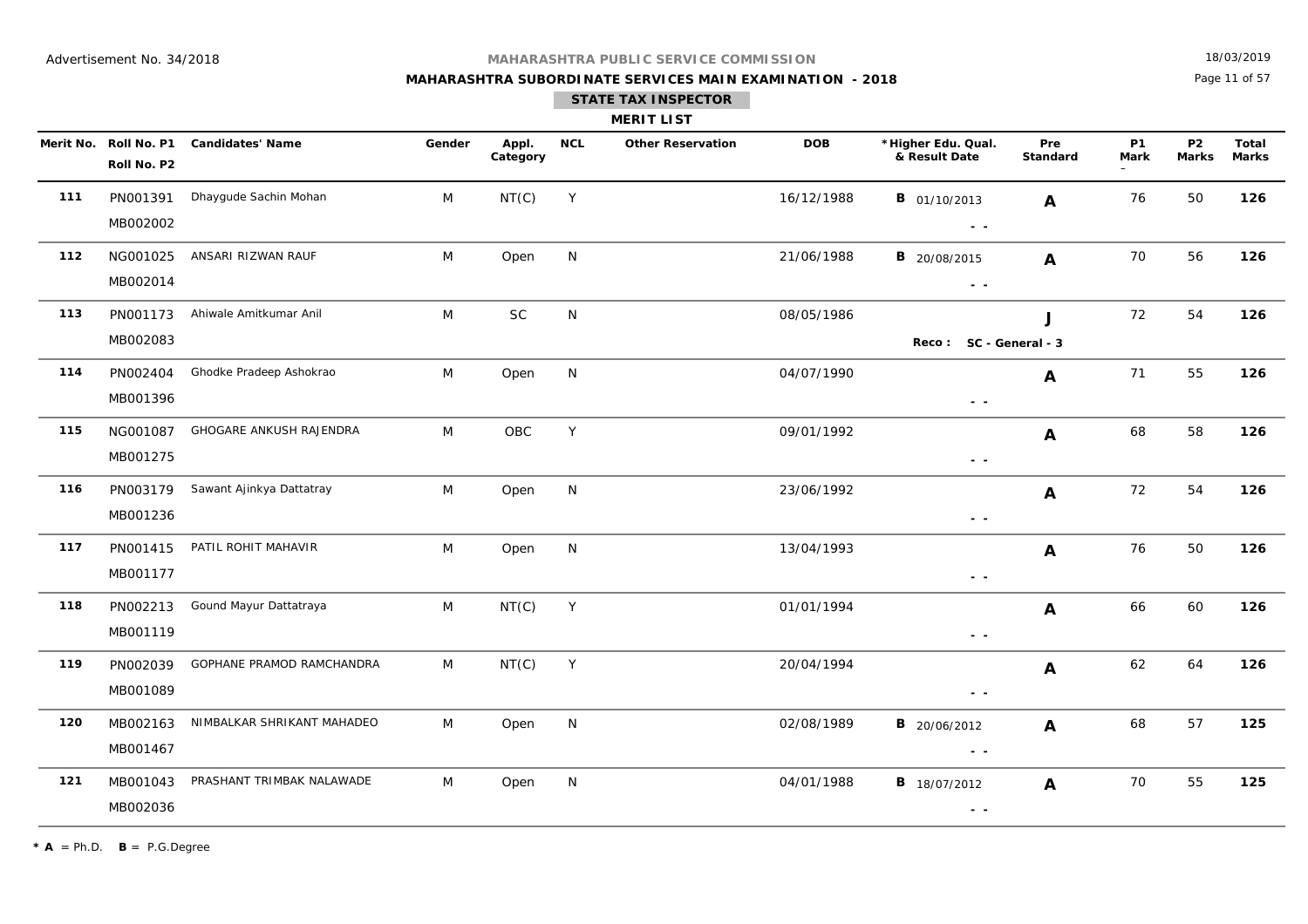Advertisement No. 34/2018

**MAHARASHTRA PUBLIC SERVICE COMMISSION**

**MAHARASHTRA SUBORDINATE SERVICES MAIN EXAMINATION - 2018**

**STATE TAX INSPECTOR**

**MERIT LIST**

18/03/2019

| Merit No. | Roll No. P1 / Roll No. P2 | Candidates' Name | Gender | Appl. Category | NCL | Other Reservation | DOB | *Higher Edu. Qual. & Result Date | Pre Standard | P1 Mark | P2 Marks | Total Marks |
|---|---|---|---|---|---|---|---|---|---|---|---|---|
| **111** | PN001391 / MB002002 | Dhaygude Sachin Mohan | M | NT(C) | Y | | 16/12/1988 | **B** 01/10/2013 - - | **A** | 76 | 50 | **126** |
| **112** | NG001025 / MB002014 | ANSARI RIZWAN RAUF | M | Open | N | | 21/06/1988 | **B** 20/08/2015 - - | **A** | 70 | 56 | **126** |
| **113** | PN001173 / MB002083 | Ahiwale Amitkumar Anil | M | SC | N | | 08/05/1986 | **Reco : SC - General - 3** | **J** | 72 | 54 | **126** |
| **114** | PN002404 / MB001396 | Ghodke Pradeep Ashokrao | M | Open | N | | 04/07/1990 | - - | **A** | 71 | 55 | **126** |
| **115** | NG001087 / MB001275 | GHOGARE ANKUSH RAJENDRA | M | OBC | Y | | 09/01/1992 | - - | **A** | 68 | 58 | **126** |
| **116** | PN003179 / MB001236 | Sawant Ajinkya Dattatray | M | Open | N | | 23/06/1992 | - - | **A** | 72 | 54 | **126** |
| **117** | PN001415 / MB001177 | PATIL ROHIT MAHAVIR | M | Open | N | | 13/04/1993 | - - | **A** | 76 | 50 | **126** |
| **118** | PN002213 / MB001119 | Gound Mayur Dattatraya | M | NT(C) | Y | | 01/01/1994 | - - | **A** | 66 | 60 | **126** |
| **119** | PN002039 / MB001089 | GOPHANE PRAMOD RAMCHANDRA | M | NT(C) | Y | | 20/04/1994 | - - | **A** | 62 | 64 | **126** |
| **120** | MB002163 / MB001467 | NIMBALKAR SHRIKANT MAHADEO | M | Open | N | | 02/08/1989 | **B** 20/06/2012 - - | **A** | 68 | 57 | **125** |
| **121** | MB001043 / MB002036 | PRASHANT TRIMBAK NALAWADE | M | Open | N | | 04/01/1988 | **B** 18/07/2012 - - | **A** | 70 | 55 | **125** |

* **A** = Ph.D. **B** = P.G.Degree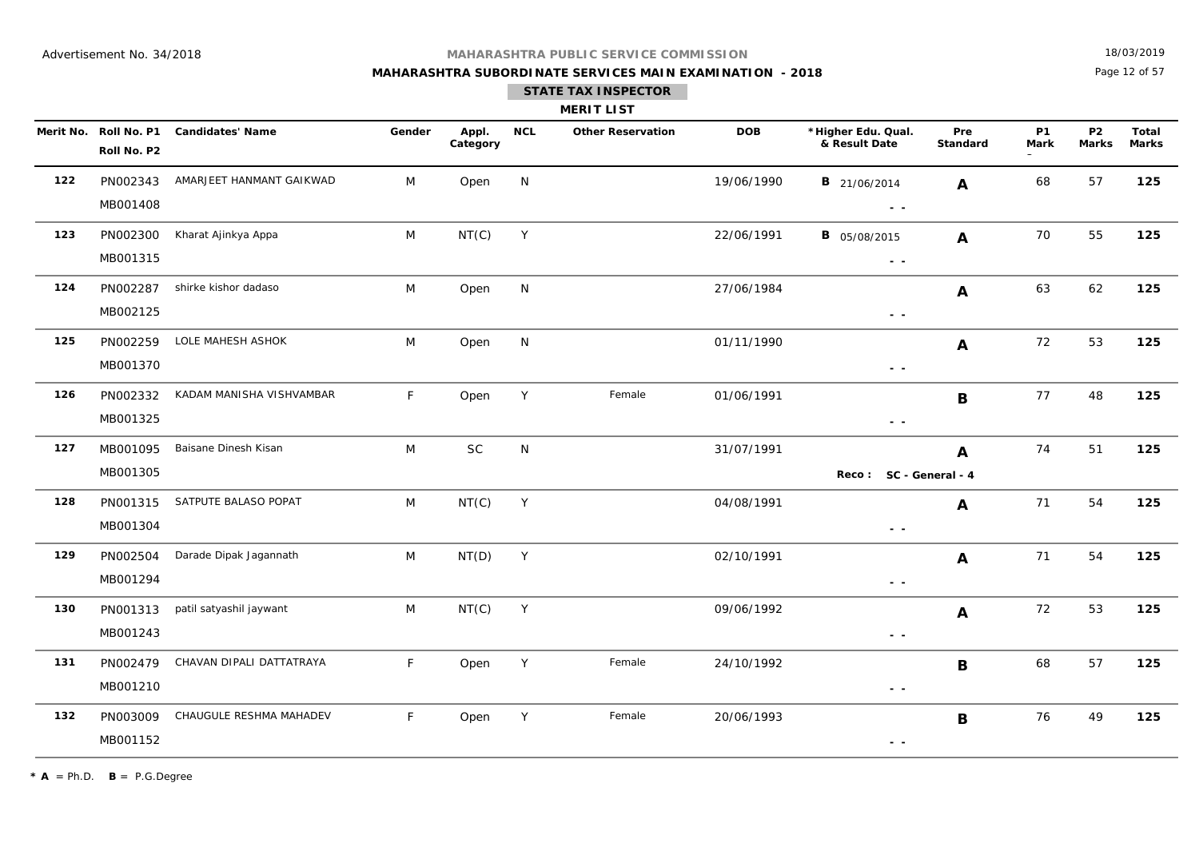Advertisement No. 34/2018

18/03/2019

**MAHARASHTRA PUBLIC SERVICE COMMISSION**

**MAHARASHTRA SUBORDINATE SERVICES MAIN EXAMINATION - 2018**

**STATE TAX INSPECTOR**

**MERIT LIST**

| Merit No. | Roll No. P1 / Roll No. P2 | Candidates' Name | Gender | Appl. Category | NCL | Other Reservation | DOB | *Higher Edu. Qual. & Result Date | Pre Standard | P1 Mark | P2 Marks | Total Marks |
|---|---|---|---|---|---|---|---|---|---|---|---|---|
| 122 | PN002343 / MB001408 | AMARJEET HANMANT GAIKWAD | M | Open | N | | 19/06/1990 | **B** 21/06/2014 - - | **A** | 68 | 57 | **125** |
| 123 | PN002300 / MB001315 | Kharat Ajinkya Appa | M | NT(C) | Y | | 22/06/1991 | **B** 05/08/2015 - - | **A** | 70 | 55 | **125** |
| 124 | PN002287 / MB002125 | shirke kishor dadaso | M | Open | N | | 27/06/1984 | - - | **A** | 63 | 62 | **125** |
| 125 | PN002259 / MB001370 | LOLE MAHESH ASHOK | M | Open | N | | 01/11/1990 | - - | **A** | 72 | 53 | **125** |
| 126 | PN002332 / MB001325 | KADAM MANISHA VISHVAMBAR | F | Open | Y | Female | 01/06/1991 | - - | **B** | 77 | 48 | **125** |
| 127 | MB001095 / MB001305 | Baisane Dinesh Kisan | M | SC | N | | 31/07/1991 | **Reco : SC - General - 4** | **A** | 74 | 51 | **125** |
| 128 | PN001315 / MB001304 | SATPUTE BALASO POPAT | M | NT(C) | Y | | 04/08/1991 | - - | **A** | 71 | 54 | **125** |
| 129 | PN002504 / MB001294 | Darade Dipak Jagannath | M | NT(D) | Y | | 02/10/1991 | - - | **A** | 71 | 54 | **125** |
| 130 | PN001313 / MB001243 | patil satyashil jaywant | M | NT(C) | Y | | 09/06/1992 | - - | **A** | 72 | 53 | **125** |
| 131 | PN002479 / MB001210 | CHAVAN DIPALI DATTATRAYA | F | Open | Y | Female | 24/10/1992 | - - | **B** | 68 | 57 | **125** |
| 132 | PN003009 / MB001152 | CHAUGULE RESHMA MAHADEV | F | Open | Y | Female | 20/06/1993 | - - | **B** | 76 | 49 | **125** |

* **A** = Ph.D. **B** = P.G.Degree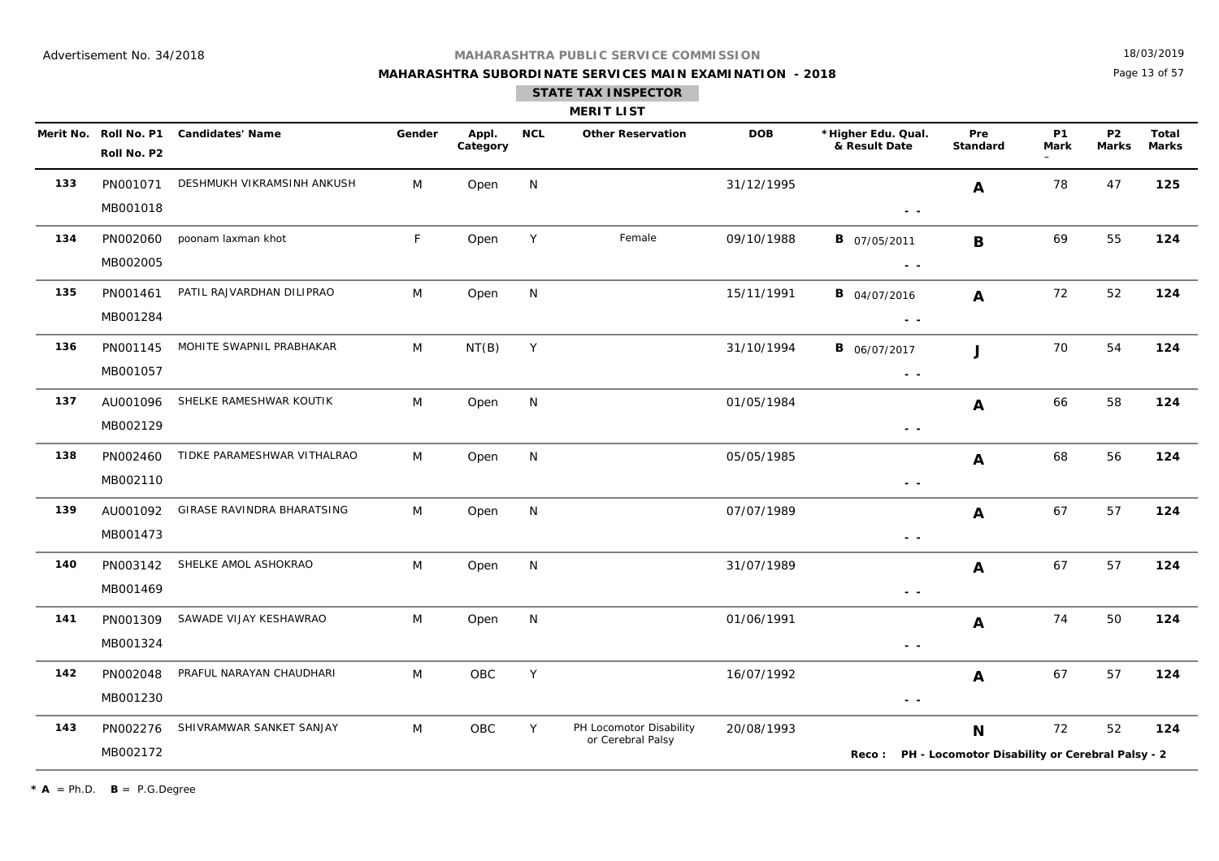Advertisement No. 34/2018

18/03/2019

**MAHARASHTRA PUBLIC SERVICE COMMISSION**

**MAHARASHTRA SUBORDINATE SERVICES MAIN EXAMINATION - 2018**

**STATE TAX INSPECTOR**

**MERIT LIST**

| Merit No. | Roll No. P1 / Roll No. P2 | Candidates' Name | Gender | Appl. Category | NCL | Other Reservation | DOB | *Higher Edu. Qual. & Result Date | Pre Standard | P1 Mark | P2 Marks | Total Marks |
|---|---|---|---|---|---|---|---|---|---|---|---|---|
| 133 | PN001071 / MB001018 | DESHMUKH VIKRAMSINH ANKUSH | M | Open | N | | 31/12/1995 | - - | A | 78 | 47 | 125 |
| 134 | PN002060 / MB002005 | poonam laxman khot | F | Open | Y | Female | 09/10/1988 | B 07/05/2011 - - | B | 69 | 55 | 124 |
| 135 | PN001461 / MB001284 | PATIL RAJVARDHAN DILIPRAO | M | Open | N | | 15/11/1991 | B 04/07/2016 - - | A | 72 | 52 | 124 |
| 136 | PN001145 / MB001057 | MOHITE SWAPNIL PRABHAKAR | M | NT(B) | Y | | 31/10/1994 | B 06/07/2017 - - | J | 70 | 54 | 124 |
| 137 | AU001096 / MB002129 | SHELKE RAMESHWAR KOUTIK | M | Open | N | | 01/05/1984 | - - | A | 66 | 58 | 124 |
| 138 | PN002460 / MB002110 | TIDKE PARAMESHWAR VITHALRAO | M | Open | N | | 05/05/1985 | - - | A | 68 | 56 | 124 |
| 139 | AU001092 / MB001473 | GIRASE RAVINDRA BHARATSING | M | Open | N | | 07/07/1989 | - - | A | 67 | 57 | 124 |
| 140 | PN003142 / MB001469 | SHELKE AMOL ASHOKRAO | M | Open | N | | 31/07/1989 | - - | A | 67 | 57 | 124 |
| 141 | PN001309 / MB001324 | SAWADE VIJAY KESHAWRAO | M | Open | N | | 01/06/1991 | - - | A | 74 | 50 | 124 |
| 142 | PN002048 / MB001230 | PRAFUL NARAYAN CHAUDHARI | M | OBC | Y | | 16/07/1992 | - - | A | 67 | 57 | 124 |
| 143 | PN002276 / MB002172 | SHIVRAMWAR SANKET SANJAY | M | OBC | Y | PH Locomotor Disability or Cerebral Palsy | 20/08/1993 | Reco : PH - Locomotor Disability or Cerebral Palsy - 2 | N | 72 | 52 | 124 |

* **A** = Ph.D. **B** = P.G.Degree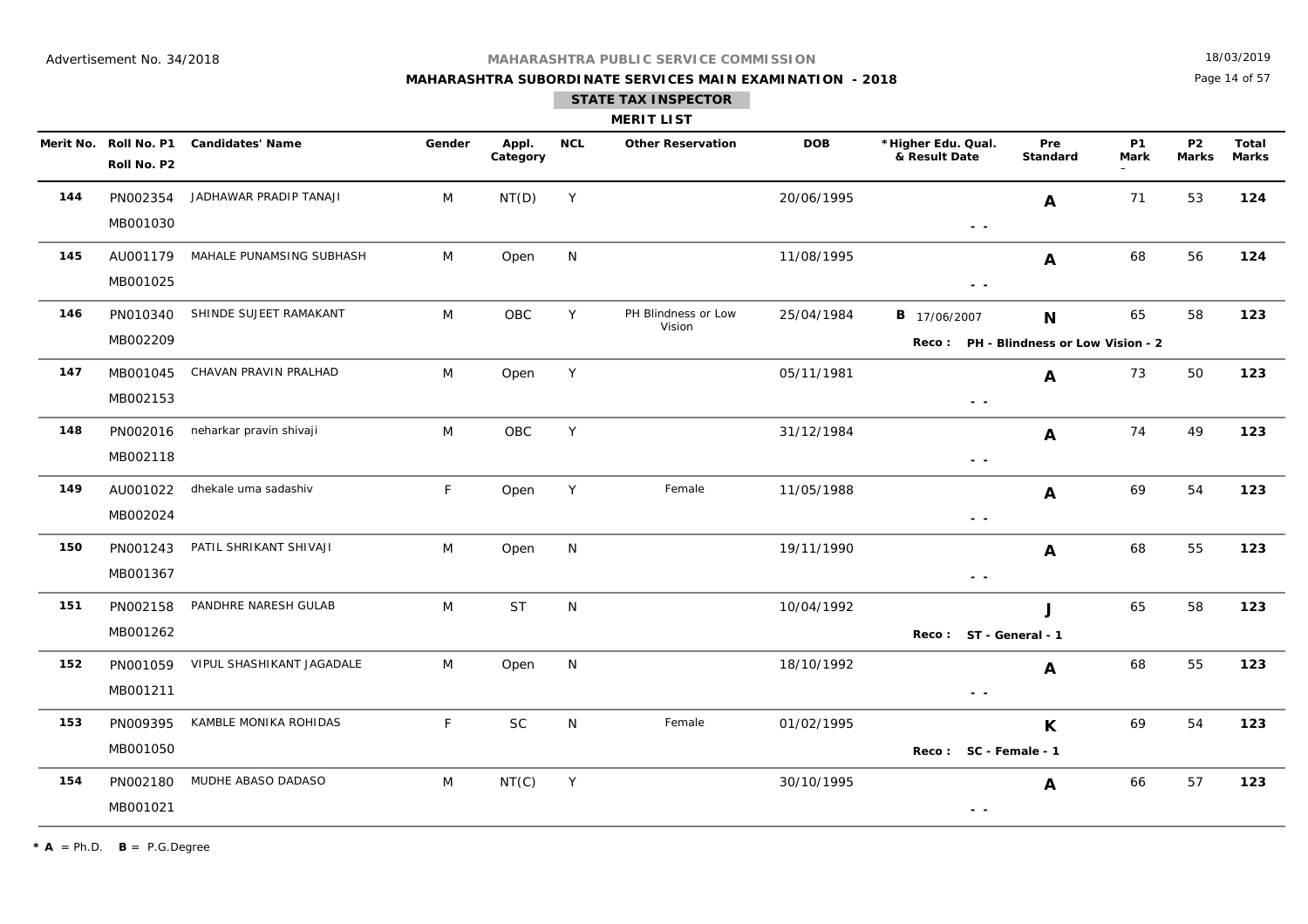Advertisement No. 34/2018

**MAHARASHTRA PUBLIC SERVICE COMMISSION**

**MAHARASHTRA SUBORDINATE SERVICES MAIN EXAMINATION - 2018**

18/03/2019

## STATE TAX INSPECTOR

### MERIT LIST

| Merit No. | Roll No. P1 / Roll No. P2 | Candidates' Name | Gender | Appl. Category | NCL | Other Reservation | DOB | *Higher Edu. Qual. & Result Date | Pre Standard | P1 Mark | P2 Marks | Total Marks |
|---|---|---|---|---|---|---|---|---|---|---|---|---|
| 144 | PN002354 / MB001030 | JADHAWAR PRADIP TANAJI | M | NT(D) | Y | | 20/06/1995 | - - | A | 71 | 53 | 124 |
| 145 | AU001179 / MB001025 | MAHALE PUNAMSING SUBHASH | M | Open | N | | 11/08/1995 | - - | A | 68 | 56 | 124 |
| 146 | PN010340 / MB002209 | SHINDE SUJEET RAMAKANT | M | OBC | Y | PH Blindness or Low Vision | 25/04/1984 | B 17/06/2007<br>Reco : PH - Blindness or Low Vision - 2 | N | 65 | 58 | 123 |
| 147 | MB001045 / MB002153 | CHAVAN PRAVIN PRALHAD | M | Open | Y | | 05/11/1981 | - - | A | 73 | 50 | 123 |
| 148 | PN002016 / MB002118 | neharkar pravin shivaji | M | OBC | Y | | 31/12/1984 | - - | A | 74 | 49 | 123 |
| 149 | AU001022 / MB002024 | dhekale uma sadashiv | F | Open | Y | Female | 11/05/1988 | - - | A | 69 | 54 | 123 |
| 150 | PN001243 / MB001367 | PATIL SHRIKANT SHIVAJI | M | Open | N | | 19/11/1990 | - - | A | 68 | 55 | 123 |
| 151 | PN002158 / MB001262 | PANDHRE NARESH GULAB | M | ST | N | | 10/04/1992 | Reco : ST - General - 1 | J | 65 | 58 | 123 |
| 152 | PN001059 / MB001211 | VIPUL SHASHIKANT JAGADALE | M | Open | N | | 18/10/1992 | - - | A | 68 | 55 | 123 |
| 153 | PN009395 / MB001050 | KAMBLE MONIKA ROHIDAS | F | SC | N | Female | 01/02/1995 | Reco : SC - Female - 1 | K | 69 | 54 | 123 |
| 154 | PN002180 / MB001021 | MUDHE ABASO DADASO | M | NT(C) | Y | | 30/10/1995 | - - | A | 66 | 57 | 123 |

* **A** = Ph.D. **B** = P.G.Degree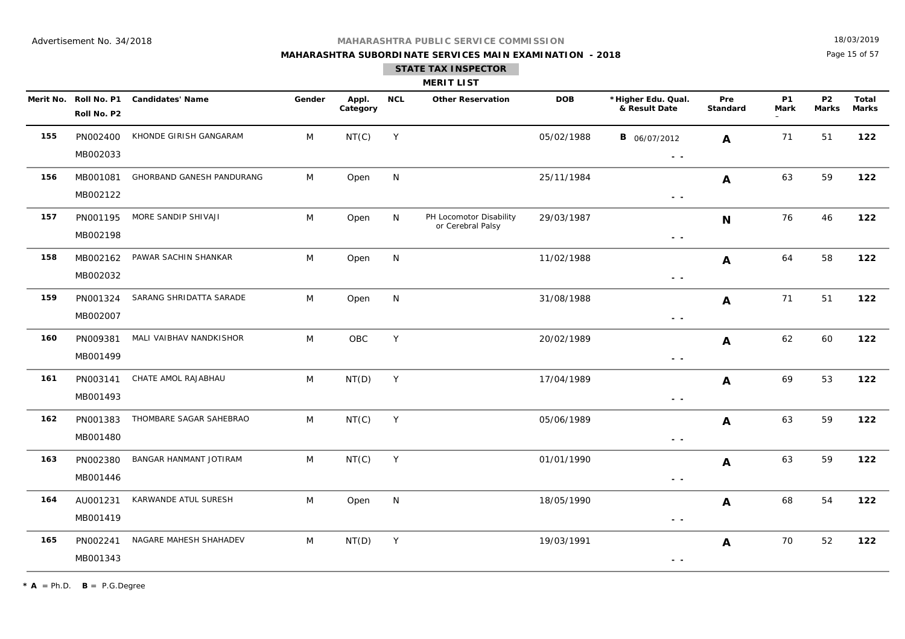Advertisement No. 34/2018

18/03/2019

**MAHARASHTRA PUBLIC SERVICE COMMISSION**

**MAHARASHTRA SUBORDINATE SERVICES MAIN EXAMINATION - 2018**

**STATE TAX INSPECTOR**

**MERIT LIST**

| Merit No. | Roll No. P1 / Roll No. P2 | Candidates' Name | Gender | Appl. Category | NCL | Other Reservation | DOB | *Higher Edu. Qual. & Result Date | Pre Standard | P1 Mark | P2 Marks | Total Marks |
|---|---|---|---|---|---|---|---|---|---|---|---|---|
| 155 | PN002400 / MB002033 | KHONDE GIRISH GANGARAM | M | NT(C) | Y | | 05/02/1988 | B 06/07/2012 | A | 71 | 51 | 122 |
| 156 | MB001081 / MB002122 | GHORBAND GANESH PANDURANG | M | Open | N | | 25/11/1984 | - - | A | 63 | 59 | 122 |
| 157 | PN001195 / MB002198 | MORE SANDIP SHIVAJI | M | Open | N | PH Locomotor Disability or Cerebral Palsy | 29/03/1987 | - - | N | 76 | 46 | 122 |
| 158 | MB002162 / MB002032 | PAWAR SACHIN SHANKAR | M | Open | N | | 11/02/1988 | - - | A | 64 | 58 | 122 |
| 159 | PN001324 / MB002007 | SARANG SHRIDATTA SARADE | M | Open | N | | 31/08/1988 | - - | A | 71 | 51 | 122 |
| 160 | PN009381 / MB001499 | MALI VAIBHAV NANDKISHOR | M | OBC | Y | | 20/02/1989 | - - | A | 62 | 60 | 122 |
| 161 | PN003141 / MB001493 | CHATE AMOL RAJABHAU | M | NT(D) | Y | | 17/04/1989 | - - | A | 69 | 53 | 122 |
| 162 | PN001383 / MB001480 | THOMBARE SAGAR SAHEBRAO | M | NT(C) | Y | | 05/06/1989 | - - | A | 63 | 59 | 122 |
| 163 | PN002380 / MB001446 | BANGAR HANMANT JOTIRAM | M | NT(C) | Y | | 01/01/1990 | - - | A | 63 | 59 | 122 |
| 164 | AU001231 / MB001419 | KARWANDE ATUL SURESH | M | Open | N | | 18/05/1990 | - - | A | 68 | 54 | 122 |
| 165 | PN002241 / MB001343 | NAGARE MAHESH SHAHADEV | M | NT(D) | Y | | 19/03/1991 | - - | A | 70 | 52 | 122 |

**\* A** = Ph.D. **B** = P.G.Degree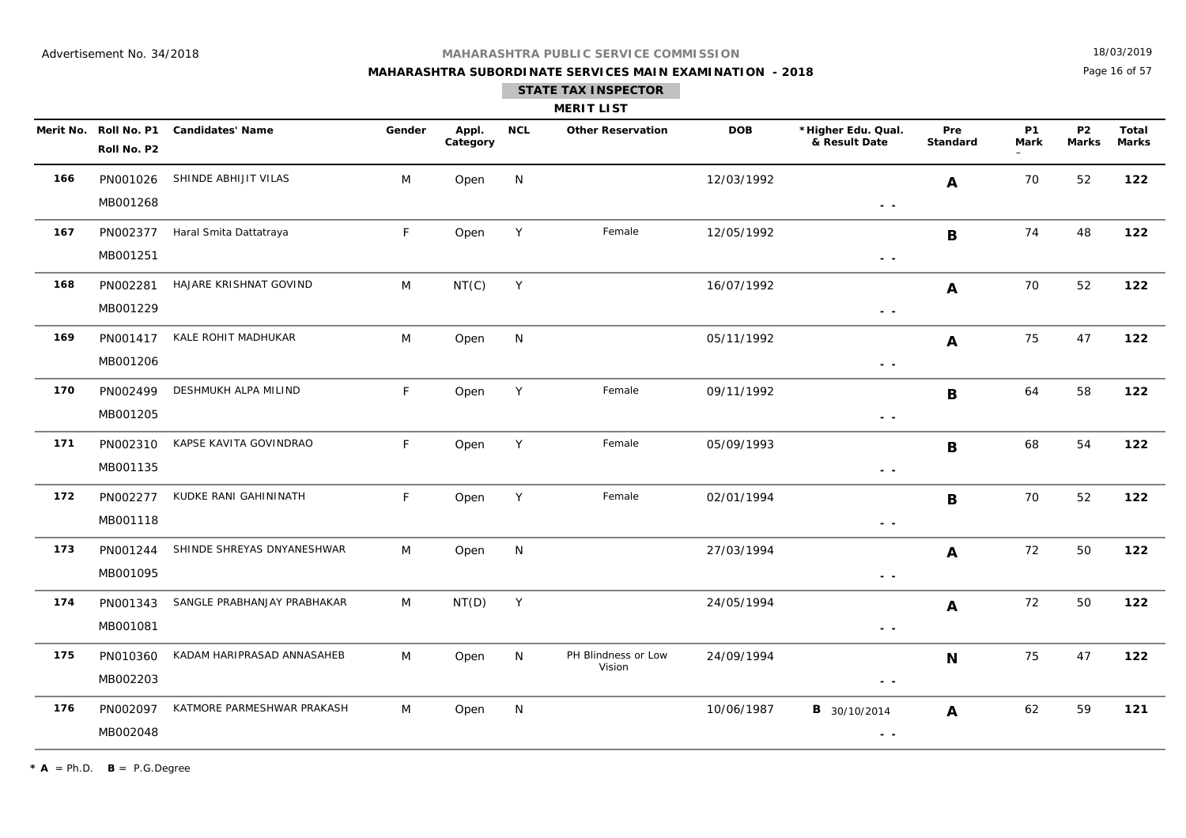Advertisement No. 34/2018

**MAHARASHTRA PUBLIC SERVICE COMMISSION**

**MAHARASHTRA SUBORDINATE SERVICES MAIN EXAMINATION - 2018**

**STATE TAX INSPECTOR**

**MERIT LIST**

18/03/2019

| Merit No. | Roll No. P1 / Roll No. P2 | Candidates' Name | Gender | Appl. Category | NCL | Other Reservation | DOB | *Higher Edu. Qual. & Result Date | Pre Standard | P1 Mark | P2 Marks | Total Marks |
|---|---|---|---|---|---|---|---|---|---|---|---|---|
| **166** | PN001026 MB001268 | SHINDE ABHIJIT VILAS | M | Open | N | | 12/03/1992 | - - | **A** | 70 | 52 | **122** |
| **167** | PN002377 MB001251 | Haral Smita Dattatraya | F | Open | Y | Female | 12/05/1992 | - - | **B** | 74 | 48 | **122** |
| **168** | PN002281 MB001229 | HAJARE KRISHNAT GOVIND | M | NT(C) | Y | | 16/07/1992 | - - | **A** | 70 | 52 | **122** |
| **169** | PN001417 MB001206 | KALE ROHIT MADHUKAR | M | Open | N | | 05/11/1992 | - - | **A** | 75 | 47 | **122** |
| **170** | PN002499 MB001205 | DESHMUKH ALPA MILIND | F | Open | Y | Female | 09/11/1992 | - - | **B** | 64 | 58 | **122** |
| **171** | PN002310 MB001135 | KAPSE KAVITA GOVINDRAO | F | Open | Y | Female | 05/09/1993 | - - | **B** | 68 | 54 | **122** |
| **172** | PN002277 MB001118 | KUDKE RANI GAHININATH | F | Open | Y | Female | 02/01/1994 | - - | **B** | 70 | 52 | **122** |
| **173** | PN001244 MB001095 | SHINDE SHREYAS DNYANESHWAR | M | Open | N | | 27/03/1994 | - - | **A** | 72 | 50 | **122** |
| **174** | PN001343 MB001081 | SANGLE PRABHANJAY PRABHAKAR | M | NT(D) | Y | | 24/05/1994 | - - | **A** | 72 | 50 | **122** |
| **175** | PN010360 MB002203 | KADAM HARIPRASAD ANNASAHEB | M | Open | N | PH Blindness or Low Vision | 24/09/1994 | - - | **N** | 75 | 47 | **122** |
| **176** | PN002097 MB002048 | KATMORE PARMESHWAR PRAKASH | M | Open | N | | 10/06/1987 | **B** 30/10/2014 - - | **A** | 62 | 59 | **121** |

**\*** **A** = Ph.D. **B** = P.G.Degree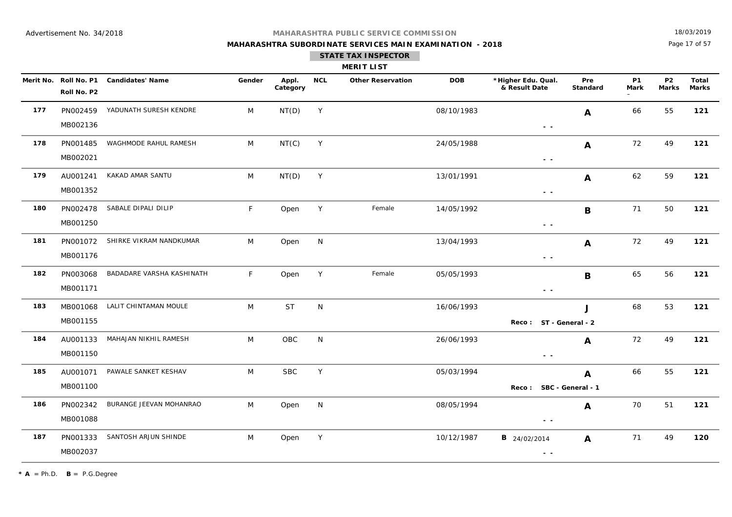Advertisement No. 34/2018

**MAHARASHTRA PUBLIC SERVICE COMMISSION**

**MAHARASHTRA SUBORDINATE SERVICES MAIN EXAMINATION - 2018**

18/03/2019

## STATE TAX INSPECTOR

### MERIT LIST

| Merit No. | Roll No. P1 / Roll No. P2 | Candidates' Name | Gender | Appl. Category | NCL | Other Reservation | DOB | *Higher Edu. Qual. & Result Date | Pre Standard | P1 Mark | P2 Marks | Total Marks |
|---|---|---|---|---|---|---|---|---|---|---|---|---|
| 177 | PN002459 / MB002136 | YADUNATH SURESH KENDRE | M | NT(D) | Y | | 08/10/1983 | - - | A | 66 | 55 | 121 |
| 178 | PN001485 / MB002021 | WAGHMODE RAHUL RAMESH | M | NT(C) | Y | | 24/05/1988 | - - | A | 72 | 49 | 121 |
| 179 | AU001241 / MB001352 | KAKAD AMAR SANTU | M | NT(D) | Y | | 13/01/1991 | - - | A | 62 | 59 | 121 |
| 180 | PN002478 / MB001250 | SABALE DIPALI DILIP | F | Open | Y | Female | 14/05/1992 | - - | B | 71 | 50 | 121 |
| 181 | PN001072 / MB001176 | SHIRKE VIKRAM NANDKUMAR | M | Open | N | | 13/04/1993 | - - | A | 72 | 49 | 121 |
| 182 | PN003068 / MB001171 | BADADARE VARSHA KASHINATH | F | Open | Y | Female | 05/05/1993 | - - | B | 65 | 56 | 121 |
| 183 | MB001068 / MB001155 | LALIT CHINTAMAN MOULE | M | ST | N | | 16/06/1993 | Reco : ST - General - 2 | J | 68 | 53 | 121 |
| 184 | AU001133 / MB001150 | MAHAJAN NIKHIL RAMESH | M | OBC | N | | 26/06/1993 | - - | A | 72 | 49 | 121 |
| 185 | AU001071 / MB001100 | PAWALE SANKET KESHAV | M | SBC | Y | | 05/03/1994 | Reco : SBC - General - 1 | A | 66 | 55 | 121 |
| 186 | PN002342 / MB001088 | BURANGE JEEVAN MOHANRAO | M | Open | N | | 08/05/1994 | - - | A | 70 | 51 | 121 |
| 187 | PN001333 / MB002037 | SANTOSH ARJUN SHINDE | M | Open | Y | | 10/12/1987 | B 24/02/2014 - - | A | 71 | 49 | 120 |

* **A** = Ph.D. **B** = P.G.Degree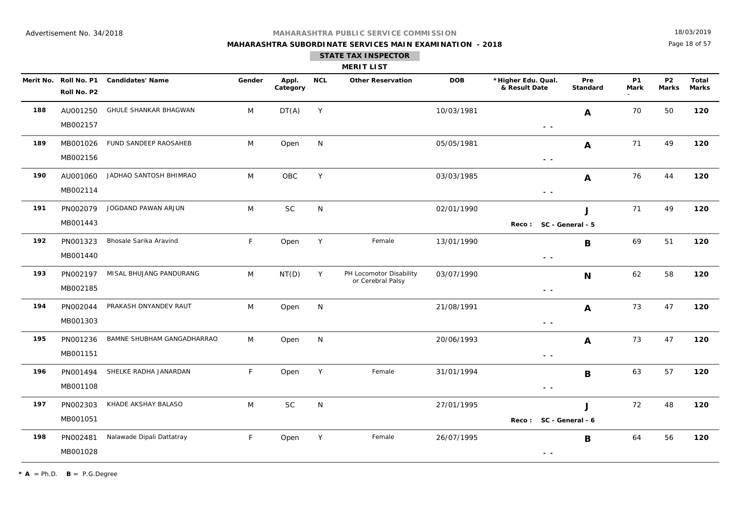Advertisement No. 34/2018

MAHARASHTRA PUBLIC SERVICE COMMISSION

18/03/2019

**MAHARASHTRA SUBORDINATE SERVICES MAIN EXAMINATION - 2018**

**STATE TAX INSPECTOR**

**MERIT LIST**

| Merit No. | Roll No. P1 / Roll No. P2 | Candidates' Name | Gender | Appl. Category | NCL | Other Reservation | DOB | *Higher Edu. Qual. & Result Date | Pre Standard | P1 Mark | P2 Marks | Total Marks |
|---|---|---|---|---|---|---|---|---|---|---|---|---|
| **188** | AU001250 / MB002157 | GHULE SHANKAR BHAGWAN | M | DT(A) | Y | | 10/03/1981 | - - | **A** | 70 | 50 | **120** |
| **189** | MB001026 / MB002156 | FUND SANDEEP RAOSAHEB | M | Open | N | | 05/05/1981 | - - | **A** | 71 | 49 | **120** |
| **190** | AU001060 / MB002114 | JADHAO SANTOSH BHIMRAO | M | OBC | Y | | 03/03/1985 | - - | **A** | 76 | 44 | **120** |
| **191** | PN002079 / MB001443 | JOGDAND PAWAN ARJUN | M | SC | N | | 02/01/1990 | **Reco : SC - General - 5** | **J** | 71 | 49 | **120** |
| **192** | PN001323 / MB001440 | Bhosale Sarika Aravind | F | Open | Y | Female | 13/01/1990 | - - | **B** | 69 | 51 | **120** |
| **193** | PN002197 / MB002185 | MISAL BHUJANG PANDURANG | M | NT(D) | Y | PH Locomotor Disability or Cerebral Palsy | 03/07/1990 | - - | **N** | 62 | 58 | **120** |
| **194** | PN002044 / MB001303 | PRAKASH DNYANDEV RAUT | M | Open | N | | 21/08/1991 | - - | **A** | 73 | 47 | **120** |
| **195** | PN001236 / MB001151 | BAMNE SHUBHAM GANGADHARRAO | M | Open | N | | 20/06/1993 | - - | **A** | 73 | 47 | **120** |
| **196** | PN001494 / MB001108 | SHELKE RADHA JANARDAN | F | Open | Y | Female | 31/01/1994 | - - | **B** | 63 | 57 | **120** |
| **197** | PN002303 / MB001051 | KHADE AKSHAY BALASO | M | SC | N | | 27/01/1995 | **Reco : SC - General - 6** | **J** | 72 | 48 | **120** |
| **198** | PN002481 / MB001028 | Nalawade Dipali Dattatray | F | Open | Y | Female | 26/07/1995 | - - | **B** | 64 | 56 | **120** |

*** A** = Ph.D. **B** = P.G.Degree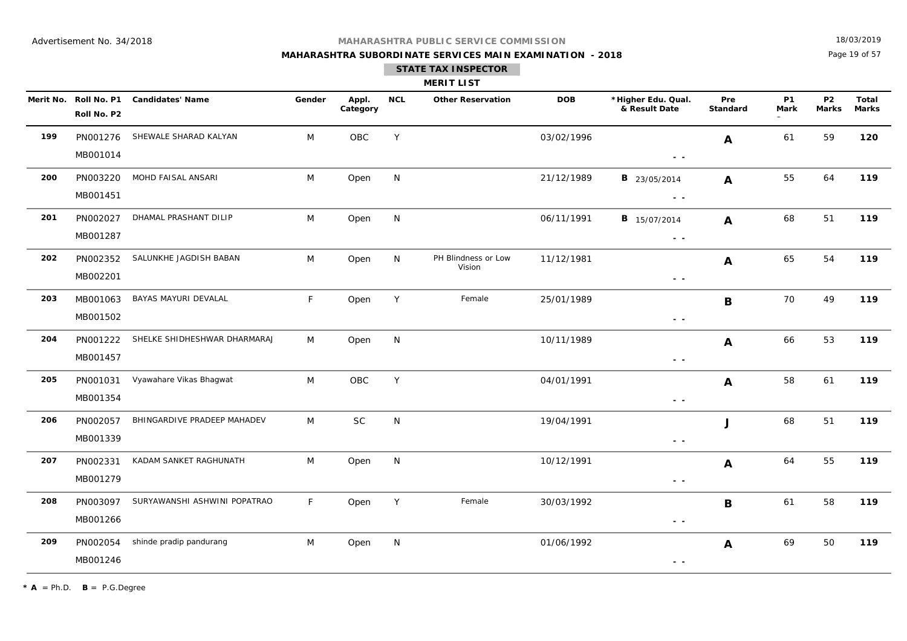Advertisement No. 34/2018

**MAHARASHTRA PUBLIC SERVICE COMMISSION**

**MAHARASHTRA SUBORDINATE SERVICES MAIN EXAMINATION - 2018**

**STATE TAX INSPECTOR**

**MERIT LIST**

18/03/2019

| Merit No. | Roll No. P1 / Roll No. P2 | Candidates' Name | Gender | Appl. Category | NCL | Other Reservation | DOB | *Higher Edu. Qual. & Result Date | Pre Standard | P1 Mark | P2 Marks | Total Marks |
|---|---|---|---|---|---|---|---|---|---|---|---|---|
| 199 | PN001276 / MB001014 | SHEWALE SHARAD KALYAN | M | OBC | Y | | 03/02/1996 | - - | A | 61 | 59 | 120 |
| 200 | PN003220 / MB001451 | MOHD FAISAL ANSARI | M | Open | N | | 21/12/1989 | B 23/05/2014 - - | A | 55 | 64 | 119 |
| 201 | PN002027 / MB001287 | DHAMAL PRASHANT DILIP | M | Open | N | | 06/11/1991 | B 15/07/2014 - - | A | 68 | 51 | 119 |
| 202 | PN002352 / MB002201 | SALUNKHE JAGDISH BABAN | M | Open | N | PH Blindness or Low Vision | 11/12/1981 | - - | A | 65 | 54 | 119 |
| 203 | MB001063 / MB001502 | BAYAS MAYURI DEVALAL | F | Open | Y | Female | 25/01/1989 | - - | B | 70 | 49 | 119 |
| 204 | PN001222 / MB001457 | SHELKE SHIDHESHWAR DHARMARAJ | M | Open | N | | 10/11/1989 | - - | A | 66 | 53 | 119 |
| 205 | PN001031 / MB001354 | Vyawahare Vikas Bhagwat | M | OBC | Y | | 04/01/1991 | - - | A | 58 | 61 | 119 |
| 206 | PN002057 / MB001339 | BHINGARDIVE PRADEEP MAHADEV | M | SC | N | | 19/04/1991 | - - | J | 68 | 51 | 119 |
| 207 | PN002331 / MB001279 | KADAM SANKET RAGHUNATH | M | Open | N | | 10/12/1991 | - - | A | 64 | 55 | 119 |
| 208 | PN003097 / MB001266 | SURYAWANSHI ASHWINI POPATRAO | F | Open | Y | Female | 30/03/1992 | - - | B | 61 | 58 | 119 |
| 209 | PN002054 / MB001246 | shinde pradip pandurang | M | Open | N | | 01/06/1992 | - - | A | 69 | 50 | 119 |

* **A** = Ph.D. **B** = P.G.Degree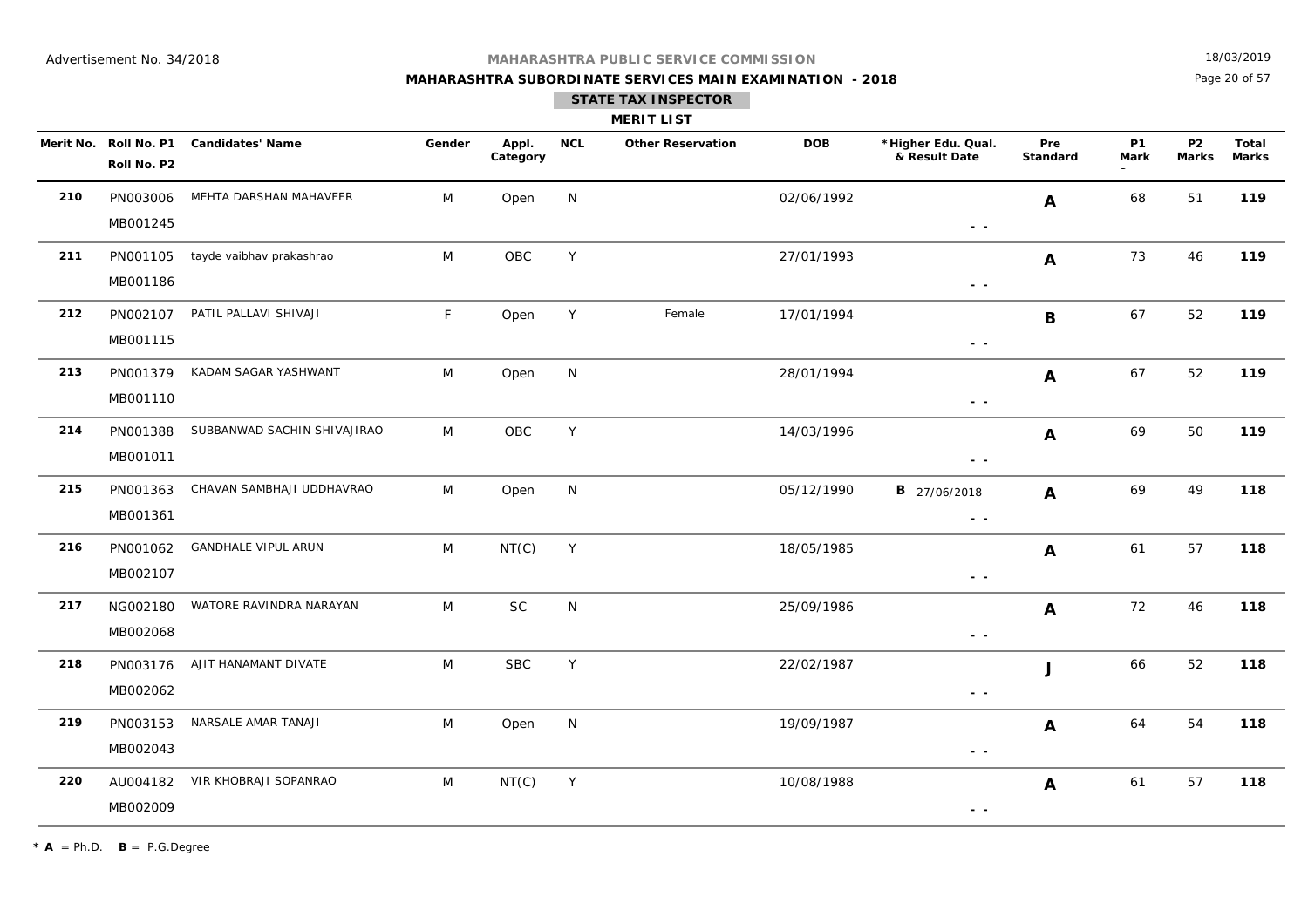Advertisement No. 34/2018

18/03/2019

**MAHARASHTRA PUBLIC SERVICE COMMISSION**

**MAHARASHTRA SUBORDINATE SERVICES MAIN EXAMINATION - 2018**

**STATE TAX INSPECTOR**

**MERIT LIST**

| Merit No. | Roll No. P1 / Roll No. P2 | Candidates' Name | Gender | Appl. Category | NCL | Other Reservation | DOB | *Higher Edu. Qual. & Result Date | Pre Standard | P1 Mark | P2 Marks | Total Marks |
|---|---|---|---|---|---|---|---|---|---|---|---|---|
| **210** | PN003006 / MB001245 | MEHTA DARSHAN MAHAVEER | M | Open | N | | 02/06/1992 | - - | **A** | 68 | 51 | **119** |
| **211** | PN001105 / MB001186 | tayde vaibhav prakashrao | M | OBC | Y | | 27/01/1993 | - - | **A** | 73 | 46 | **119** |
| **212** | PN002107 / MB001115 | PATIL PALLAVI SHIVAJI | F | Open | Y | Female | 17/01/1994 | - - | **B** | 67 | 52 | **119** |
| **213** | PN001379 / MB001110 | KADAM SAGAR YASHWANT | M | Open | N | | 28/01/1994 | - - | **A** | 67 | 52 | **119** |
| **214** | PN001388 / MB001011 | SUBBANWAD SACHIN SHIVAJIRAO | M | OBC | Y | | 14/03/1996 | - - | **A** | 69 | 50 | **119** |
| **215** | PN001363 / MB001361 | CHAVAN SAMBHAJI UDDHAVRAO | M | Open | N | | 05/12/1990 | **B** 27/06/2018 - - | **A** | 69 | 49 | **118** |
| **216** | PN001062 / MB002107 | GANDHALE VIPUL ARUN | M | NT(C) | Y | | 18/05/1985 | - - | **A** | 61 | 57 | **118** |
| **217** | NG002180 / MB002068 | WATORE RAVINDRA NARAYAN | M | SC | N | | 25/09/1986 | - - | **A** | 72 | 46 | **118** |
| **218** | PN003176 / MB002062 | AJIT HANAMANT DIVATE | M | SBC | Y | | 22/02/1987 | - - | **J** | 66 | 52 | **118** |
| **219** | PN003153 / MB002043 | NARSALE AMAR TANAJI | M | Open | N | | 19/09/1987 | - - | **A** | 64 | 54 | **118** |
| **220** | AU004182 / MB002009 | VIR KHOBRAJI SOPANRAO | M | NT(C) | Y | | 10/08/1988 | - - | **A** | 61 | 57 | **118** |

* **A** = Ph.D. **B** = P.G.Degree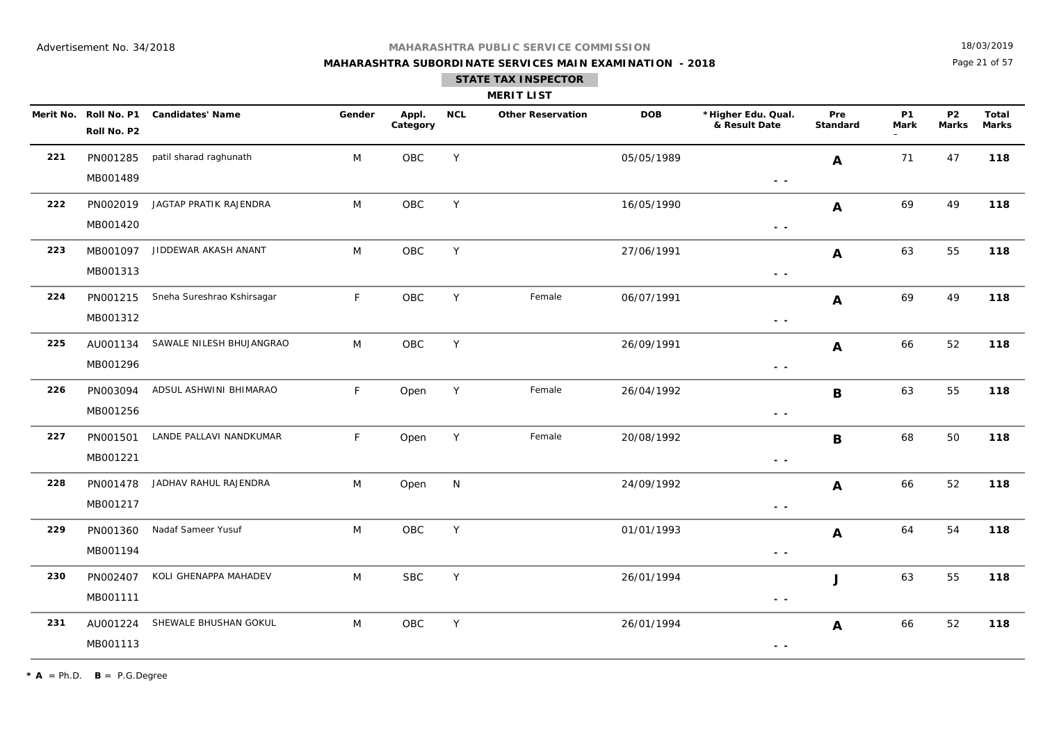Advertisement No. 34/2018

**MAHARASHTRA PUBLIC SERVICE COMMISSION**

**MAHARASHTRA SUBORDINATE SERVICES MAIN EXAMINATION - 2018**

**STATE TAX INSPECTOR**

**MERIT LIST**

18/03/2019

| Merit No. | Roll No. P1 / Roll No. P2 | Candidates' Name | Gender | Appl. Category | NCL | Other Reservation | DOB | *Higher Edu. Qual. & Result Date | Pre Standard | P1 Mark | P2 Marks | Total Marks |
|---|---|---|---|---|---|---|---|---|---|---|---|---|
| 221 | PN001285 / MB001489 | patil sharad raghunath | M | OBC | Y | | 05/05/1989 | - - | A | 71 | 47 | 118 |
| 222 | PN002019 / MB001420 | JAGTAP PRATIK RAJENDRA | M | OBC | Y | | 16/05/1990 | - - | A | 69 | 49 | 118 |
| 223 | MB001097 / MB001313 | JIDDEWAR AKASH ANANT | M | OBC | Y | | 27/06/1991 | - - | A | 63 | 55 | 118 |
| 224 | PN001215 / MB001312 | Sneha Sureshrao Kshirsagar | F | OBC | Y | Female | 06/07/1991 | - - | A | 69 | 49 | 118 |
| 225 | AU001134 / MB001296 | SAWALE NILESH BHUJANGRAO | M | OBC | Y | | 26/09/1991 | - - | A | 66 | 52 | 118 |
| 226 | PN003094 / MB001256 | ADSUL ASHWINI BHIMARAO | F | Open | Y | Female | 26/04/1992 | - - | B | 63 | 55 | 118 |
| 227 | PN001501 / MB001221 | LANDE PALLAVI NANDKUMAR | F | Open | Y | Female | 20/08/1992 | - - | B | 68 | 50 | 118 |
| 228 | PN001478 / MB001217 | JADHAV RAHUL RAJENDRA | M | Open | N | | 24/09/1992 | - - | A | 66 | 52 | 118 |
| 229 | PN001360 / MB001194 | Nadaf Sameer Yusuf | M | OBC | Y | | 01/01/1993 | - - | A | 64 | 54 | 118 |
| 230 | PN002407 / MB001111 | KOLI GHENAPPA MAHADEV | M | SBC | Y | | 26/01/1994 | - - | J | 63 | 55 | 118 |
| 231 | AU001224 / MB001113 | SHEWALE BHUSHAN GOKUL | M | OBC | Y | | 26/01/1994 | - - | A | 66 | 52 | 118 |

* **A** = Ph.D. **B** = P.G.Degree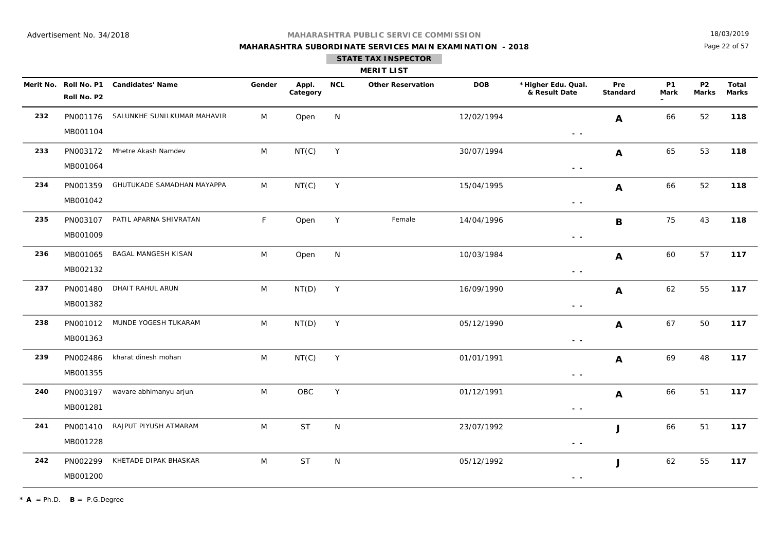Advertisement No. 34/2018

**MAHARASHTRA PUBLIC SERVICE COMMISSION**

**MAHARASHTRA SUBORDINATE SERVICES MAIN EXAMINATION - 2018**

18/03/2019

**STATE TAX INSPECTOR**

**MERIT LIST**

| Merit No. | Roll No. P1 / Roll No. P2 | Candidates' Name | Gender | Appl. Category | NCL | Other Reservation | DOB | *Higher Edu. Qual. & Result Date | Pre Standard | P1 Mark | P2 Marks | Total Marks |
|---|---|---|---|---|---|---|---|---|---|---|---|---|
| **232** | PN001176 / MB001104 | SALUNKHE SUNILKUMAR MAHAVIR | M | Open | N | | 12/02/1994 | - - | **A** | 66 | 52 | **118** |
| **233** | PN003172 / MB001064 | Mhetre Akash Namdev | M | NT(C) | Y | | 30/07/1994 | - - | **A** | 65 | 53 | **118** |
| **234** | PN001359 / MB001042 | GHUTUKADE SAMADHAN MAYAPPA | M | NT(C) | Y | | 15/04/1995 | - - | **A** | 66 | 52 | **118** |
| **235** | PN003107 / MB001009 | PATIL APARNA SHIVRATAN | F | Open | Y | Female | 14/04/1996 | - - | **B** | 75 | 43 | **118** |
| **236** | MB001065 / MB002132 | BAGAL MANGESH KISAN | M | Open | N | | 10/03/1984 | - - | **A** | 60 | 57 | **117** |
| **237** | PN001480 / MB001382 | DHAIT RAHUL ARUN | M | NT(D) | Y | | 16/09/1990 | - - | **A** | 62 | 55 | **117** |
| **238** | PN001012 / MB001363 | MUNDE YOGESH TUKARAM | M | NT(D) | Y | | 05/12/1990 | - - | **A** | 67 | 50 | **117** |
| **239** | PN002486 / MB001355 | kharat dinesh mohan | M | NT(C) | Y | | 01/01/1991 | - - | **A** | 69 | 48 | **117** |
| **240** | PN003197 / MB001281 | wavare abhimanyu arjun | M | OBC | Y | | 01/12/1991 | - - | **A** | 66 | 51 | **117** |
| **241** | PN001410 / MB001228 | RAJPUT PIYUSH ATMARAM | M | ST | N | | 23/07/1992 | - - | **J** | 66 | 51 | **117** |
| **242** | PN002299 / MB001200 | KHETADE DIPAK BHASKAR | M | ST | N | | 05/12/1992 | - - | **J** | 62 | 55 | **117** |

* **A** = Ph.D. **B** = P.G.Degree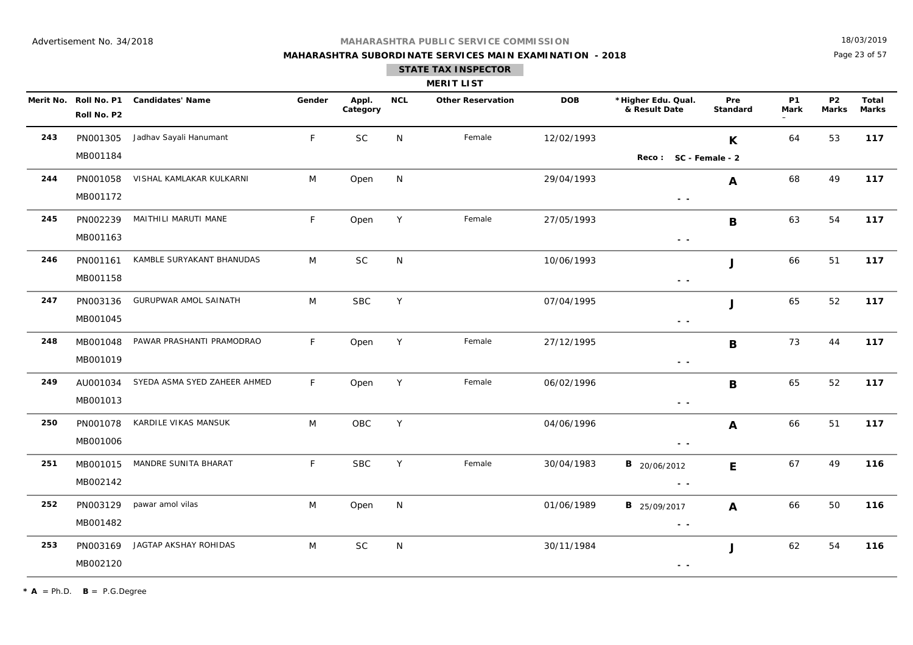Advertisement No. 34/2018

**MAHARASHTRA PUBLIC SERVICE COMMISSION**

**MAHARASHTRA SUBORDINATE SERVICES MAIN EXAMINATION - 2018**

18/03/2019

**STATE TAX INSPECTOR**

**MERIT LIST**

| Merit No. | Roll No. P1 / Roll No. P2 | Candidates' Name | Gender | Appl. Category | NCL | Other Reservation | DOB | *Higher Edu. Qual. & Result Date | Pre Standard | P1 Mark | P2 Marks | Total Marks |
|---|---|---|---|---|---|---|---|---|---|---|---|---|
| 243 | PN001305 / MB001184 | Jadhav Sayali Hanumant | F | SC | N | Female | 12/02/1993 | Reco : SC - Female - 2 | K | 64 | 53 | 117 |
| 244 | PN001058 / MB001172 | VISHAL KAMLAKAR KULKARNI | M | Open | N | | 29/04/1993 | - - | A | 68 | 49 | 117 |
| 245 | PN002239 / MB001163 | MAITHILI MARUTI MANE | F | Open | Y | Female | 27/05/1993 | - - | B | 63 | 54 | 117 |
| 246 | PN001161 / MB001158 | KAMBLE SURYAKANT BHANUDAS | M | SC | N | | 10/06/1993 | - - | J | 66 | 51 | 117 |
| 247 | PN003136 / MB001045 | GURUPWAR AMOL SAINATH | M | SBC | Y | | 07/04/1995 | - - | J | 65 | 52 | 117 |
| 248 | MB001048 / MB001019 | PAWAR PRASHANTI PRAMODRAO | F | Open | Y | Female | 27/12/1995 | - - | B | 73 | 44 | 117 |
| 249 | AU001034 / MB001013 | SYEDA ASMA SYED ZAHEER AHMED | F | Open | Y | Female | 06/02/1996 | - - | B | 65 | 52 | 117 |
| 250 | PN001078 / MB001006 | KARDILE VIKAS MANSUK | M | OBC | Y | | 04/06/1996 | - - | A | 66 | 51 | 117 |
| 251 | MB001015 / MB002142 | MANDRE SUNITA BHARAT | F | SBC | Y | Female | 30/04/1983 | B 20/06/2012 - - | E | 67 | 49 | 116 |
| 252 | PN003129 / MB001482 | pawar amol vilas | M | Open | N | | 01/06/1989 | B 25/09/2017 - - | A | 66 | 50 | 116 |
| 253 | PN003169 / MB002120 | JAGTAP AKSHAY ROHIDAS | M | SC | N | | 30/11/1984 | - - | J | 62 | 54 | 116 |

* **A** = Ph.D. **B** = P.G.Degree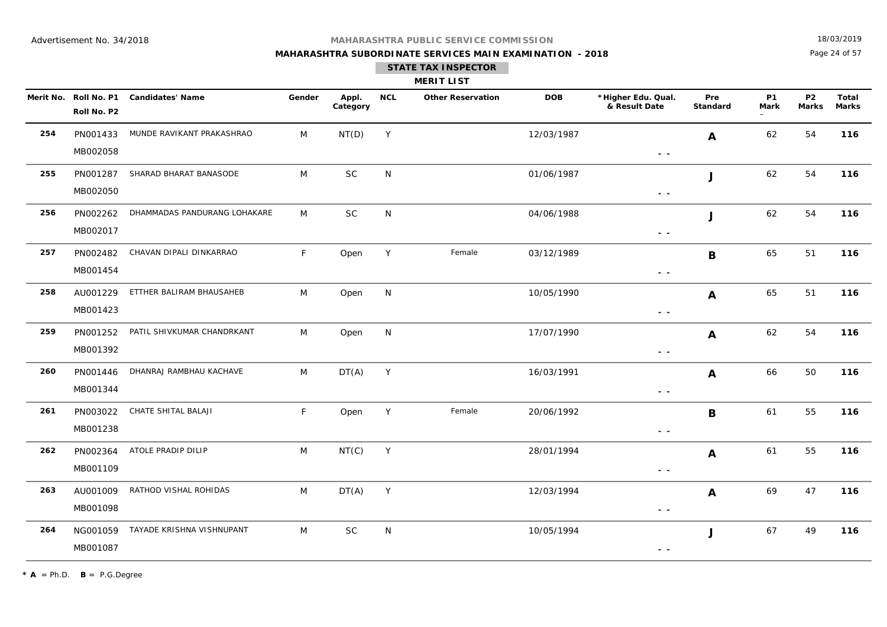Advertisement No. 34/2018

## MAHARASHTRA PUBLIC SERVICE COMMISSION

## MAHARASHTRA SUBORDINATE SERVICES MAIN EXAMINATION - 2018

### STATE TAX INSPECTOR

### MERIT LIST

18/03/2019

| Merit No. | Roll No. P1 / Roll No. P2 | Candidates' Name | Gender | Appl. Category | NCL | Other Reservation | DOB | *Higher Edu. Qual. & Result Date | Pre Standard | P1 Mark | P2 Marks | Total Marks |
|---|---|---|---|---|---|---|---|---|---|---|---|---|
| 254 | PN001433 MB002058 | MUNDE RAVIKANT PRAKASHRAO | M | NT(D) | Y | | 12/03/1987 | - - | A | 62 | 54 | 116 |
| 255 | PN001287 MB002050 | SHARAD BHARAT BANASODE | M | SC | N | | 01/06/1987 | - - | J | 62 | 54 | 116 |
| 256 | PN002262 MB002017 | DHAMMADAS PANDURANG LOHAKARE | M | SC | N | | 04/06/1988 | - - | J | 62 | 54 | 116 |
| 257 | PN002482 MB001454 | CHAVAN DIPALI DINKARRAO | F | Open | Y | Female | 03/12/1989 | - - | B | 65 | 51 | 116 |
| 258 | AU001229 MB001423 | ETTHER BALIRAM BHAUSAHEB | M | Open | N | | 10/05/1990 | - - | A | 65 | 51 | 116 |
| 259 | PN001252 MB001392 | PATIL SHIVKUMAR CHANDRKANT | M | Open | N | | 17/07/1990 | - - | A | 62 | 54 | 116 |
| 260 | PN001446 MB001344 | DHANRAJ RAMBHAU KACHAVE | M | DT(A) | Y | | 16/03/1991 | - - | A | 66 | 50 | 116 |
| 261 | PN003022 MB001238 | CHATE SHITAL BALAJI | F | Open | Y | Female | 20/06/1992 | - - | B | 61 | 55 | 116 |
| 262 | PN002364 MB001109 | ATOLE PRADIP DILIP | M | NT(C) | Y | | 28/01/1994 | - - | A | 61 | 55 | 116 |
| 263 | AU001009 MB001098 | RATHOD VISHAL ROHIDAS | M | DT(A) | Y | | 12/03/1994 | - - | A | 69 | 47 | 116 |
| 264 | NG001059 MB001087 | TAYADE KRISHNA VISHNUPANT | M | SC | N | | 10/05/1994 | - - | J | 67 | 49 | 116 |

* **A** = Ph.D. **B** = P.G.Degree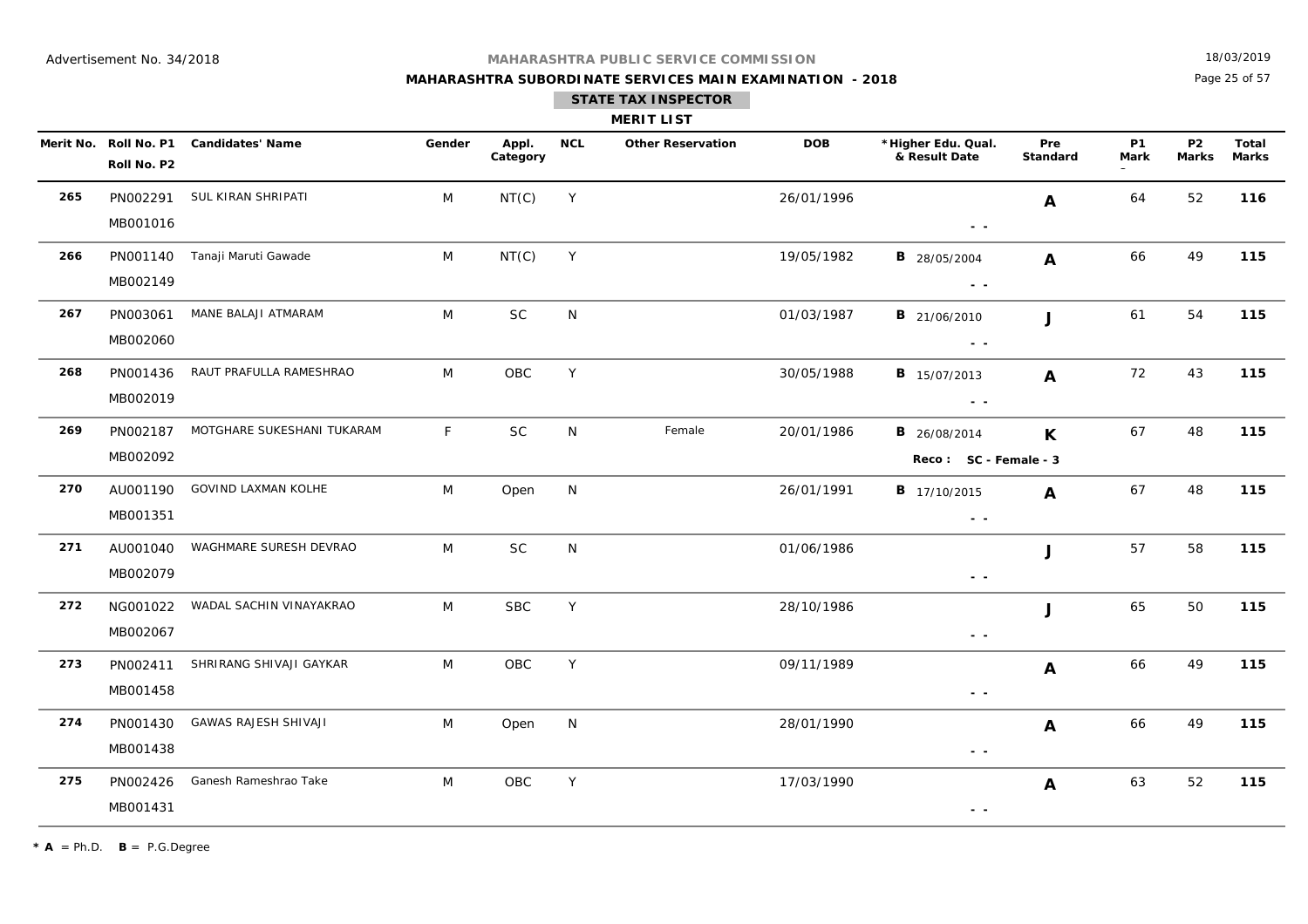Advertisement No. 34/2018

**MAHARASHTRA PUBLIC SERVICE COMMISSION**

**MAHARASHTRA SUBORDINATE SERVICES MAIN EXAMINATION - 2018**

**STATE TAX INSPECTOR**

**MERIT LIST**

18/03/2019

| Merit No. | Roll No. P1 / Roll No. P2 | Candidates' Name | Gender | Appl. Category | NCL | Other Reservation | DOB | *Higher Edu. Qual. & Result Date | Pre Standard | P1 Mark | P2 Marks | Total Marks |
|---|---|---|---|---|---|---|---|---|---|---|---|---|
| 265 | PN002291 / MB001016 | SUL KIRAN SHRIPATI | M | NT(C) | Y | | 26/01/1996 | - - | A | 64 | 52 | 116 |
| 266 | PN001140 / MB002149 | Tanaji Maruti Gawade | M | NT(C) | Y | | 19/05/1982 | B 28/05/2004 - - | A | 66 | 49 | 115 |
| 267 | PN003061 / MB002060 | MANE BALAJI ATMARAM | M | SC | N | | 01/03/1987 | B 21/06/2010 - - | J | 61 | 54 | 115 |
| 268 | PN001436 / MB002019 | RAUT PRAFULLA RAMESHRAO | M | OBC | Y | | 30/05/1988 | B 15/07/2013 - - | A | 72 | 43 | 115 |
| 269 | PN002187 / MB002092 | MOTGHARE SUKESHANI TUKARAM | F | SC | N | Female | 20/01/1986 | B 26/08/2014 Reco : SC - Female - 3 | K | 67 | 48 | 115 |
| 270 | AU001190 / MB001351 | GOVIND LAXMAN KOLHE | M | Open | N | | 26/01/1991 | B 17/10/2015 - - | A | 67 | 48 | 115 |
| 271 | AU001040 / MB002079 | WAGHMARE SURESH DEVRAO | M | SC | N | | 01/06/1986 | - - | J | 57 | 58 | 115 |
| 272 | NG001022 / MB002067 | WADAL SACHIN VINAYAKRAO | M | SBC | Y | | 28/10/1986 | - - | J | 65 | 50 | 115 |
| 273 | PN002411 / MB001458 | SHRIRANG SHIVAJI GAYKAR | M | OBC | Y | | 09/11/1989 | - - | A | 66 | 49 | 115 |
| 274 | PN001430 / MB001438 | GAWAS RAJESH SHIVAJI | M | Open | N | | 28/01/1990 | - - | A | 66 | 49 | 115 |
| 275 | PN002426 / MB001431 | Ganesh Rameshrao Take | M | OBC | Y | | 17/03/1990 | - - | A | 63 | 52 | 115 |

* **A** = Ph.D. **B** = P.G.Degree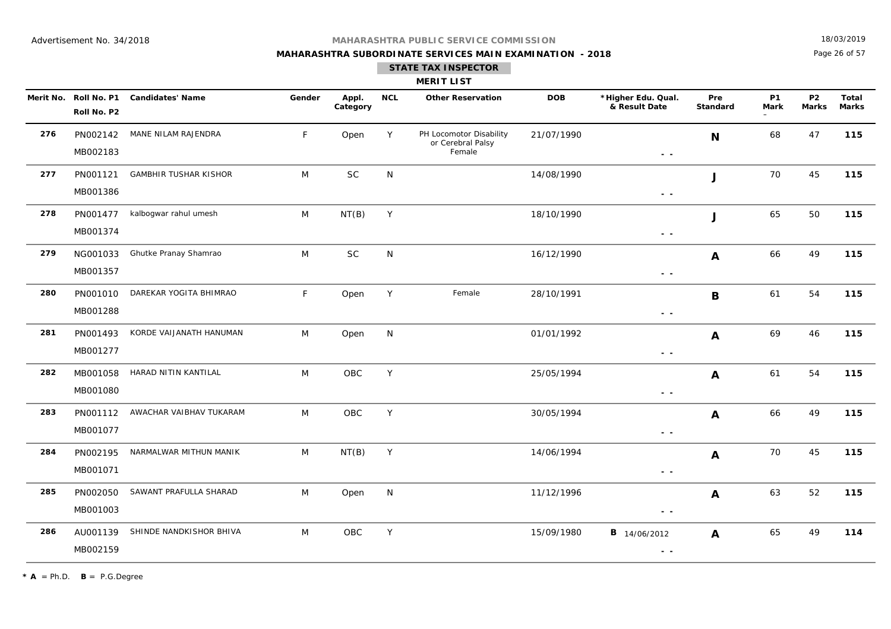Advertisement No. 34/2018

**MAHARASHTRA PUBLIC SERVICE COMMISSION**

**MAHARASHTRA SUBORDINATE SERVICES MAIN EXAMINATION - 2018**

18/03/2019

## STATE TAX INSPECTOR

### MERIT LIST

| Merit No. | Roll No. P1 / Roll No. P2 | Candidates' Name | Gender | Appl. Category | NCL | Other Reservation | DOB | *Higher Edu. Qual. & Result Date | Pre Standard | P1 Mark | P2 Marks | Total Marks |
|---|---|---|---|---|---|---|---|---|---|---|---|---|
| 276 | PN002142 / MB002183 | MANE NILAM RAJENDRA | F | Open | Y | PH Locomotor Disability or Cerebral Palsy Female | 21/07/1990 | - - | N | 68 | 47 | 115 |
| 277 | PN001121 / MB001386 | GAMBHIR TUSHAR KISHOR | M | SC | N | | 14/08/1990 | - - | J | 70 | 45 | 115 |
| 278 | PN001477 / MB001374 | kalbogwar rahul umesh | M | NT(B) | Y | | 18/10/1990 | - - | J | 65 | 50 | 115 |
| 279 | NG001033 / MB001357 | Ghutke Pranay Shamrao | M | SC | N | | 16/12/1990 | - - | A | 66 | 49 | 115 |
| 280 | PN001010 / MB001288 | DAREKAR YOGITA BHIMRAO | F | Open | Y | Female | 28/10/1991 | - - | B | 61 | 54 | 115 |
| 281 | PN001493 / MB001277 | KORDE VAIJANATH HANUMAN | M | Open | N | | 01/01/1992 | - - | A | 69 | 46 | 115 |
| 282 | MB001058 / MB001080 | HARAD NITIN KANTILAL | M | OBC | Y | | 25/05/1994 | - - | A | 61 | 54 | 115 |
| 283 | PN001112 / MB001077 | AWACHAR VAIBHAV TUKARAM | M | OBC | Y | | 30/05/1994 | - - | A | 66 | 49 | 115 |
| 284 | PN002195 / MB001071 | NARMALWAR MITHUN MANIK | M | NT(B) | Y | | 14/06/1994 | - - | A | 70 | 45 | 115 |
| 285 | PN002050 / MB001003 | SAWANT PRAFULLA SHARAD | M | Open | N | | 11/12/1996 | - - | A | 63 | 52 | 115 |
| 286 | AU001139 / MB002159 | SHINDE NANDKISHOR BHIVA | M | OBC | Y | | 15/09/1980 | **B** 14/06/2012 - - | A | 65 | 49 | 114 |

* **A** = Ph.D. **B** = P.G.Degree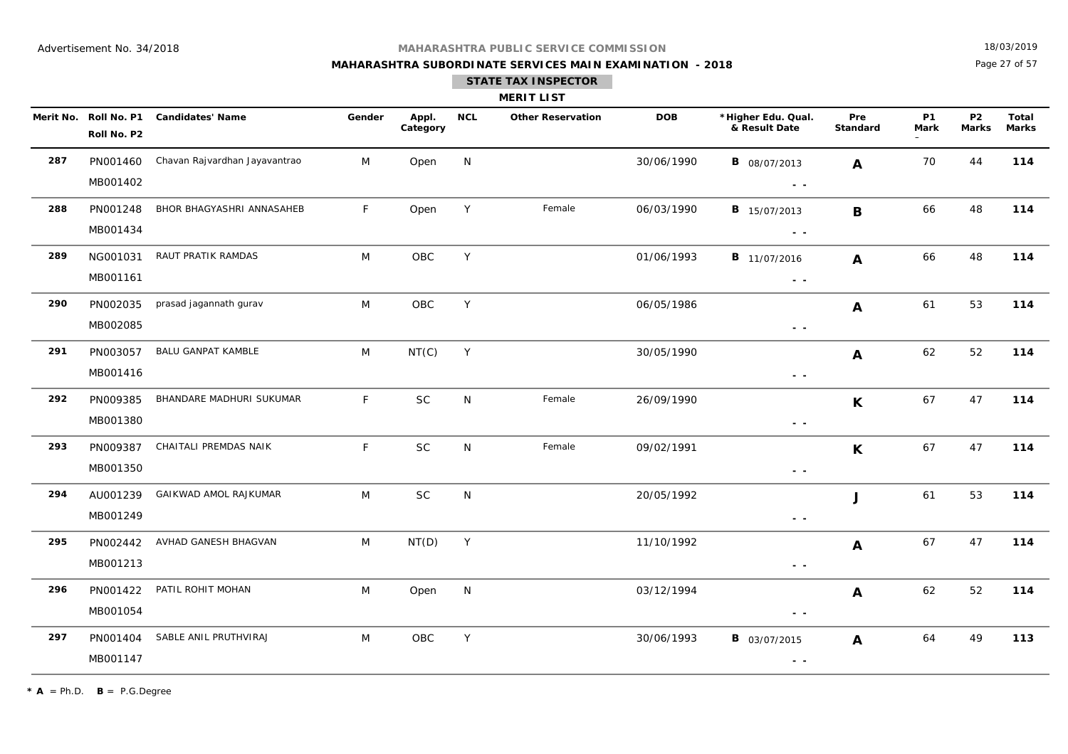Advertisement No. 34/2018

**MAHARASHTRA PUBLIC SERVICE COMMISSION**

**MAHARASHTRA SUBORDINATE SERVICES MAIN EXAMINATION - 2018**

18/03/2019

**STATE TAX INSPECTOR**

**MERIT LIST**

| Merit No. | Roll No. P1 / Roll No. P2 | Candidates' Name | Gender | Appl. Category | NCL | Other Reservation | DOB | *Higher Edu. Qual. & Result Date | Pre Standard | P1 Mark | P2 Marks | Total Marks |
|---|---|---|---|---|---|---|---|---|---|---|---|---|
| **287** | PN001460 / MB001402 | Chavan Rajvardhan Jayavantrao | M | Open | N | | 30/06/1990 | **B** 08/07/2013 - - | **A** | 70 | 44 | **114** |
| **288** | PN001248 / MB001434 | BHOR BHAGYASHRI ANNASAHEB | F | Open | Y | Female | 06/03/1990 | **B** 15/07/2013 - - | **B** | 66 | 48 | **114** |
| **289** | NG001031 / MB001161 | RAUT PRATIK RAMDAS | M | OBC | Y | | 01/06/1993 | **B** 11/07/2016 - - | **A** | 66 | 48 | **114** |
| **290** | PN002035 / MB002085 | prasad jagannath gurav | M | OBC | Y | | 06/05/1986 | - - | **A** | 61 | 53 | **114** |
| **291** | PN003057 / MB001416 | BALU GANPAT KAMBLE | M | NT(C) | Y | | 30/05/1990 | - - | **A** | 62 | 52 | **114** |
| **292** | PN009385 / MB001380 | BHANDARE MADHURI SUKUMAR | F | SC | N | Female | 26/09/1990 | - - | **K** | 67 | 47 | **114** |
| **293** | PN009387 / MB001350 | CHAITALI PREMDAS NAIK | F | SC | N | Female | 09/02/1991 | - - | **K** | 67 | 47 | **114** |
| **294** | AU001239 / MB001249 | GAIKWAD AMOL RAJKUMAR | M | SC | N | | 20/05/1992 | - - | **J** | 61 | 53 | **114** |
| **295** | PN002442 / MB001213 | AVHAD GANESH BHAGVAN | M | NT(D) | Y | | 11/10/1992 | - - | **A** | 67 | 47 | **114** |
| **296** | PN001422 / MB001054 | PATIL ROHIT MOHAN | M | Open | N | | 03/12/1994 | - - | **A** | 62 | 52 | **114** |
| **297** | PN001404 / MB001147 | SABLE ANIL PRUTHVIRAJ | M | OBC | Y | | 30/06/1993 | **B** 03/07/2015 - - | **A** | 64 | 49 | **113** |

* **A** = Ph.D. **B** = P.G.Degree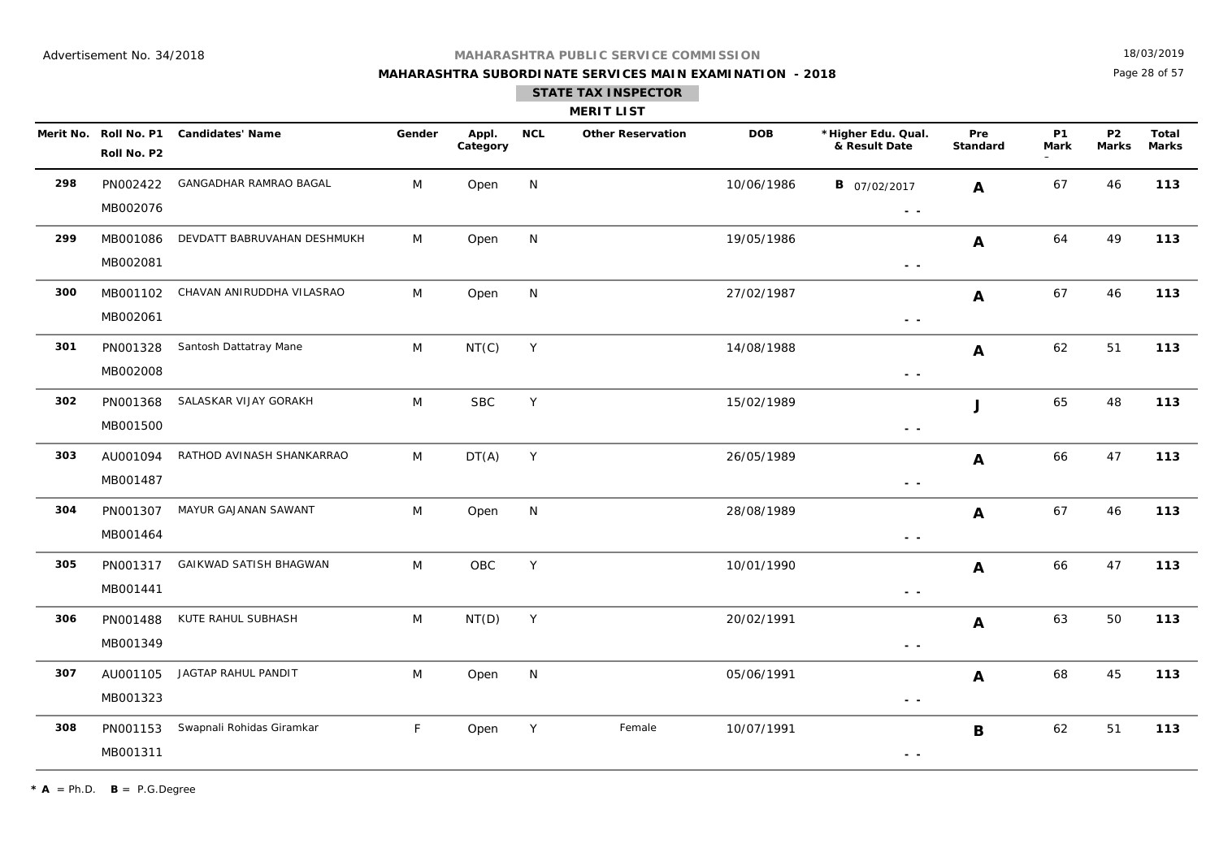Advertisement No. 34/2018

**MAHARASHTRA PUBLIC SERVICE COMMISSION**

**MAHARASHTRA SUBORDINATE SERVICES MAIN EXAMINATION - 2018**

18/03/2019

**STATE TAX INSPECTOR**

**MERIT LIST**

| Merit No. | Roll No. P1 / Roll No. P2 | Candidates' Name | Gender | Appl. Category | NCL | Other Reservation | DOB | *Higher Edu. Qual. & Result Date | Pre Standard | P1 Mark | P2 Marks | Total Marks |
|---|---|---|---|---|---|---|---|---|---|---|---|---|
| **298** | PN002422 / MB002076 | GANGADHAR RAMRAO BAGAL | M | Open | N | | 10/06/1986 | **B** 07/02/2017 - - | **A** | 67 | 46 | **113** |
| **299** | MB001086 / MB002081 | DEVDATT BABRUVAHAN DESHMUKH | M | Open | N | | 19/05/1986 | - - | **A** | 64 | 49 | **113** |
| **300** | MB001102 / MB002061 | CHAVAN ANIRUDDHA VILASRAO | M | Open | N | | 27/02/1987 | - - | **A** | 67 | 46 | **113** |
| **301** | PN001328 / MB002008 | Santosh Dattatray Mane | M | NT(C) | Y | | 14/08/1988 | - - | **A** | 62 | 51 | **113** |
| **302** | PN001368 / MB001500 | SALASKAR VIJAY GORAKH | M | SBC | Y | | 15/02/1989 | - - | **J** | 65 | 48 | **113** |
| **303** | AU001094 / MB001487 | RATHOD AVINASH SHANKARRAO | M | DT(A) | Y | | 26/05/1989 | - - | **A** | 66 | 47 | **113** |
| **304** | PN001307 / MB001464 | MAYUR GAJANAN SAWANT | M | Open | N | | 28/08/1989 | - - | **A** | 67 | 46 | **113** |
| **305** | PN001317 / MB001441 | GAIKWAD SATISH BHAGWAN | M | OBC | Y | | 10/01/1990 | - - | **A** | 66 | 47 | **113** |
| **306** | PN001488 / MB001349 | KUTE RAHUL SUBHASH | M | NT(D) | Y | | 20/02/1991 | - - | **A** | 63 | 50 | **113** |
| **307** | AU001105 / MB001323 | JAGTAP RAHUL PANDIT | M | Open | N | | 05/06/1991 | - - | **A** | 68 | 45 | **113** |
| **308** | PN001153 / MB001311 | Swapnali Rohidas Giramkar | F | Open | Y | Female | 10/07/1991 | - - | **B** | 62 | 51 | **113** |

\* **A** = Ph.D. **B** = P.G.Degree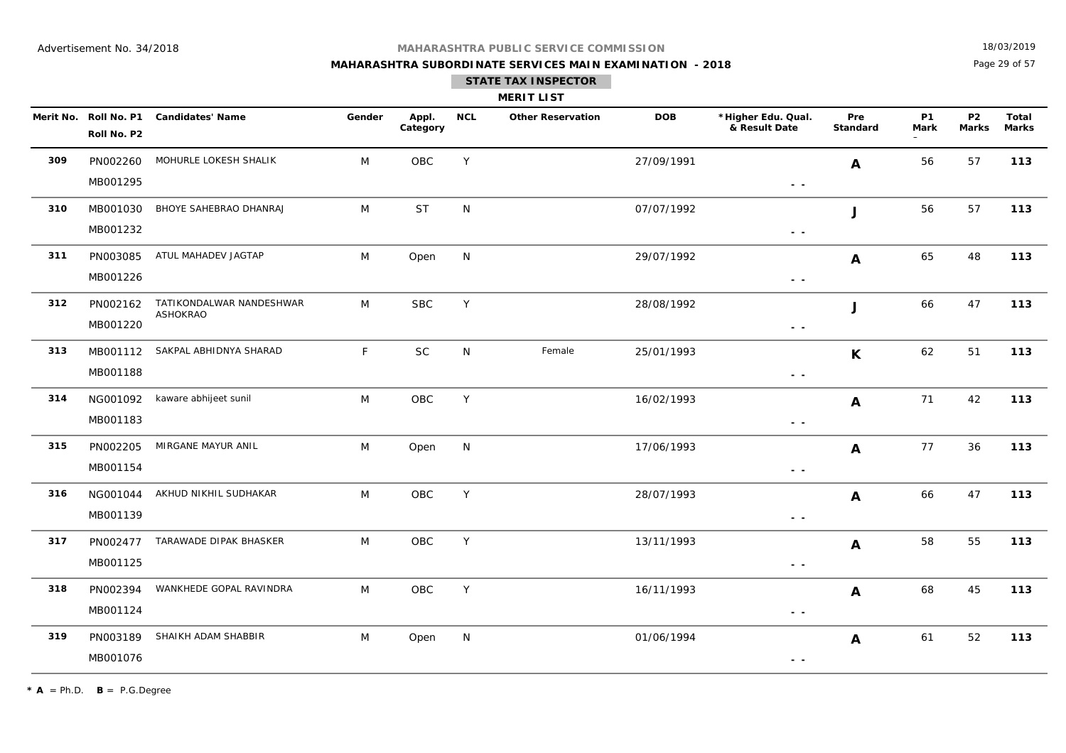Advertisement No. 34/2018

**MAHARASHTRA PUBLIC SERVICE COMMISSION**

**MAHARASHTRA SUBORDINATE SERVICES MAIN EXAMINATION - 2018**

18/03/2019

**STATE TAX INSPECTOR**

**MERIT LIST**

| Merit No. | Roll No. P1 / Roll No. P2 | Candidates' Name | Gender | Appl. Category | NCL | Other Reservation | DOB | *Higher Edu. Qual. & Result Date | Pre Standard | P1 Mark | P2 Marks | Total Marks |
|---|---|---|---|---|---|---|---|---|---|---|---|---|
| 309 | PN002260 / MB001295 | MOHURLE LOKESH SHALIK | M | OBC | Y | | 27/09/1991 | - - | A | 56 | 57 | 113 |
| 310 | MB001030 / MB001232 | BHOYE SAHEBRAO DHANRAJ | M | ST | N | | 07/07/1992 | - - | J | 56 | 57 | 113 |
| 311 | PN003085 / MB001226 | ATUL MAHADEV JAGTAP | M | Open | N | | 29/07/1992 | - - | A | 65 | 48 | 113 |
| 312 | PN002162 / MB001220 | TATIKONDALWAR NANDESHWAR ASHOKRAO | M | SBC | Y | | 28/08/1992 | - - | J | 66 | 47 | 113 |
| 313 | MB001112 / MB001188 | SAKPAL ABHIDNYA SHARAD | F | SC | N | Female | 25/01/1993 | - - | K | 62 | 51 | 113 |
| 314 | NG001092 / MB001183 | kaware abhijeet sunil | M | OBC | Y | | 16/02/1993 | - - | A | 71 | 42 | 113 |
| 315 | PN002205 / MB001154 | MIRGANE MAYUR ANIL | M | Open | N | | 17/06/1993 | - - | A | 77 | 36 | 113 |
| 316 | NG001044 / MB001139 | AKHUD NIKHIL SUDHAKAR | M | OBC | Y | | 28/07/1993 | - - | A | 66 | 47 | 113 |
| 317 | PN002477 / MB001125 | TARAWADE DIPAK BHASKER | M | OBC | Y | | 13/11/1993 | - - | A | 58 | 55 | 113 |
| 318 | PN002394 / MB001124 | WANKHEDE GOPAL RAVINDRA | M | OBC | Y | | 16/11/1993 | - - | A | 68 | 45 | 113 |
| 319 | PN003189 / MB001076 | SHAIKH ADAM SHABBIR | M | Open | N | | 01/06/1994 | - - | A | 61 | 52 | 113 |

* **A** = Ph.D. **B** = P.G.Degree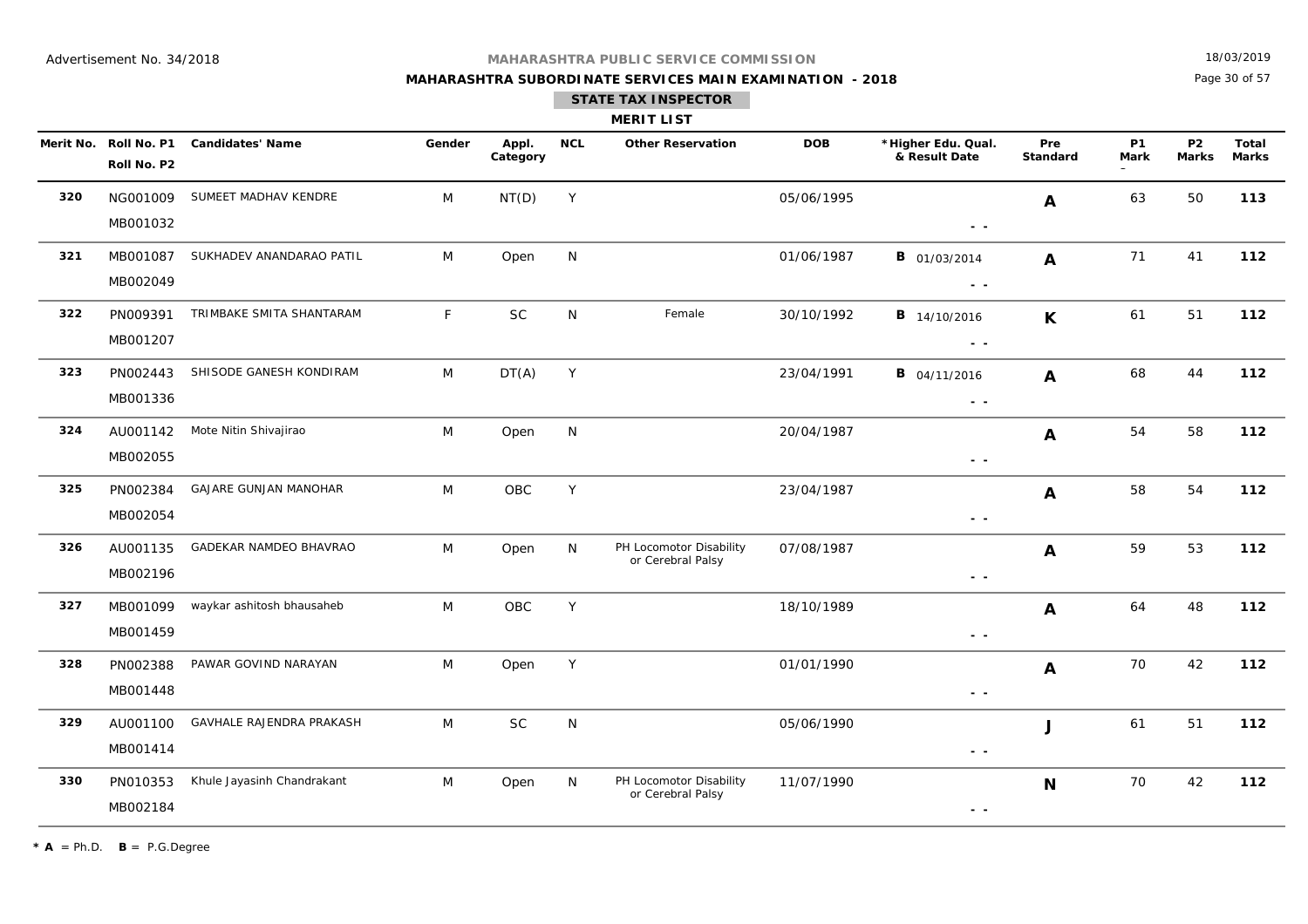Advertisement No. 34/2018

**MAHARASHTRA PUBLIC SERVICE COMMISSION**

**MAHARASHTRA SUBORDINATE SERVICES MAIN EXAMINATION - 2018**

18/03/2019

**STATE TAX INSPECTOR**

**MERIT LIST**

| Merit No. | Roll No. P1 / Roll No. P2 | Candidates' Name | Gender | Appl. Category | NCL | Other Reservation | DOB | *Higher Edu. Qual. & Result Date | Pre Standard | P1 Mark | P2 Marks | Total Marks |
|---|---|---|---|---|---|---|---|---|---|---|---|---|
| 320 | NG001009 / MB001032 | SUMEET MADHAV KENDRE | M | NT(D) | Y | | 05/06/1995 | - - | A | 63 | 50 | 113 |
| 321 | MB001087 / MB002049 | SUKHADEV ANANDARAO PATIL | M | Open | N | | 01/06/1987 | B 01/03/2014 - - | A | 71 | 41 | 112 |
| 322 | PN009391 / MB001207 | TRIMBAKE SMITA SHANTARAM | F | SC | N | Female | 30/10/1992 | B 14/10/2016 - - | K | 61 | 51 | 112 |
| 323 | PN002443 / MB001336 | SHISODE GANESH KONDIRAM | M | DT(A) | Y | | 23/04/1991 | B 04/11/2016 - - | A | 68 | 44 | 112 |
| 324 | AU001142 / MB002055 | Mote Nitin Shivajirao | M | Open | N | | 20/04/1987 | - - | A | 54 | 58 | 112 |
| 325 | PN002384 / MB002054 | GAJARE GUNJAN MANOHAR | M | OBC | Y | | 23/04/1987 | - - | A | 58 | 54 | 112 |
| 326 | AU001135 / MB002196 | GADEKAR NAMDEO BHAVRAO | M | Open | N | PH Locomotor Disability or Cerebral Palsy | 07/08/1987 | - - | A | 59 | 53 | 112 |
| 327 | MB001099 / MB001459 | waykar ashitosh bhausaheb | M | OBC | Y | | 18/10/1989 | - - | A | 64 | 48 | 112 |
| 328 | PN002388 / MB001448 | PAWAR GOVIND NARAYAN | M | Open | Y | | 01/01/1990 | - - | A | 70 | 42 | 112 |
| 329 | AU001100 / MB001414 | GAVHALE RAJENDRA PRAKASH | M | SC | N | | 05/06/1990 | - - | J | 61 | 51 | 112 |
| 330 | PN010353 / MB002184 | Khule Jayasinh Chandrakant | M | Open | N | PH Locomotor Disability or Cerebral Palsy | 11/07/1990 | - - | N | 70 | 42 | 112 |

* **A** = Ph.D. **B** = P.G.Degree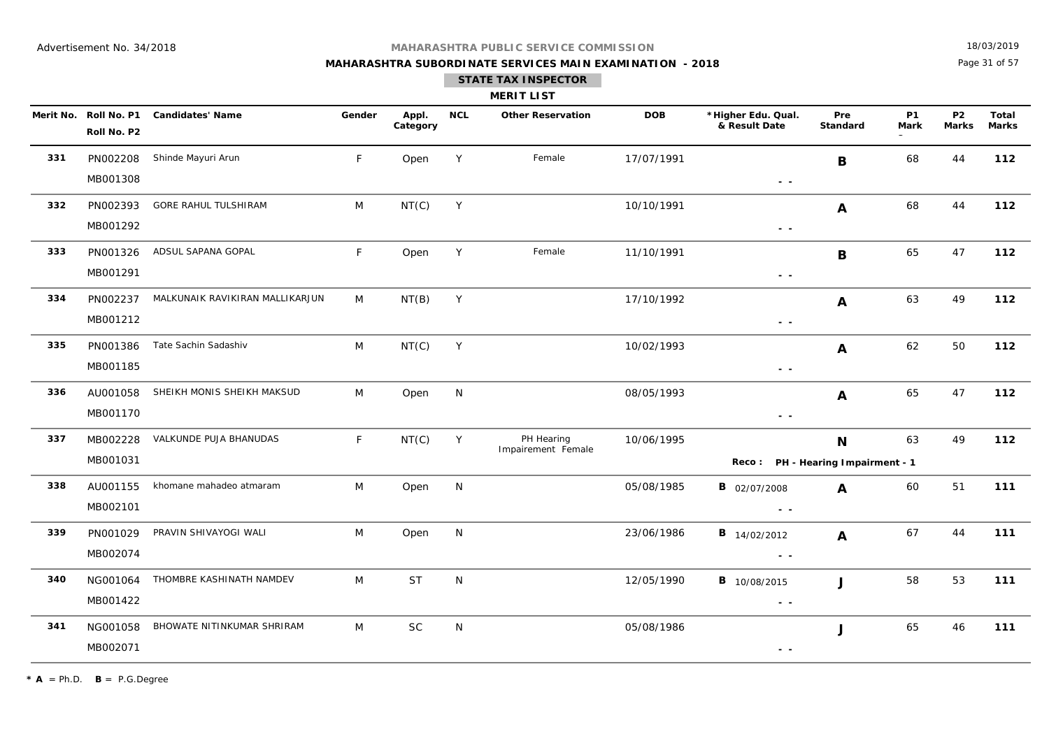Advertisement No. 34/2018

**MAHARASHTRA PUBLIC SERVICE COMMISSION**

**MAHARASHTRA SUBORDINATE SERVICES MAIN EXAMINATION - 2018**

18/03/2019

**STATE TAX INSPECTOR**

**MERIT LIST**

| Merit No. | Roll No. P1 / Roll No. P2 | Candidates' Name | Gender | Appl. Category | NCL | Other Reservation | DOB | *Higher Edu. Qual. & Result Date | Pre Standard | P1 Mark | P2 Marks | Total Marks |
|---|---|---|---|---|---|---|---|---|---|---|---|---|
| 331 | PN002208 / MB001308 | Shinde Mayuri Arun | F | Open | Y | Female | 17/07/1991 | - - | B | 68 | 44 | 112 |
| 332 | PN002393 / MB001292 | GORE RAHUL TULSHIRAM | M | NT(C) | Y | | 10/10/1991 | - - | A | 68 | 44 | 112 |
| 333 | PN001326 / MB001291 | ADSUL SAPANA GOPAL | F | Open | Y | Female | 11/10/1991 | - - | B | 65 | 47 | 112 |
| 334 | PN002237 / MB001212 | MALKUNAIK RAVIKIRAN MALLIKARJUN | M | NT(B) | Y | | 17/10/1992 | - - | A | 63 | 49 | 112 |
| 335 | PN001386 / MB001185 | Tate Sachin Sadashiv | M | NT(C) | Y | | 10/02/1993 | - - | A | 62 | 50 | 112 |
| 336 | AU001058 / MB001170 | SHEIKH MONIS SHEIKH MAKSUD | M | Open | N | | 08/05/1993 | - - | A | 65 | 47 | 112 |
| 337 | MB002228 / MB001031 | VALKUNDE PUJA BHANUDAS | F | NT(C) | Y | PH Hearing Impairement Female | 10/06/1995 | Reco : PH - Hearing Impairment - 1 | N | 63 | 49 | 112 |
| 338 | AU001155 / MB002101 | khomane mahadeo atmaram | M | Open | N | | 05/08/1985 | B 02/07/2008 | A | 60 | 51 | 111 |
| 339 | PN001029 / MB002074 | PRAVIN SHIVAYOGI WALI | M | Open | N | | 23/06/1986 | B 14/02/2012 | A | 67 | 44 | 111 |
| 340 | NG001064 / MB001422 | THOMBRE KASHINATH NAMDEV | M | ST | N | | 12/05/1990 | B 10/08/2015 | J | 58 | 53 | 111 |
| 341 | NG001058 / MB002071 | BHOWATE NITINKUMAR SHRIRAM | M | SC | N | | 05/08/1986 | - - | J | 65 | 46 | 111 |

* **A** = Ph.D. **B** = P.G.Degree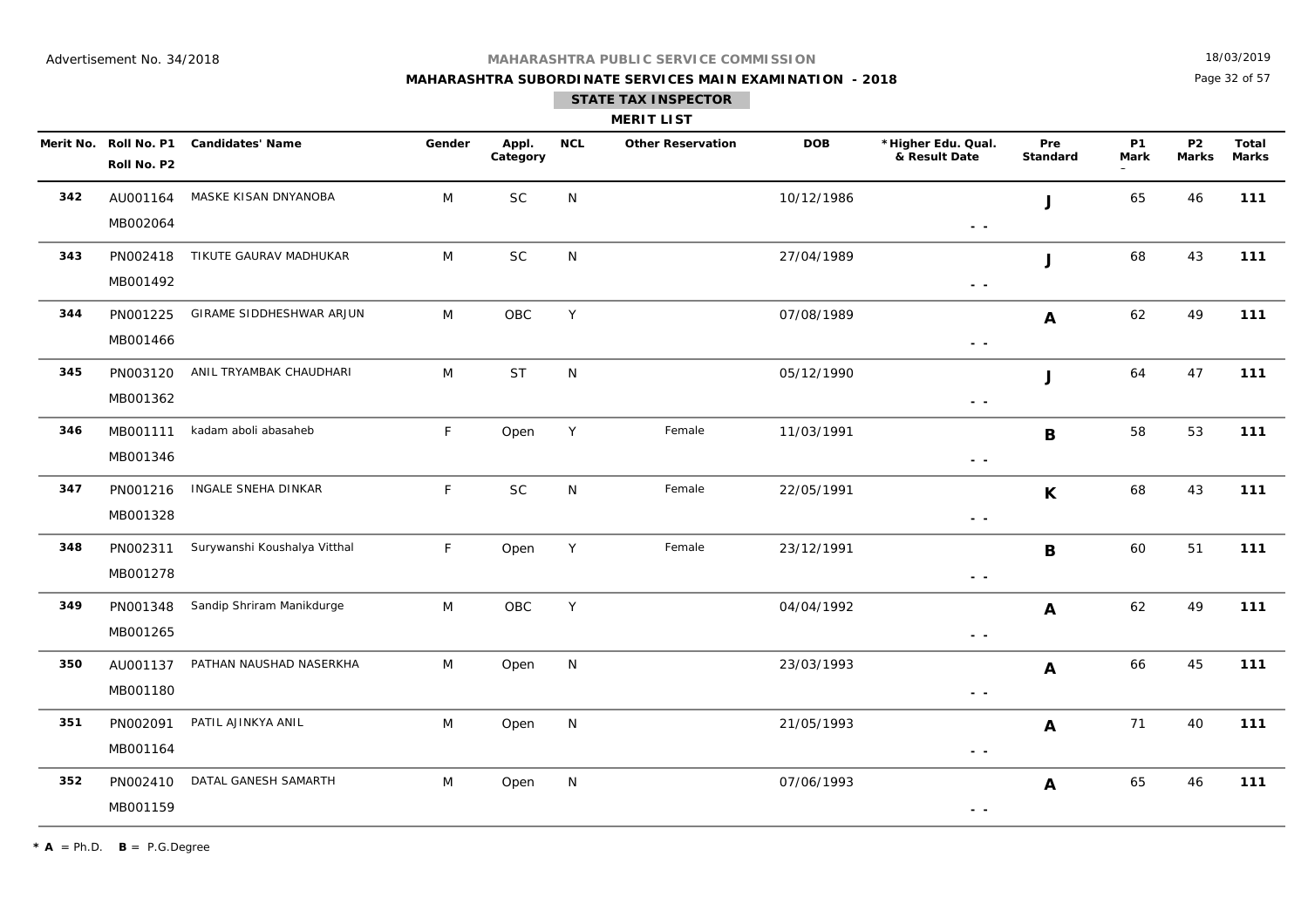Advertisement No. 34/2018

**MAHARASHTRA PUBLIC SERVICE COMMISSION**

**MAHARASHTRA SUBORDINATE SERVICES MAIN EXAMINATION - 2018**

18/03/2019

**STATE TAX INSPECTOR**

**MERIT LIST**

| Merit No. | Roll No. P1 / Roll No. P2 | Candidates' Name | Gender | Appl. Category | NCL | Other Reservation | DOB | *Higher Edu. Qual. & Result Date | Pre Standard | P1 Mark | P2 Marks | Total Marks |
|---|---|---|---|---|---|---|---|---|---|---|---|---|
| **342** | AU001164 / MB002064 | MASKE KISAN DNYANOBA | M | SC | N | | 10/12/1986 | - - | **J** | 65 | 46 | **111** |
| **343** | PN002418 / MB001492 | TIKUTE GAURAV MADHUKAR | M | SC | N | | 27/04/1989 | - - | **J** | 68 | 43 | **111** |
| **344** | PN001225 / MB001466 | GIRAME SIDDHESHWAR ARJUN | M | OBC | Y | | 07/08/1989 | - - | **A** | 62 | 49 | **111** |
| **345** | PN003120 / MB001362 | ANIL TRYAMBAK CHAUDHARI | M | ST | N | | 05/12/1990 | - - | **J** | 64 | 47 | **111** |
| **346** | MB001111 / MB001346 | kadam aboli abasaheb | F | Open | Y | Female | 11/03/1991 | - - | **B** | 58 | 53 | **111** |
| **347** | PN001216 / MB001328 | INGALE SNEHA DINKAR | F | SC | N | Female | 22/05/1991 | - - | **K** | 68 | 43 | **111** |
| **348** | PN002311 / MB001278 | Surywanshi Koushalya Vitthal | F | Open | Y | Female | 23/12/1991 | - - | **B** | 60 | 51 | **111** |
| **349** | PN001348 / MB001265 | Sandip Shriram Manikdurge | M | OBC | Y | | 04/04/1992 | - - | **A** | 62 | 49 | **111** |
| **350** | AU001137 / MB001180 | PATHAN NAUSHAD NASERKHA | M | Open | N | | 23/03/1993 | - - | **A** | 66 | 45 | **111** |
| **351** | PN002091 / MB001164 | PATIL AJINKYA ANIL | M | Open | N | | 21/05/1993 | - - | **A** | 71 | 40 | **111** |
| **352** | PN002410 / MB001159 | DATAL GANESH SAMARTH | M | Open | N | | 07/06/1993 | - - | **A** | 65 | 46 | **111** |

* **A** = Ph.D. **B** = P.G.Degree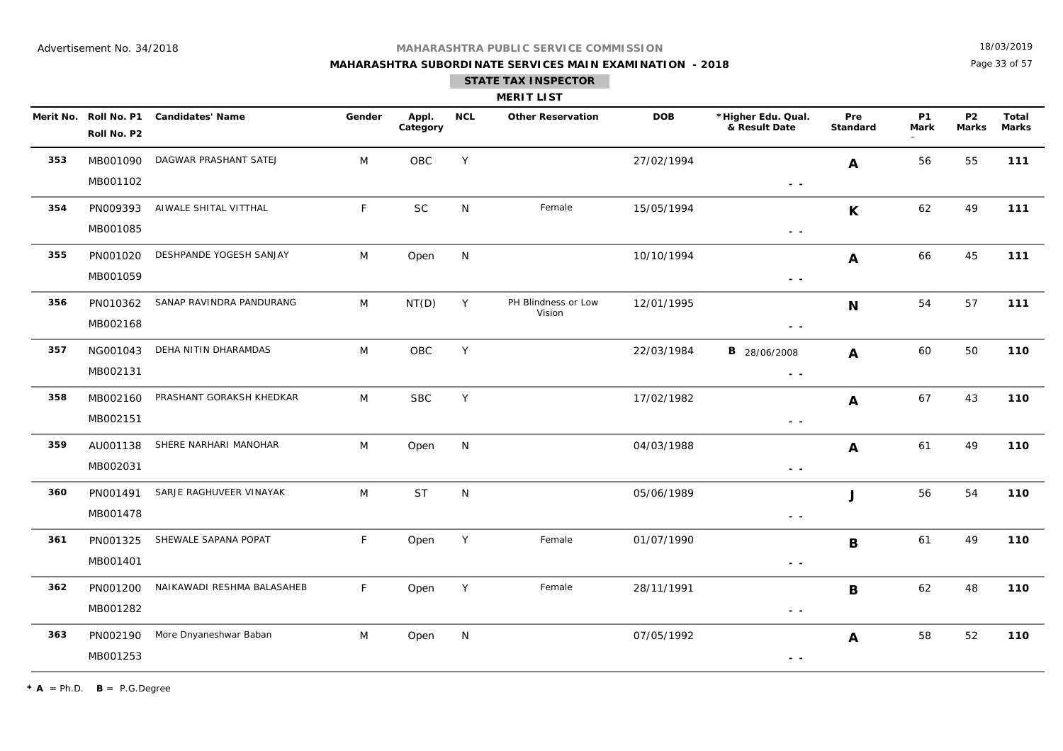Advertisement No. 34/2018

**MAHARASHTRA PUBLIC SERVICE COMMISSION**

**MAHARASHTRA SUBORDINATE SERVICES MAIN EXAMINATION - 2018**

**STATE TAX INSPECTOR**

**MERIT LIST**

18/03/2019

| Merit No. | Roll No. P1 / Roll No. P2 | Candidates' Name | Gender | Appl. Category | NCL | Other Reservation | DOB | *Higher Edu. Qual. & Result Date | Pre Standard | P1 Mark | P2 Marks | Total Marks |
|---|---|---|---|---|---|---|---|---|---|---|---|---|
| 353 | MB001090 / MB001102 | DAGWAR PRASHANT SATEJ | M | OBC | Y | | 27/02/1994 | - - | A | 56 | 55 | 111 |
| 354 | PN009393 / MB001085 | AIWALE SHITAL VITTHAL | F | SC | N | Female | 15/05/1994 | - - | K | 62 | 49 | 111 |
| 355 | PN001020 / MB001059 | DESHPANDE YOGESH SANJAY | M | Open | N | | 10/10/1994 | - - | A | 66 | 45 | 111 |
| 356 | PN010362 / MB002168 | SANAP RAVINDRA PANDURANG | M | NT(D) | Y | PH Blindness or Low Vision | 12/01/1995 | - - | N | 54 | 57 | 111 |
| 357 | NG001043 / MB002131 | DEHA NITIN DHARAMDAS | M | OBC | Y | | 22/03/1984 | B 28/06/2008 - - | A | 60 | 50 | 110 |
| 358 | MB002160 / MB002151 | PRASHANT GORAKSH KHEDKAR | M | SBC | Y | | 17/02/1982 | - - | A | 67 | 43 | 110 |
| 359 | AU001138 / MB002031 | SHERE NARHARI MANOHAR | M | Open | N | | 04/03/1988 | - - | A | 61 | 49 | 110 |
| 360 | PN001491 / MB001478 | SARJE RAGHUVEER VINAYAK | M | ST | N | | 05/06/1989 | - - | J | 56 | 54 | 110 |
| 361 | PN001325 / MB001401 | SHEWALE SAPANA POPAT | F | Open | Y | Female | 01/07/1990 | - - | B | 61 | 49 | 110 |
| 362 | PN001200 / MB001282 | NAIKAWADI RESHMA BALASAHEB | F | Open | Y | Female | 28/11/1991 | - - | B | 62 | 48 | 110 |
| 363 | PN002190 / MB001253 | More Dnyaneshwar Baban | M | Open | N | | 07/05/1992 | - - | A | 58 | 52 | 110 |

* **A** = Ph.D. **B** = P.G.Degree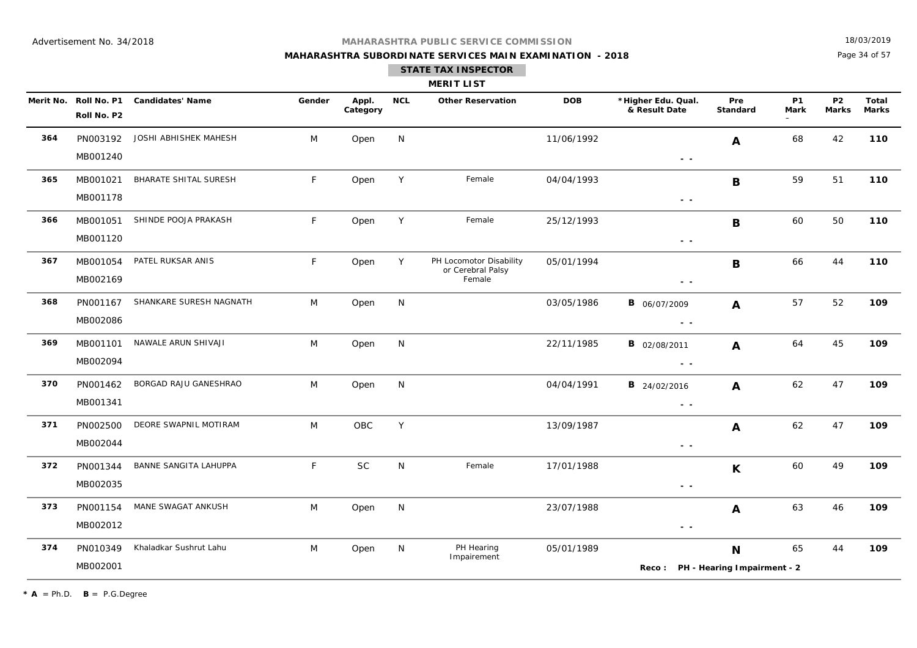Advertisement No. 34/2018

**MAHARASHTRA PUBLIC SERVICE COMMISSION**

**MAHARASHTRA SUBORDINATE SERVICES MAIN EXAMINATION - 2018**

18/03/2019

**STATE TAX INSPECTOR**

**MERIT LIST**

| Merit No. | Roll No. P1 / Roll No. P2 | Candidates' Name | Gender | Appl. Category | NCL | Other Reservation | DOB | *Higher Edu. Qual. & Result Date | Pre Standard | P1 Mark | P2 Marks | Total Marks |
|---|---|---|---|---|---|---|---|---|---|---|---|---|
| **364** | PN003192 / MB001240 | JOSHI ABHISHEK MAHESH | M | Open | N | | 11/06/1992 | - - | **A** | 68 | 42 | **110** |
| **365** | MB001021 / MB001178 | BHARATE SHITAL SURESH | F | Open | Y | Female | 04/04/1993 | - - | **B** | 59 | 51 | **110** |
| **366** | MB001051 / MB001120 | SHINDE POOJA PRAKASH | F | Open | Y | Female | 25/12/1993 | - - | **B** | 60 | 50 | **110** |
| **367** | MB001054 / MB002169 | PATEL RUKSAR ANIS | F | Open | Y | PH Locomotor Disability or Cerebral Palsy Female | 05/01/1994 | - - | **B** | 66 | 44 | **110** |
| **368** | PN001167 / MB002086 | SHANKARE SURESH NAGNATH | M | Open | N | | 03/05/1986 | **B** 06/07/2009 - - | **A** | 57 | 52 | **109** |
| **369** | MB001101 / MB002094 | NAWALE ARUN SHIVAJI | M | Open | N | | 22/11/1985 | **B** 02/08/2011 - - | **A** | 64 | 45 | **109** |
| **370** | PN001462 / MB001341 | BORGAD RAJU GANESHRAO | M | Open | N | | 04/04/1991 | **B** 24/02/2016 - - | **A** | 62 | 47 | **109** |
| **371** | PN002500 / MB002044 | DEORE SWAPNIL MOTIRAM | M | OBC | Y | | 13/09/1987 | - - | **A** | 62 | 47 | **109** |
| **372** | PN001344 / MB002035 | BANNE SANGITA LAHUPPA | F | SC | N | Female | 17/01/1988 | - - | **K** | 60 | 49 | **109** |
| **373** | PN001154 / MB002012 | MANE SWAGAT ANKUSH | M | Open | N | | 23/07/1988 | - - | **A** | 63 | 46 | **109** |
| **374** | PN010349 / MB002001 | Khaladkar Sushrut Lahu | M | Open | N | PH Hearing Impairement | 05/01/1989 | **Reco : PH - Hearing Impairment - 2** | **N** | 65 | 44 | **109** |

**\* A** = Ph.D. **B** = P.G.Degree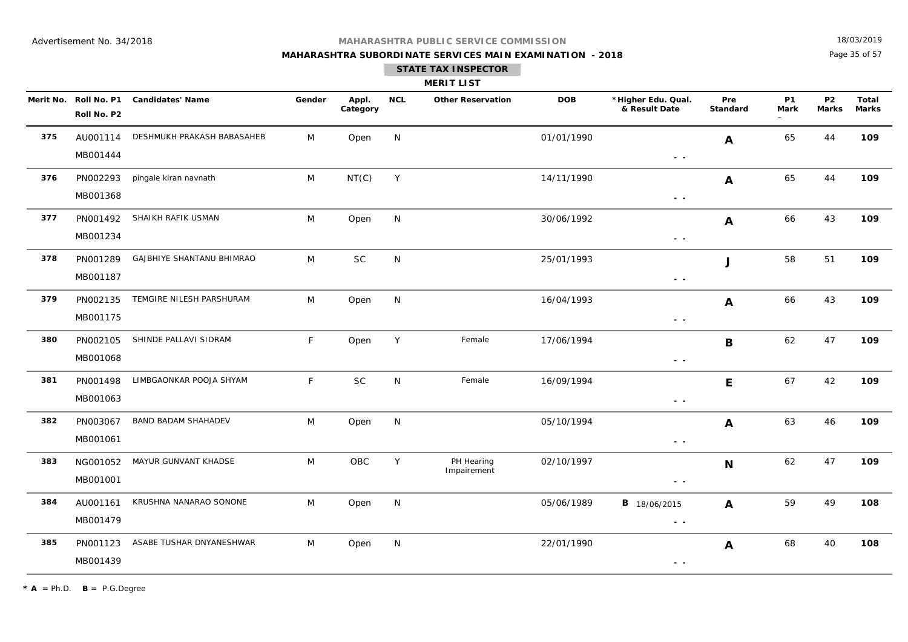Advertisement No. 34/2018

**MAHARASHTRA PUBLIC SERVICE COMMISSION**

**MAHARASHTRA SUBORDINATE SERVICES MAIN EXAMINATION - 2018**

18/03/2019

**STATE TAX INSPECTOR**

**MERIT LIST**

| Merit No. | Roll No. P1 / Roll No. P2 | Candidates' Name | Gender | Appl. Category | NCL | Other Reservation | DOB | *Higher Edu. Qual. & Result Date | Pre Standard | P1 Mark | P2 Marks | Total Marks |
|---|---|---|---|---|---|---|---|---|---|---|---|---|
| 375 | AU001114 / MB001444 | DESHMUKH PRAKASH BABASAHEB | M | Open | N | | 01/01/1990 | - - | A | 65 | 44 | 109 |
| 376 | PN002293 / MB001368 | pingale kiran navnath | M | NT(C) | Y | | 14/11/1990 | - - | A | 65 | 44 | 109 |
| 377 | PN001492 / MB001234 | SHAIKH RAFIK USMAN | M | Open | N | | 30/06/1992 | - - | A | 66 | 43 | 109 |
| 378 | PN001289 / MB001187 | GAJBHIYE SHANTANU BHIMRAO | M | SC | N | | 25/01/1993 | - - | J | 58 | 51 | 109 |
| 379 | PN002135 / MB001175 | TEMGIRE NILESH PARSHURAM | M | Open | N | | 16/04/1993 | - - | A | 66 | 43 | 109 |
| 380 | PN002105 / MB001068 | SHINDE PALLAVI SIDRAM | F | Open | Y | Female | 17/06/1994 | - - | B | 62 | 47 | 109 |
| 381 | PN001498 / MB001063 | LIMBGAONKAR POOJA SHYAM | F | SC | N | Female | 16/09/1994 | - - | E | 67 | 42 | 109 |
| 382 | PN003067 / MB001061 | BAND BADAM SHAHADEV | M | Open | N | | 05/10/1994 | - - | A | 63 | 46 | 109 |
| 383 | NG001052 / MB001001 | MAYUR GUNVANT KHADSE | M | OBC | Y | PH Hearing Impairement | 02/10/1997 | - - | N | 62 | 47 | 109 |
| 384 | AU001161 / MB001479 | KRUSHNA NANARAO SONONE | M | Open | N | | 05/06/1989 | B 18/06/2015 - - | A | 59 | 49 | 108 |
| 385 | PN001123 / MB001439 | ASABE TUSHAR DNYANESHWAR | M | Open | N | | 22/01/1990 | - - | A | 68 | 40 | 108 |

\* **A** = Ph.D. **B** = P.G.Degree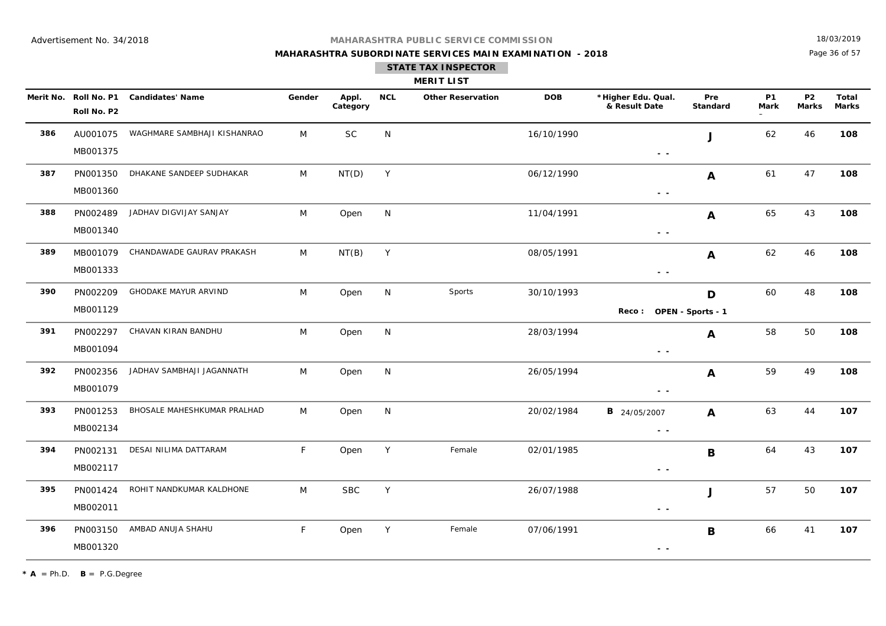Advertisement No. 34/2018

18/03/2019

**MAHARASHTRA PUBLIC SERVICE COMMISSION**

**MAHARASHTRA SUBORDINATE SERVICES MAIN EXAMINATION - 2018**

**STATE TAX INSPECTOR**

**MERIT LIST**

| Merit No. | Roll No. P1 / Roll No. P2 | Candidates' Name | Gender | Appl. Category | NCL | Other Reservation | DOB | *Higher Edu. Qual. & Result Date | Pre Standard | P1 Mark | P2 Marks | Total Marks |
|---|---|---|---|---|---|---|---|---|---|---|---|---|
| **386** | AU001075 / MB001375 | WAGHMARE SAMBHAJI KISHANRAO | M | SC | N | | 16/10/1990 | - - | **J** | 62 | 46 | **108** |
| **387** | PN001350 / MB001360 | DHAKANE SANDEEP SUDHAKAR | M | NT(D) | Y | | 06/12/1990 | - - | **A** | 61 | 47 | **108** |
| **388** | PN002489 / MB001340 | JADHAV DIGVIJAY SANJAY | M | Open | N | | 11/04/1991 | - - | **A** | 65 | 43 | **108** |
| **389** | MB001079 / MB001333 | CHANDAWADE GAURAV PRAKASH | M | NT(B) | Y | | 08/05/1991 | - - | **A** | 62 | 46 | **108** |
| **390** | PN002209 / MB001129 | GHODAKE MAYUR ARVIND | M | Open | N | Sports | 30/10/1993 | **Reco : OPEN - Sports - 1** | **D** | 60 | 48 | **108** |
| **391** | PN002297 / MB001094 | CHAVAN KIRAN BANDHU | M | Open | N | | 28/03/1994 | - - | **A** | 58 | 50 | **108** |
| **392** | PN002356 / MB001079 | JADHAV SAMBHAJI JAGANNATH | M | Open | N | | 26/05/1994 | - - | **A** | 59 | 49 | **108** |
| **393** | PN001253 / MB002134 | BHOSALE MAHESHKUMAR PRALHAD | M | Open | N | | 20/02/1984 | **B** 24/05/2007 - - | **A** | 63 | 44 | **107** |
| **394** | PN002131 / MB002117 | DESAI NILIMA DATTARAM | F | Open | Y | Female | 02/01/1985 | - - | **B** | 64 | 43 | **107** |
| **395** | PN001424 / MB002011 | ROHIT NANDKUMAR KALDHONE | M | SBC | Y | | 26/07/1988 | - - | **J** | 57 | 50 | **107** |
| **396** | PN003150 / MB001320 | AMBAD ANUJA SHAHU | F | Open | Y | Female | 07/06/1991 | - - | **B** | 66 | 41 | **107** |

* **A** = Ph.D. **B** = P.G.Degree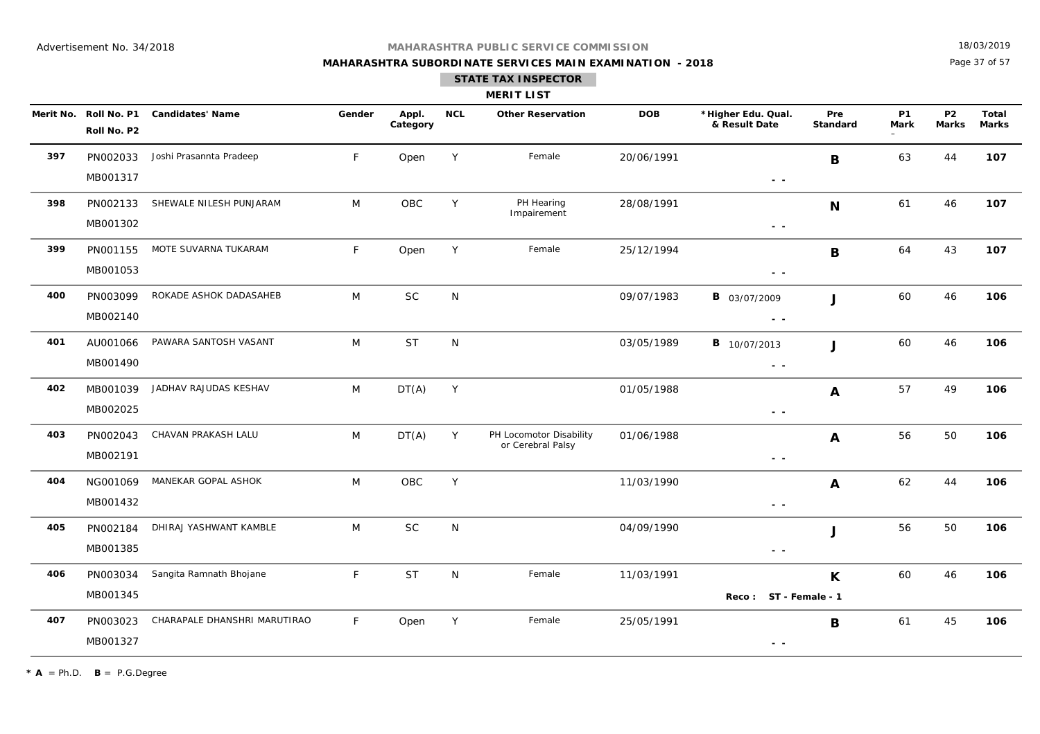Advertisement No. 34/2018

**MAHARASHTRA PUBLIC SERVICE COMMISSION**

**MAHARASHTRA SUBORDINATE SERVICES MAIN EXAMINATION - 2018**

18/03/2019

**STATE TAX INSPECTOR**

**MERIT LIST**

| Merit No. | Roll No. P1 / Roll No. P2 | Candidates' Name | Gender | Appl. Category | NCL | Other Reservation | DOB | *Higher Edu. Qual. & Result Date | Pre Standard | P1 Mark | P2 Marks | Total Marks |
|---|---|---|---|---|---|---|---|---|---|---|---|---|
| **397** | PN002033 / MB001317 | Joshi Prasannta Pradeep | F | Open | Y | Female | 20/06/1991 | - - | **B** | 63 | 44 | **107** |
| **398** | PN002133 / MB001302 | SHEWALE NILESH PUNJARAM | M | OBC | Y | PH Hearing Impairement | 28/08/1991 | - - | **N** | 61 | 46 | **107** |
| **399** | PN001155 / MB001053 | MOTE SUVARNA TUKARAM | F | Open | Y | Female | 25/12/1994 | - - | **B** | 64 | 43 | **107** |
| **400** | PN003099 / MB002140 | ROKADE ASHOK DADASAHEB | M | SC | N | | 09/07/1983 | **B** 03/07/2009 - - | **J** | 60 | 46 | **106** |
| **401** | AU001066 / MB001490 | PAWARA SANTOSH VASANT | M | ST | N | | 03/05/1989 | **B** 10/07/2013 - - | **J** | 60 | 46 | **106** |
| **402** | MB001039 / MB002025 | JADHAV RAJUDAS KESHAV | M | DT(A) | Y | | 01/05/1988 | - - | **A** | 57 | 49 | **106** |
| **403** | PN002043 / MB002191 | CHAVAN PRAKASH LALU | M | DT(A) | Y | PH Locomotor Disability or Cerebral Palsy | 01/06/1988 | - - | **A** | 56 | 50 | **106** |
| **404** | NG001069 / MB001432 | MANEKAR GOPAL ASHOK | M | OBC | Y | | 11/03/1990 | - - | **A** | 62 | 44 | **106** |
| **405** | PN002184 / MB001385 | DHIRAJ YASHWANT KAMBLE | M | SC | N | | 04/09/1990 | - - | **J** | 56 | 50 | **106** |
| **406** | PN003034 / MB001345 | Sangita Ramnath Bhojane | F | ST | N | Female | 11/03/1991 | Reco : ST - Female - 1 | **K** | 60 | 46 | **106** |
| **407** | PN003023 / MB001327 | CHARAPALE DHANSHRI MARUTIRAO | F | Open | Y | Female | 25/05/1991 | - - | **B** | 61 | 45 | **106** |

* **A** = Ph.D. **B** = P.G.Degree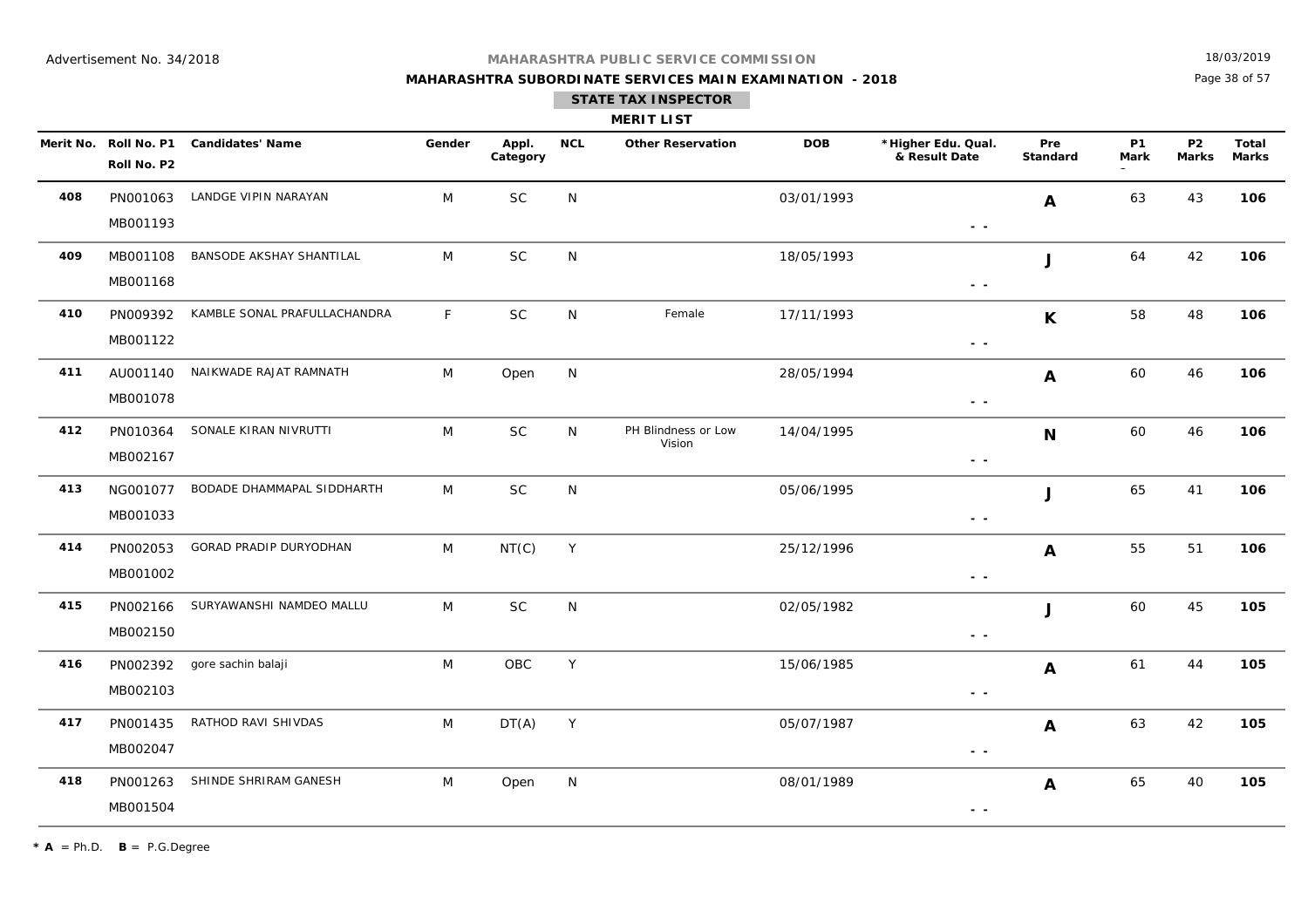Advertisement No. 34/2018

**MAHARASHTRA PUBLIC SERVICE COMMISSION**

**MAHARASHTRA SUBORDINATE SERVICES MAIN EXAMINATION - 2018**

**STATE TAX INSPECTOR**

**MERIT LIST**

| Merit No. | Roll No. P1 / Roll No. P2 | Candidates' Name | Gender | Appl. Category | NCL | Other Reservation | DOB | *Higher Edu. Qual. & Result Date | Pre Standard | P1 Mark | P2 Marks | Total Marks |
|---|---|---|---|---|---|---|---|---|---|---|---|---|
| 408 | PN001063 MB001193 | LANDGE VIPIN NARAYAN | M | SC | N | | 03/01/1993 | - - | A | 63 | 43 | 106 |
| 409 | MB001108 MB001168 | BANSODE AKSHAY SHANTILAL | M | SC | N | | 18/05/1993 | - - | J | 64 | 42 | 106 |
| 410 | PN009392 MB001122 | KAMBLE SONAL PRAFULLACHANDRA | F | SC | N | Female | 17/11/1993 | - - | K | 58 | 48 | 106 |
| 411 | AU001140 MB001078 | NAIKWADE RAJAT RAMNATH | M | Open | N | | 28/05/1994 | - - | A | 60 | 46 | 106 |
| 412 | PN010364 MB002167 | SONALE KIRAN NIVRUTTI | M | SC | N | PH Blindness or Low Vision | 14/04/1995 | - - | N | 60 | 46 | 106 |
| 413 | NG001077 MB001033 | BODADE DHAMMAPAL SIDDHARTH | M | SC | N | | 05/06/1995 | - - | J | 65 | 41 | 106 |
| 414 | PN002053 MB001002 | GORAD PRADIP DURYODHAN | M | NT(C) | Y | | 25/12/1996 | - - | A | 55 | 51 | 106 |
| 415 | PN002166 MB002150 | SURYAWANSHI NAMDEO MALLU | M | SC | N | | 02/05/1982 | - - | J | 60 | 45 | 105 |
| 416 | PN002392 MB002103 | gore sachin balaji | M | OBC | Y | | 15/06/1985 | - - | A | 61 | 44 | 105 |
| 417 | PN001435 MB002047 | RATHOD RAVI SHIVDAS | M | DT(A) | Y | | 05/07/1987 | - - | A | 63 | 42 | 105 |
| 418 | PN001263 MB001504 | SHINDE SHRIRAM GANESH | M | Open | N | | 08/01/1989 | - - | A | 65 | 40 | 105 |

* **A** = Ph.D. **B** = P.G.Degree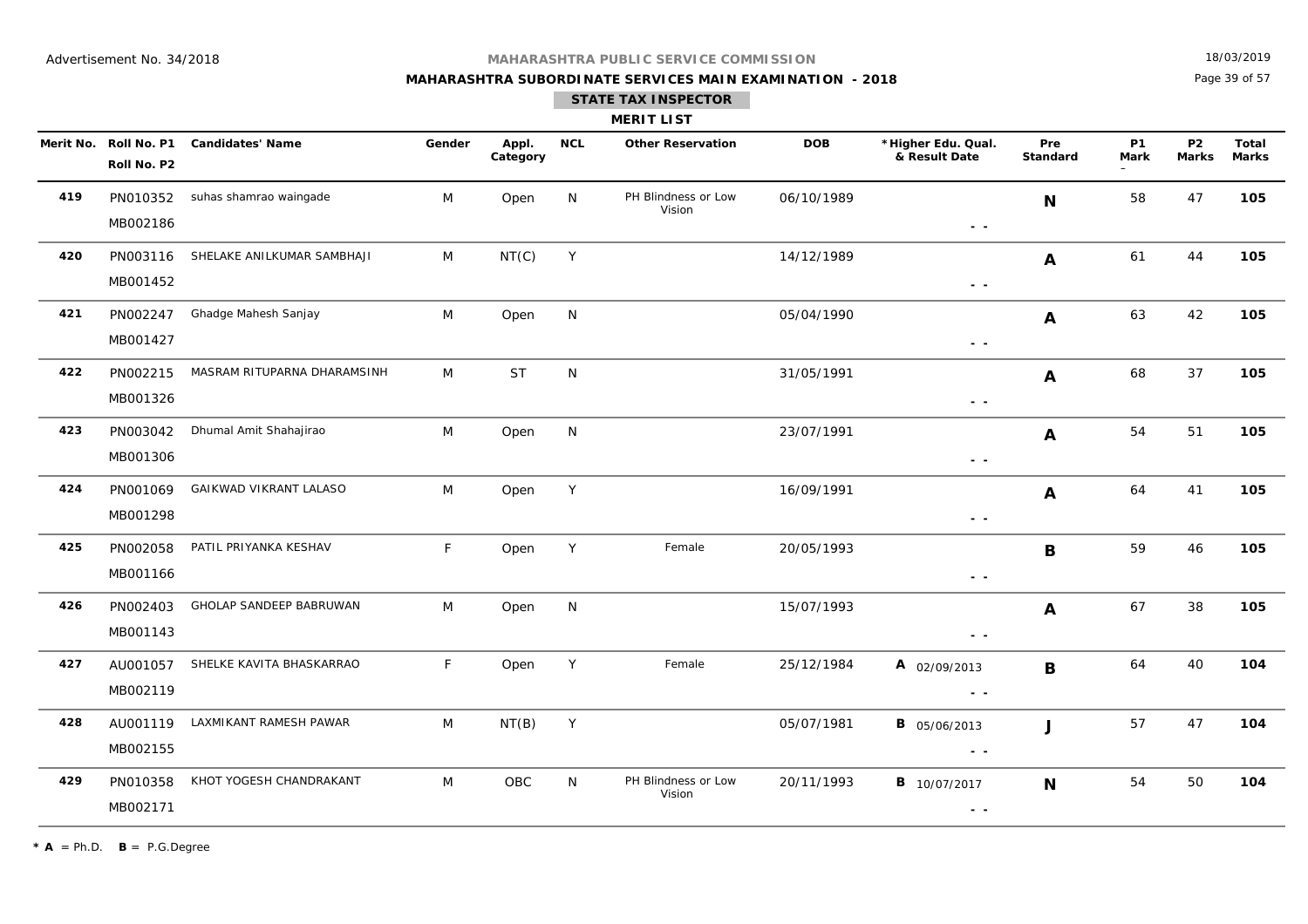Advertisement No. 34/2018

**MAHARASHTRA PUBLIC SERVICE COMMISSION**

**MAHARASHTRA SUBORDINATE SERVICES MAIN EXAMINATION - 2018**

18/03/2019

## STATE TAX INSPECTOR

### MERIT LIST

| Merit No. | Roll No. P1 / Roll No. P2 | Candidates' Name | Gender | Appl. Category | NCL | Other Reservation | DOB | *Higher Edu. Qual. & Result Date | Pre Standard | P1 Mark | P2 Marks | Total Marks |
|---|---|---|---|---|---|---|---|---|---|---|---|---|
| 419 | PN010352 / MB002186 | suhas shamrao waingade | M | Open | N | PH Blindness or Low Vision | 06/10/1989 | - - | N | 58 | 47 | 105 |
| 420 | PN003116 / MB001452 | SHELAKE ANILKUMAR SAMBHAJI | M | NT(C) | Y | | 14/12/1989 | - - | A | 61 | 44 | 105 |
| 421 | PN002247 / MB001427 | Ghadge Mahesh Sanjay | M | Open | N | | 05/04/1990 | - - | A | 63 | 42 | 105 |
| 422 | PN002215 / MB001326 | MASRAM RITUPARNA DHARAMSINH | M | ST | N | | 31/05/1991 | - - | A | 68 | 37 | 105 |
| 423 | PN003042 / MB001306 | Dhumal Amit Shahajirao | M | Open | N | | 23/07/1991 | - - | A | 54 | 51 | 105 |
| 424 | PN001069 / MB001298 | GAIKWAD VIKRANT LALASO | M | Open | Y | | 16/09/1991 | - - | A | 64 | 41 | 105 |
| 425 | PN002058 / MB001166 | PATIL PRIYANKA KESHAV | F | Open | Y | Female | 20/05/1993 | - - | B | 59 | 46 | 105 |
| 426 | PN002403 / MB001143 | GHOLAP SANDEEP BABRUWAN | M | Open | N | | 15/07/1993 | - - | A | 67 | 38 | 105 |
| 427 | AU001057 / MB002119 | SHELKE KAVITA BHASKARRAO | F | Open | Y | Female | 25/12/1984 | A 02/09/2013 - - | B | 64 | 40 | 104 |
| 428 | AU001119 / MB002155 | LAXMIKANT RAMESH PAWAR | M | NT(B) | Y | | 05/07/1981 | B 05/06/2013 - - | J | 57 | 47 | 104 |
| 429 | PN010358 / MB002171 | KHOT YOGESH CHANDRAKANT | M | OBC | N | PH Blindness or Low Vision | 20/11/1993 | B 10/07/2017 - - | N | 54 | 50 | 104 |

* **A** = Ph.D. **B** = P.G.Degree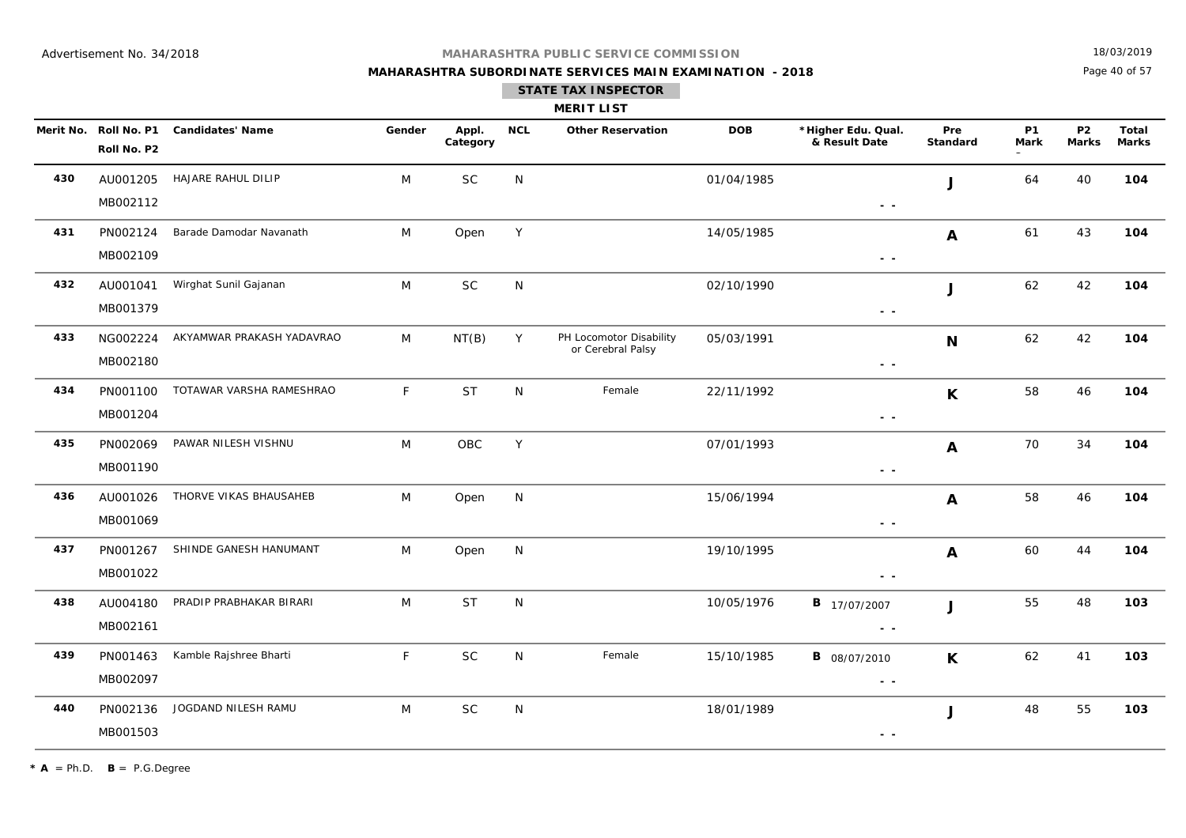Advertisement No. 34/2018

**MAHARASHTRA PUBLIC SERVICE COMMISSION**

**MAHARASHTRA SUBORDINATE SERVICES MAIN EXAMINATION - 2018**

18/03/2019

**STATE TAX INSPECTOR**

**MERIT LIST**

| Merit No. | Roll No. P1 / Roll No. P2 | Candidates' Name | Gender | Appl. Category | NCL | Other Reservation | DOB | *Higher Edu. Qual. & Result Date | Pre Standard | P1 Mark | P2 Marks | Total Marks |
|---|---|---|---|---|---|---|---|---|---|---|---|---|
| 430 | AU001205 / MB002112 | HAJARE RAHUL DILIP | M | SC | N | | 01/04/1985 | - - | J | 64 | 40 | 104 |
| 431 | PN002124 / MB002109 | Barade Damodar Navanath | M | Open | Y | | 14/05/1985 | - - | A | 61 | 43 | 104 |
| 432 | AU001041 / MB001379 | Wirghat Sunil Gajanan | M | SC | N | | 02/10/1990 | - - | J | 62 | 42 | 104 |
| 433 | NG002224 / MB002180 | AKYAMWAR PRAKASH YADAVRAO | M | NT(B) | Y | PH Locomotor Disability or Cerebral Palsy | 05/03/1991 | - - | N | 62 | 42 | 104 |
| 434 | PN001100 / MB001204 | TOTAWAR VARSHA RAMESHRAO | F | ST | N | Female | 22/11/1992 | - - | K | 58 | 46 | 104 |
| 435 | PN002069 / MB001190 | PAWAR NILESH VISHNU | M | OBC | Y | | 07/01/1993 | - - | A | 70 | 34 | 104 |
| 436 | AU001026 / MB001069 | THORVE VIKAS BHAUSAHEB | M | Open | N | | 15/06/1994 | - - | A | 58 | 46 | 104 |
| 437 | PN001267 / MB001022 | SHINDE GANESH HANUMANT | M | Open | N | | 19/10/1995 | - - | A | 60 | 44 | 104 |
| 438 | AU004180 / MB002161 | PRADIP PRABHAKAR BIRARI | M | ST | N | | 10/05/1976 | B 17/07/2007 - - | J | 55 | 48 | 103 |
| 439 | PN001463 / MB002097 | Kamble Rajshree Bharti | F | SC | N | Female | 15/10/1985 | B 08/07/2010 - - | K | 62 | 41 | 103 |
| 440 | PN002136 / MB001503 | JOGDAND NILESH RAMU | M | SC | N | | 18/01/1989 | - - | J | 48 | 55 | 103 |

* **A** = Ph.D. **B** = P.G.Degree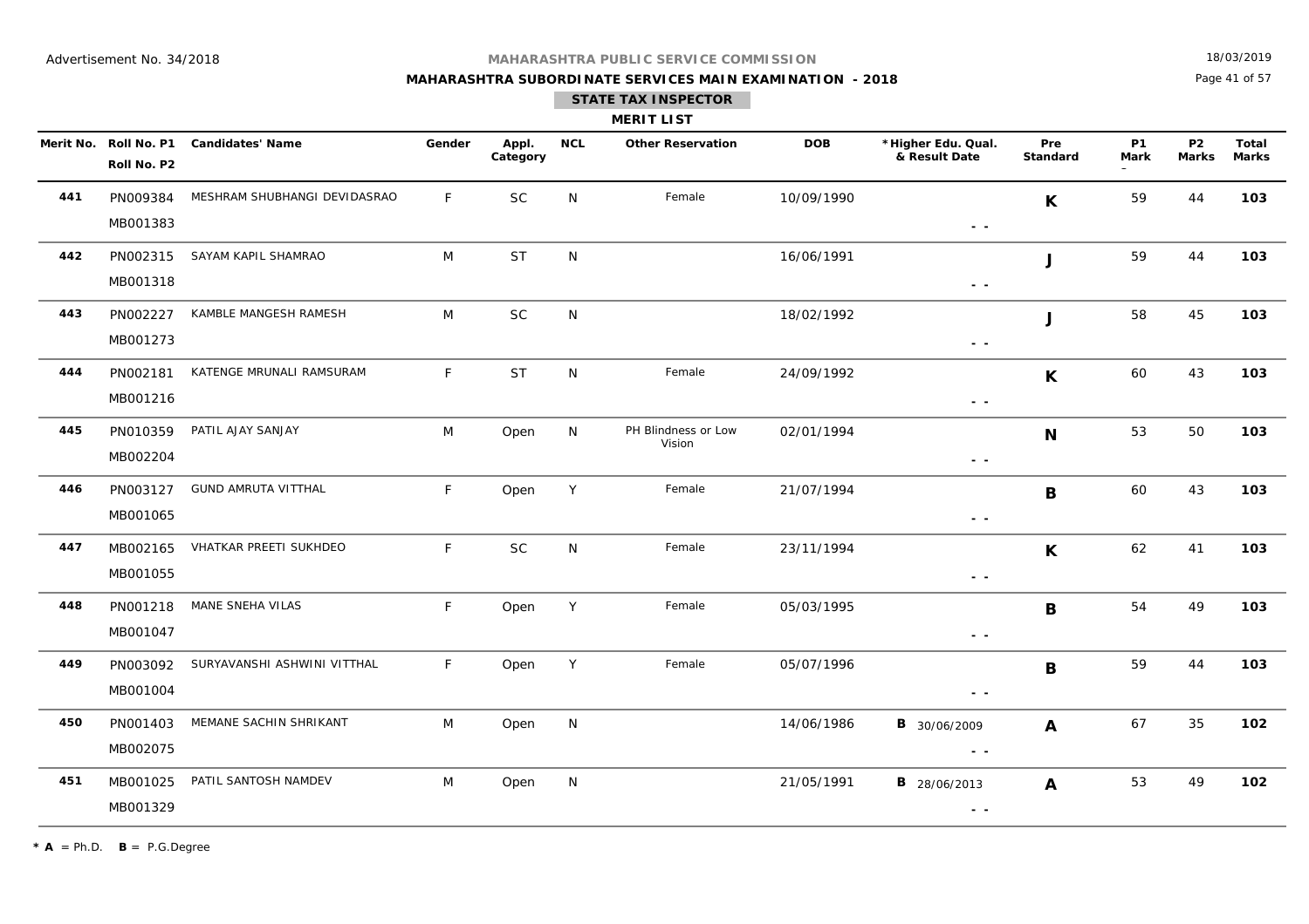Advertisement No. 34/2018

**MAHARASHTRA PUBLIC SERVICE COMMISSION**

**MAHARASHTRA SUBORDINATE SERVICES MAIN EXAMINATION - 2018**

18/03/2019

**STATE TAX INSPECTOR**

**MERIT LIST**

| Merit No. | Roll No. P1 / Roll No. P2 | Candidates' Name | Gender | Appl. Category | NCL | Other Reservation | DOB | *Higher Edu. Qual. & Result Date | Pre Standard | P1 Mark | P2 Marks | Total Marks |
|---|---|---|---|---|---|---|---|---|---|---|---|---|
| **441** | PN009384 / MB001383 | MESHRAM SHUBHANGI DEVIDASRAO | F | SC | N | Female | 10/09/1990 | - - | **K** | 59 | 44 | **103** |
| **442** | PN002315 / MB001318 | SAYAM KAPIL SHAMRAO | M | ST | N | | 16/06/1991 | - - | **J** | 59 | 44 | **103** |
| **443** | PN002227 / MB001273 | KAMBLE MANGESH RAMESH | M | SC | N | | 18/02/1992 | - - | **J** | 58 | 45 | **103** |
| **444** | PN002181 / MB001216 | KATENGE MRUNALI RAMSURAM | F | ST | N | Female | 24/09/1992 | - - | **K** | 60 | 43 | **103** |
| **445** | PN010359 / MB002204 | PATIL AJAY SANJAY | M | Open | N | PH Blindness or Low Vision | 02/01/1994 | - - | **N** | 53 | 50 | **103** |
| **446** | PN003127 / MB001065 | GUND AMRUTA VITTHAL | F | Open | Y | Female | 21/07/1994 | - - | **B** | 60 | 43 | **103** |
| **447** | MB002165 / MB001055 | VHATKAR PREETI SUKHDEO | F | SC | N | Female | 23/11/1994 | - - | **K** | 62 | 41 | **103** |
| **448** | PN001218 / MB001047 | MANE SNEHA VILAS | F | Open | Y | Female | 05/03/1995 | - - | **B** | 54 | 49 | **103** |
| **449** | PN003092 / MB001004 | SURYAVANSHI ASHWINI VITTHAL | F | Open | Y | Female | 05/07/1996 | - - | **B** | 59 | 44 | **103** |
| **450** | PN001403 / MB002075 | MEMANE SACHIN SHRIKANT | M | Open | N | | 14/06/1986 | **B** 30/06/2009 - - | **A** | 67 | 35 | **102** |
| **451** | MB001025 / MB001329 | PATIL SANTOSH NAMDEV | M | Open | N | | 21/05/1991 | **B** 28/06/2013 - - | **A** | 53 | 49 | **102** |

* **A** = Ph.D. **B** = P.G.Degree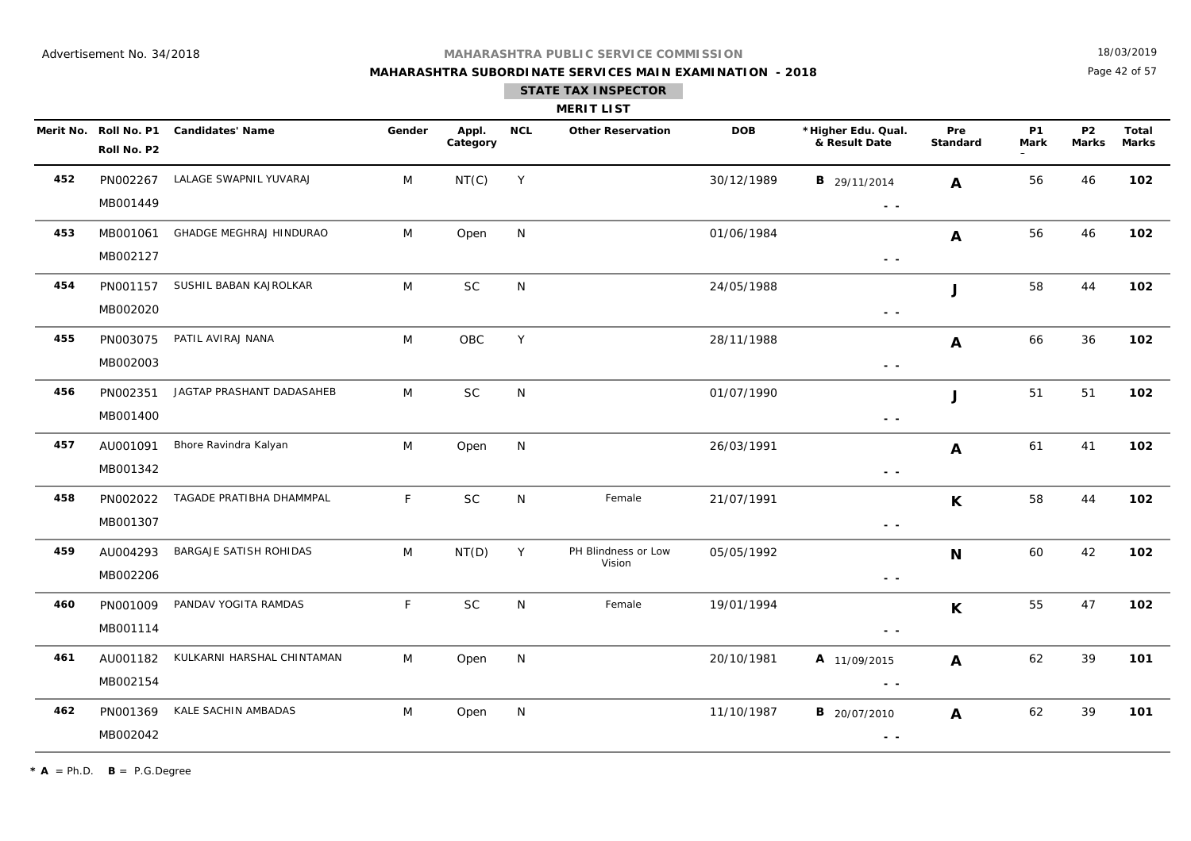Advertisement No. 34/2018

**MAHARASHTRA PUBLIC SERVICE COMMISSION**

**MAHARASHTRA SUBORDINATE SERVICES MAIN EXAMINATION - 2018**

18/03/2019

**STATE TAX INSPECTOR**

**MERIT LIST**

| Merit No. | Roll No. P1 / Roll No. P2 | Candidates' Name | Gender | Appl. Category | NCL | Other Reservation | DOB | *Higher Edu. Qual. & Result Date | Pre Standard | P1 Mark | P2 Marks | Total Marks |
|---|---|---|---|---|---|---|---|---|---|---|---|---|
| 452 | PN002267 / MB001449 | LALAGE SWAPNIL YUVARAJ | M | NT(C) | Y | | 30/12/1989 | B 29/11/2014 - - | A | 56 | 46 | 102 |
| 453 | MB001061 / MB002127 | GHADGE MEGHRAJ HINDURAO | M | Open | N | | 01/06/1984 | - - | A | 56 | 46 | 102 |
| 454 | PN001157 / MB002020 | SUSHIL BABAN KAJROLKAR | M | SC | N | | 24/05/1988 | - - | J | 58 | 44 | 102 |
| 455 | PN003075 / MB002003 | PATIL AVIRAJ NANA | M | OBC | Y | | 28/11/1988 | - - | A | 66 | 36 | 102 |
| 456 | PN002351 / MB001400 | JAGTAP PRASHANT DADASAHEB | M | SC | N | | 01/07/1990 | - - | J | 51 | 51 | 102 |
| 457 | AU001091 / MB001342 | Bhore Ravindra Kalyan | M | Open | N | | 26/03/1991 | - - | A | 61 | 41 | 102 |
| 458 | PN002022 / MB001307 | TAGADE PRATIBHA DHAMMPAL | F | SC | N | Female | 21/07/1991 | - - | K | 58 | 44 | 102 |
| 459 | AU004293 / MB002206 | BARGAJE SATISH ROHIDAS | M | NT(D) | Y | PH Blindness or Low Vision | 05/05/1992 | - - | N | 60 | 42 | 102 |
| 460 | PN001009 / MB001114 | PANDAV YOGITA RAMDAS | F | SC | N | Female | 19/01/1994 | - - | K | 55 | 47 | 102 |
| 461 | AU001182 / MB002154 | KULKARNI HARSHAL CHINTAMAN | M | Open | N | | 20/10/1981 | A 11/09/2015 - - | A | 62 | 39 | 101 |
| 462 | PN001369 / MB002042 | KALE SACHIN AMBADAS | M | Open | N | | 11/10/1987 | B 20/07/2010 - - | A | 62 | 39 | 101 |

* **A** = Ph.D. **B** = P.G.Degree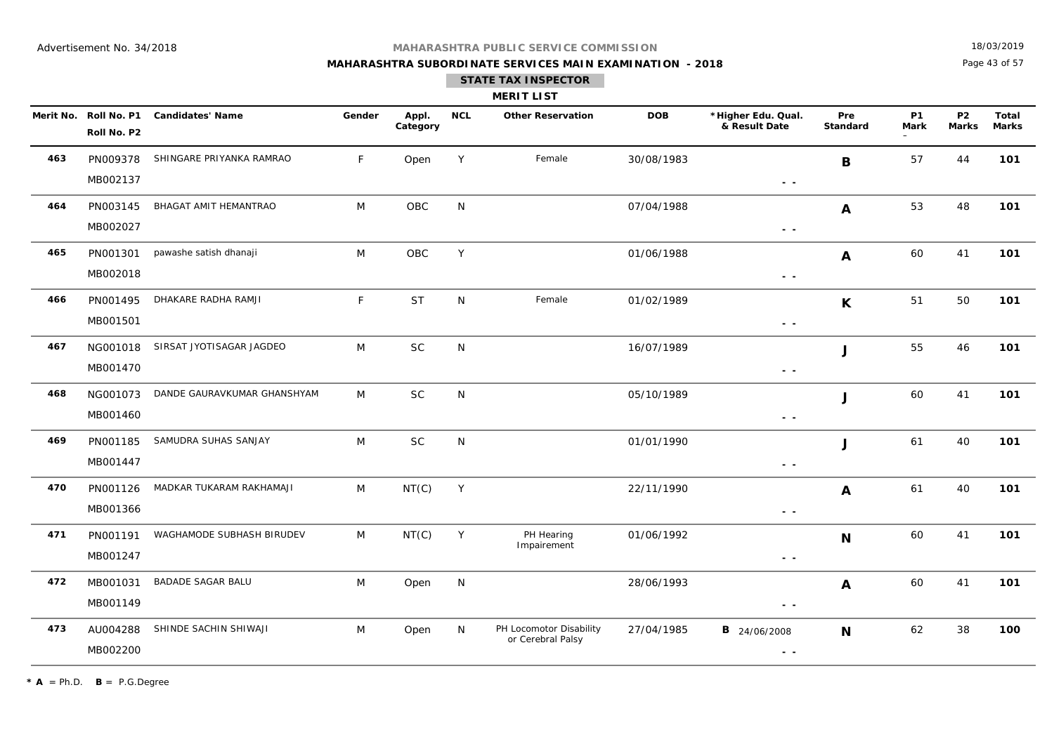Advertisement No. 34/2018

MAHARASHTRA PUBLIC SERVICE COMMISSION

18/03/2019

**MAHARASHTRA SUBORDINATE SERVICES MAIN EXAMINATION - 2018**

**STATE TAX INSPECTOR**

**MERIT LIST**

| Merit No. | Roll No. P1 / Roll No. P2 | Candidates' Name | Gender | Appl. Category | NCL | Other Reservation | DOB | *Higher Edu. Qual. & Result Date | Pre Standard | P1 Mark | P2 Marks | Total Marks |
|---|---|---|---|---|---|---|---|---|---|---|---|---|
| **463** | PN009378 / MB002137 | SHINGARE PRIYANKA RAMRAO | F | Open | Y | Female | 30/08/1983 | - - | **B** | 57 | 44 | **101** |
| **464** | PN003145 / MB002027 | BHAGAT AMIT HEMANTRAO | M | OBC | N | | 07/04/1988 | - - | **A** | 53 | 48 | **101** |
| **465** | PN001301 / MB002018 | pawashe satish dhanaji | M | OBC | Y | | 01/06/1988 | - - | **A** | 60 | 41 | **101** |
| **466** | PN001495 / MB001501 | DHAKARE RADHA RAMJI | F | ST | N | Female | 01/02/1989 | - - | **K** | 51 | 50 | **101** |
| **467** | NG001018 / MB001470 | SIRSAT JYOTISAGAR JAGDEO | M | SC | N | | 16/07/1989 | - - | **J** | 55 | 46 | **101** |
| **468** | NG001073 / MB001460 | DANDE GAURAVKUMAR GHANSHYAM | M | SC | N | | 05/10/1989 | - - | **J** | 60 | 41 | **101** |
| **469** | PN001185 / MB001447 | SAMUDRA SUHAS SANJAY | M | SC | N | | 01/01/1990 | - - | **J** | 61 | 40 | **101** |
| **470** | PN001126 / MB001366 | MADKAR TUKARAM RAKHAMAJI | M | NT(C) | Y | | 22/11/1990 | - - | **A** | 61 | 40 | **101** |
| **471** | PN001191 / MB001247 | WAGHAMODE SUBHASH BIRUDEV | M | NT(C) | Y | PH Hearing Impairement | 01/06/1992 | - - | **N** | 60 | 41 | **101** |
| **472** | MB001031 / MB001149 | BADADE SAGAR BALU | M | Open | N | | 28/06/1993 | - - | **A** | 60 | 41 | **101** |
| **473** | AU004288 / MB002200 | SHINDE SACHIN SHIWAJI | M | Open | N | PH Locomotor Disability or Cerebral Palsy | 27/04/1985 | **B** 24/06/2008 - - | **N** | 62 | 38 | **100** |

* **A** = Ph.D. **B** = P.G.Degree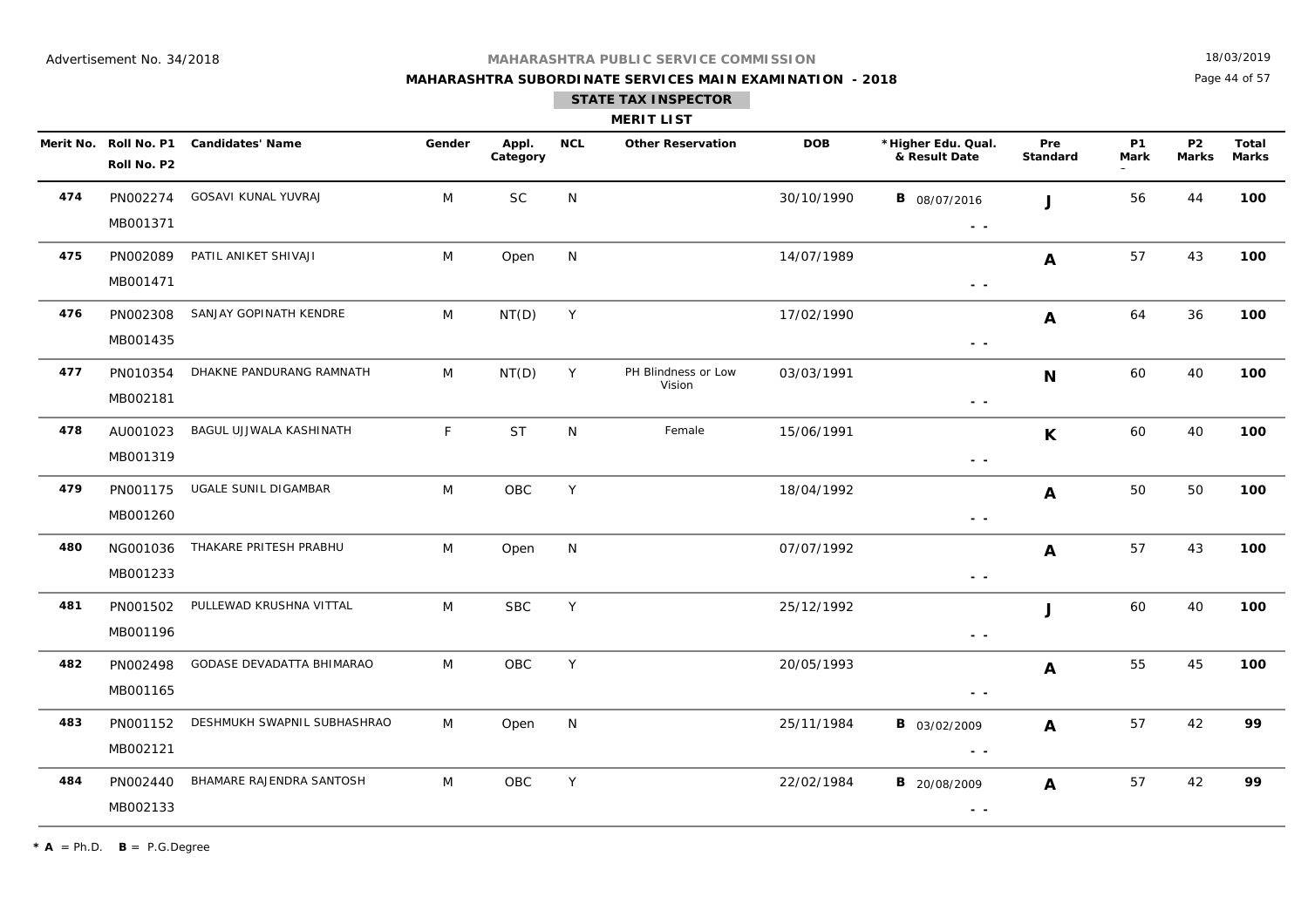Advertisement No. 34/2018

MAHARASHTRA PUBLIC SERVICE COMMISSION

**MAHARASHTRA SUBORDINATE SERVICES MAIN EXAMINATION - 2018**

**STATE TAX INSPECTOR**

**MERIT LIST**

| Merit No. | Roll No. P1 / Roll No. P2 | Candidates' Name | Gender | Appl. Category | NCL | Other Reservation | DOB | *Higher Edu. Qual. & Result Date | Pre Standard | P1 Mark | P2 Marks | Total Marks |
|---|---|---|---|---|---|---|---|---|---|---|---|---|
| **474** | PN002274 / MB001371 | GOSAVI KUNAL YUVRAJ | M | SC | N | | 30/10/1990 | **B** 08/07/2016 - - | **J** | 56 | 44 | **100** |
| **475** | PN002089 / MB001471 | PATIL ANIKET SHIVAJI | M | Open | N | | 14/07/1989 | - - | **A** | 57 | 43 | **100** |
| **476** | PN002308 / MB001435 | SANJAY GOPINATH KENDRE | M | NT(D) | Y | | 17/02/1990 | - - | **A** | 64 | 36 | **100** |
| **477** | PN010354 / MB002181 | DHAKNE PANDURANG RAMNATH | M | NT(D) | Y | PH Blindness or Low Vision | 03/03/1991 | - - | **N** | 60 | 40 | **100** |
| **478** | AU001023 / MB001319 | BAGUL UJJWALA KASHINATH | F | ST | N | Female | 15/06/1991 | - - | **K** | 60 | 40 | **100** |
| **479** | PN001175 / MB001260 | UGALE SUNIL DIGAMBAR | M | OBC | Y | | 18/04/1992 | - - | **A** | 50 | 50 | **100** |
| **480** | NG001036 / MB001233 | THAKARE PRITESH PRABHU | M | Open | N | | 07/07/1992 | - - | **A** | 57 | 43 | **100** |
| **481** | PN001502 / MB001196 | PULLEWAD KRUSHNA VITTAL | M | SBC | Y | | 25/12/1992 | - - | **J** | 60 | 40 | **100** |
| **482** | PN002498 / MB001165 | GODASE DEVADATTA BHIMARAO | M | OBC | Y | | 20/05/1993 | - - | **A** | 55 | 45 | **100** |
| **483** | PN001152 / MB002121 | DESHMUKH SWAPNIL SUBHASHRAO | M | Open | N | | 25/11/1984 | **B** 03/02/2009 - - | **A** | 57 | 42 | **99** |
| **484** | PN002440 / MB002133 | BHAMARE RAJENDRA SANTOSH | M | OBC | Y | | 22/02/1984 | **B** 20/08/2009 - - | **A** | 57 | 42 | **99** |

* **A** = Ph.D. **B** = P.G.Degree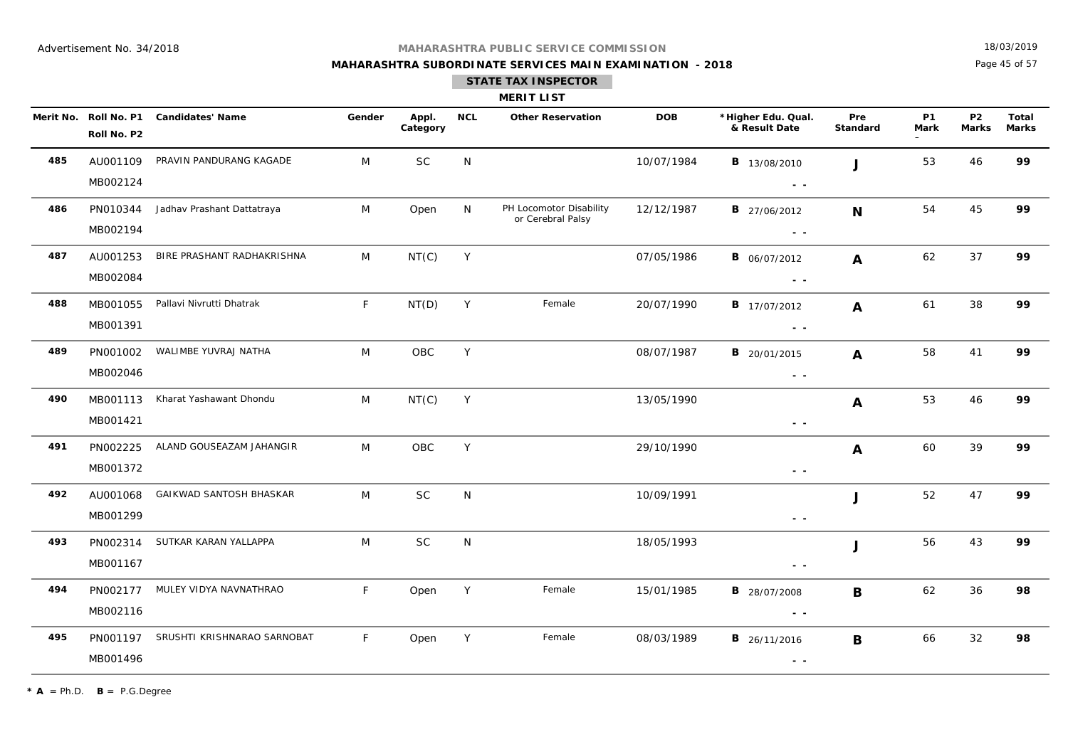Advertisement No. 34/2018

**MAHARASHTRA PUBLIC SERVICE COMMISSION**

**MAHARASHTRA SUBORDINATE SERVICES MAIN EXAMINATION - 2018**

18/03/2019

**STATE TAX INSPECTOR**

**MERIT LIST**

| Merit No. | Roll No. P1 / Roll No. P2 | Candidates' Name | Gender | Appl. Category | NCL | Other Reservation | DOB | *Higher Edu. Qual. & Result Date | Pre Standard | P1 Mark | P2 Marks | Total Marks |
|---|---|---|---|---|---|---|---|---|---|---|---|---|
| **485** | AU001109 / MB002124 | PRAVIN PANDURANG KAGADE | M | SC | N | | 10/07/1984 | **B** 13/08/2010 - - | **J** | 53 | 46 | **99** |
| **486** | PN010344 / MB002194 | Jadhav Prashant Dattatraya | M | Open | N | PH Locomotor Disability or Cerebral Palsy | 12/12/1987 | **B** 27/06/2012 - - | **N** | 54 | 45 | **99** |
| **487** | AU001253 / MB002084 | BIRE PRASHANT RADHAKRISHNA | M | NT(C) | Y | | 07/05/1986 | **B** 06/07/2012 - - | **A** | 62 | 37 | **99** |
| **488** | MB001055 / MB001391 | Pallavi Nivrutti Dhatrak | F | NT(D) | Y | Female | 20/07/1990 | **B** 17/07/2012 - - | **A** | 61 | 38 | **99** |
| **489** | PN001002 / MB002046 | WALIMBE YUVRAJ NATHA | M | OBC | Y | | 08/07/1987 | **B** 20/01/2015 - - | **A** | 58 | 41 | **99** |
| **490** | MB001113 / MB001421 | Kharat Yashawant Dhondu | M | NT(C) | Y | | 13/05/1990 | - - | **A** | 53 | 46 | **99** |
| **491** | PN002225 / MB001372 | ALAND GOUSEAZAM JAHANGIR | M | OBC | Y | | 29/10/1990 | - - | **A** | 60 | 39 | **99** |
| **492** | AU001068 / MB001299 | GAIKWAD SANTOSH BHASKAR | M | SC | N | | 10/09/1991 | - - | **J** | 52 | 47 | **99** |
| **493** | PN002314 / MB001167 | SUTKAR KARAN YALLAPPA | M | SC | N | | 18/05/1993 | - - | **J** | 56 | 43 | **99** |
| **494** | PN002177 / MB002116 | MULEY VIDYA NAVNATHRAO | F | Open | Y | Female | 15/01/1985 | **B** 28/07/2008 - - | **B** | 62 | 36 | **98** |
| **495** | PN001197 / MB001496 | SRUSHTI KRISHNARAO SARNOBAT | F | Open | Y | Female | 08/03/1989 | **B** 26/11/2016 - - | **B** | 66 | 32 | **98** |

* **A** = Ph.D. **B** = P.G.Degree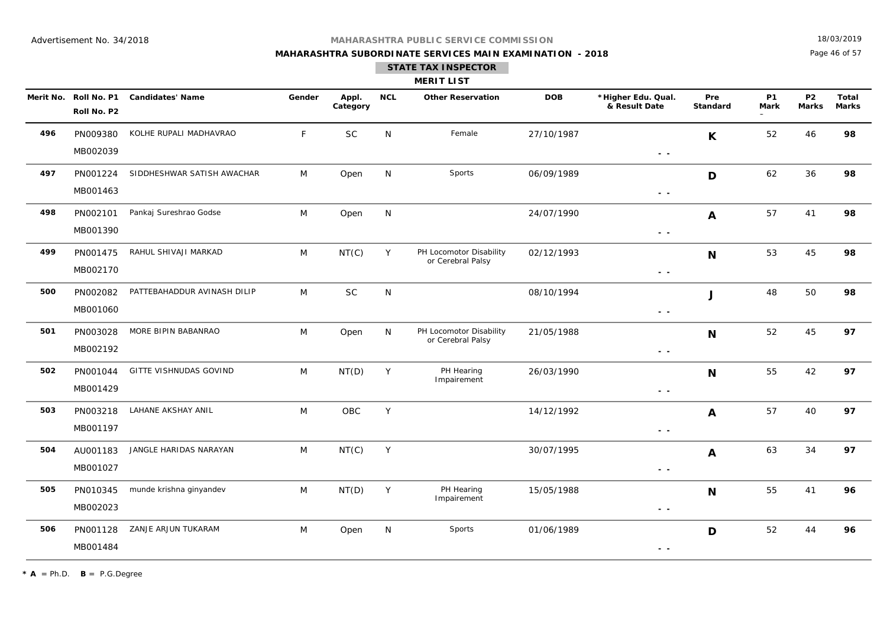Advertisement No. 34/2018

**MAHARASHTRA PUBLIC SERVICE COMMISSION**

**MAHARASHTRA SUBORDINATE SERVICES MAIN EXAMINATION - 2018**

18/03/2019

## STATE TAX INSPECTOR

### MERIT LIST

| Merit No. | Roll No. P1 / Roll No. P2 | Candidates' Name | Gender | Appl. Category | NCL | Other Reservation | DOB | *Higher Edu. Qual. & Result Date | Pre Standard | P1 Mark | P2 Marks | Total Marks |
|---|---|---|---|---|---|---|---|---|---|---|---|---|
| **496** | PN009380 / MB002039 | KOLHE RUPALI MADHAVRAO | F | SC | N | Female | 27/10/1987 | - - | **K** | 52 | 46 | **98** |
| **497** | PN001224 / MB001463 | SIDDHESHWAR SATISH AWACHAR | M | Open | N | Sports | 06/09/1989 | - - | **D** | 62 | 36 | **98** |
| **498** | PN002101 / MB001390 | Pankaj Sureshrao Godse | M | Open | N | | 24/07/1990 | - - | **A** | 57 | 41 | **98** |
| **499** | PN001475 / MB002170 | RAHUL SHIVAJI MARKAD | M | NT(C) | Y | PH Locomotor Disability or Cerebral Palsy | 02/12/1993 | - - | **N** | 53 | 45 | **98** |
| **500** | PN002082 / MB001060 | PATTEBAHADDUR AVINASH DILIP | M | SC | N | | 08/10/1994 | - - | **J** | 48 | 50 | **98** |
| **501** | PN003028 / MB002192 | MORE BIPIN BABANRAO | M | Open | N | PH Locomotor Disability or Cerebral Palsy | 21/05/1988 | - - | **N** | 52 | 45 | **97** |
| **502** | PN001044 / MB001429 | GITTE VISHNUDAS GOVIND | M | NT(D) | Y | PH Hearing Impairement | 26/03/1990 | - - | **N** | 55 | 42 | **97** |
| **503** | PN003218 / MB001197 | LAHANE AKSHAY ANIL | M | OBC | Y | | 14/12/1992 | - - | **A** | 57 | 40 | **97** |
| **504** | AU001183 / MB001027 | JANGLE HARIDAS NARAYAN | M | NT(C) | Y | | 30/07/1995 | - - | **A** | 63 | 34 | **97** |
| **505** | PN010345 / MB002023 | munde krishna ginyandev | M | NT(D) | Y | PH Hearing Impairement | 15/05/1988 | - - | **N** | 55 | 41 | **96** |
| **506** | PN001128 / MB001484 | ZANJE ARJUN TUKARAM | M | Open | N | Sports | 01/06/1989 | - - | **D** | 52 | 44 | **96** |

* **A** = Ph.D. **B** = P.G.Degree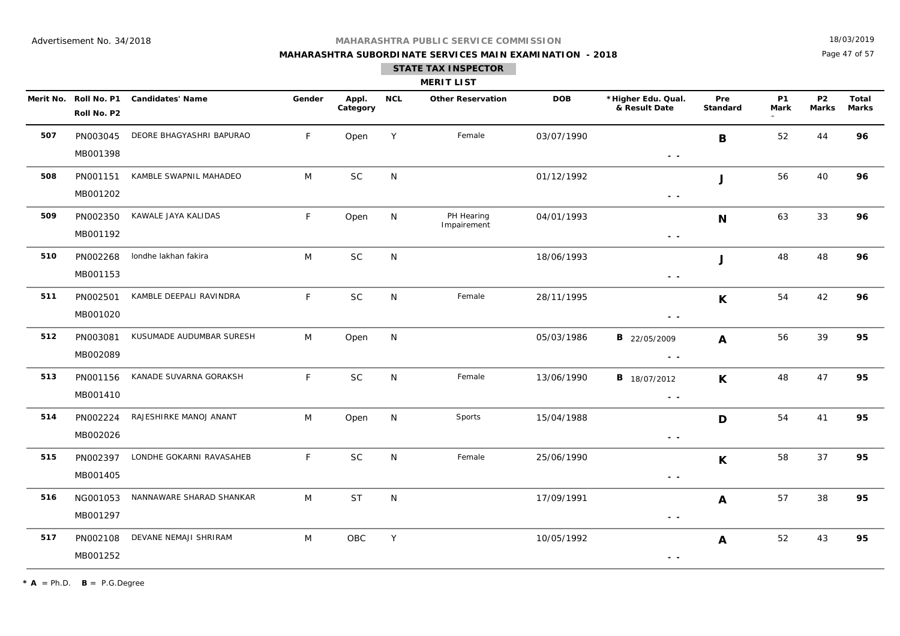Advertisement No. 34/2018

18/03/2019

# MAHARASHTRA PUBLIC SERVICE COMMISSION

## MAHARASHTRA SUBORDINATE SERVICES MAIN EXAMINATION - 2018

### STATE TAX INSPECTOR

### MERIT LIST

| Merit No. | Roll No. P1 / Roll No. P2 | Candidates' Name | Gender | Appl. Category | NCL | Other Reservation | DOB | *Higher Edu. Qual. & Result Date | Pre Standard | P1 Mark | P2 Marks | Total Marks |
|---|---|---|---|---|---|---|---|---|---|---|---|---|
| 507 | PN003045 MB001398 | DEORE BHAGYASHRI BAPURAO | F | Open | Y | Female | 03/07/1990 | - - | B | 52 | 44 | 96 |
| 508 | PN001151 MB001202 | KAMBLE SWAPNIL MAHADEO | M | SC | N | | 01/12/1992 | - - | J | 56 | 40 | 96 |
| 509 | PN002350 MB001192 | KAWALE JAYA KALIDAS | F | Open | N | PH Hearing Impairement | 04/01/1993 | - - | N | 63 | 33 | 96 |
| 510 | PN002268 MB001153 | londhe lakhan fakira | M | SC | N | | 18/06/1993 | - - | J | 48 | 48 | 96 |
| 511 | PN002501 MB001020 | KAMBLE DEEPALI RAVINDRA | F | SC | N | Female | 28/11/1995 | - - | K | 54 | 42 | 96 |
| 512 | PN003081 MB002089 | KUSUMADE AUDUMBAR SURESH | M | Open | N | | 05/03/1986 | B 22/05/2009 - - | A | 56 | 39 | 95 |
| 513 | PN001156 MB001410 | KANADE SUVARNA GORAKSH | F | SC | N | Female | 13/06/1990 | B 18/07/2012 - - | K | 48 | 47 | 95 |
| 514 | PN002224 MB002026 | RAJESHIRKE MANOJ ANANT | M | Open | N | Sports | 15/04/1988 | - - | D | 54 | 41 | 95 |
| 515 | PN002397 MB001405 | LONDHE GOKARNI RAVASAHEB | F | SC | N | Female | 25/06/1990 | - - | K | 58 | 37 | 95 |
| 516 | NG001053 MB001297 | NANNAWARE SHARAD SHANKAR | M | ST | N | | 17/09/1991 | - - | A | 57 | 38 | 95 |
| 517 | PN002108 MB001252 | DEVANE NEMAJI SHRIRAM | M | OBC | Y | | 10/05/1992 | - - | A | 52 | 43 | 95 |

* **A** = Ph.D. **B** = P.G.Degree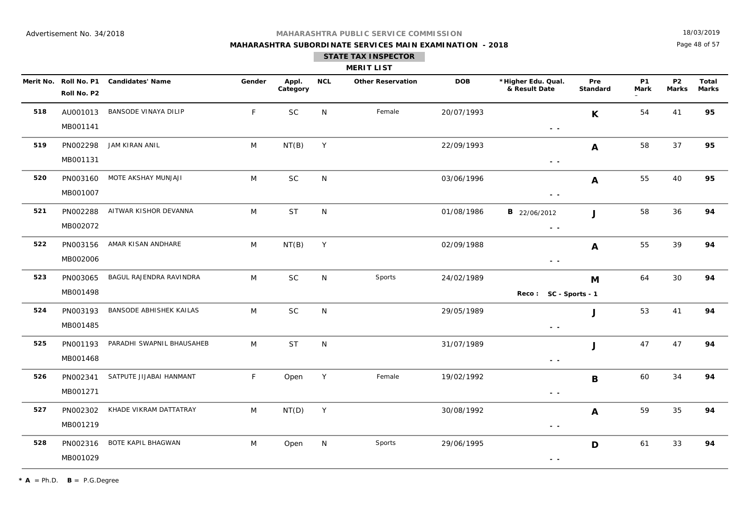Advertisement No. 34/2018

**MAHARASHTRA PUBLIC SERVICE COMMISSION**

**MAHARASHTRA SUBORDINATE SERVICES MAIN EXAMINATION - 2018**

18/03/2019

## STATE TAX INSPECTOR

### MERIT LIST

| Merit No. | Roll No. P1 / Roll No. P2 | Candidates' Name | Gender | Appl. Category | NCL | Other Reservation | DOB | *Higher Edu. Qual. & Result Date | Pre Standard | P1 Mark | P2 Marks | Total Marks |
|---|---|---|---|---|---|---|---|---|---|---|---|---|
| 518 | AU001013 / MB001141 | BANSODE VINAYA DILIP | F | SC | N | Female | 20/07/1993 | - - | K | 54 | 41 | **95** |
| 519 | PN002298 / MB001131 | JAM KIRAN ANIL | M | NT(B) | Y | | 22/09/1993 | - - | A | 58 | 37 | **95** |
| 520 | PN003160 / MB001007 | MOTE AKSHAY MUNJAJI | M | SC | N | | 03/06/1996 | - - | A | 55 | 40 | **95** |
| 521 | PN002288 / MB002072 | AITWAR KISHOR DEVANNA | M | ST | N | | 01/08/1986 | **B** 22/06/2012 - - | J | 58 | 36 | **94** |
| 522 | PN003156 / MB002006 | AMAR KISAN ANDHARE | M | NT(B) | Y | | 02/09/1988 | - - | A | 55 | 39 | **94** |
| 523 | PN003065 / MB001498 | BAGUL RAJENDRA RAVINDRA | M | SC | N | Sports | 24/02/1989 | **Reco : SC - Sports - 1** | M | 64 | 30 | **94** |
| 524 | PN003193 / MB001485 | BANSODE ABHISHEK KAILAS | M | SC | N | | 29/05/1989 | - - | J | 53 | 41 | **94** |
| 525 | PN001193 / MB001468 | PARADHI SWAPNIL BHAUSAHEB | M | ST | N | | 31/07/1989 | - - | J | 47 | 47 | **94** |
| 526 | PN002341 / MB001271 | SATPUTE JIJABAI HANMANT | F | Open | Y | Female | 19/02/1992 | - - | B | 60 | 34 | **94** |
| 527 | PN002302 / MB001219 | KHADE VIKRAM DATTATRAY | M | NT(D) | Y | | 30/08/1992 | - - | A | 59 | 35 | **94** |
| 528 | PN002316 / MB001029 | BOTE KAPIL BHAGWAN | M | Open | N | Sports | 29/06/1995 | - - | D | 61 | 33 | **94** |

* **A** = Ph.D. **B** = P.G.Degree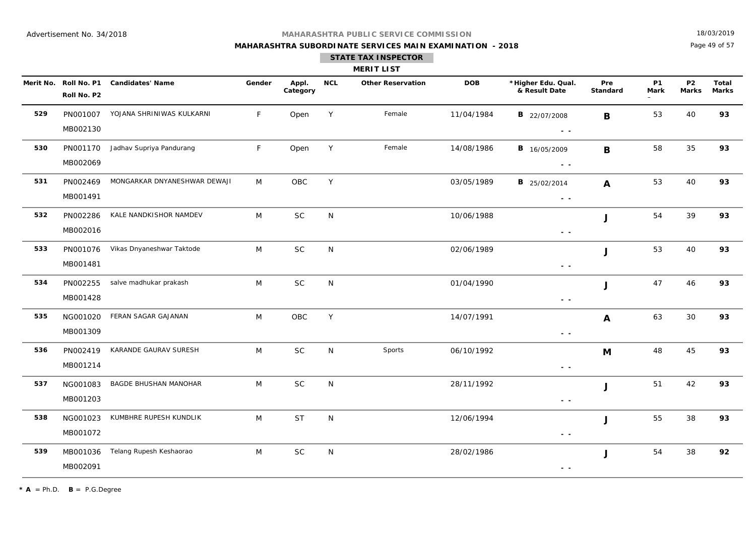Advertisement No. 34/2018

**MAHARASHTRA PUBLIC SERVICE COMMISSION**

**MAHARASHTRA SUBORDINATE SERVICES MAIN EXAMINATION - 2018**

18/03/2019

**STATE TAX INSPECTOR**

**MERIT LIST**

| Merit No. | Roll No. P1 / Roll No. P2 | Candidates' Name | Gender | Appl. Category | NCL | Other Reservation | DOB | *Higher Edu. Qual. & Result Date | Pre Standard | P1 Mark | P2 Marks | Total Marks |
|---|---|---|---|---|---|---|---|---|---|---|---|---|
| **529** | PN001007 / MB002130 | YOJANA SHRINIWAS KULKARNI | F | Open | Y | Female | 11/04/1984 | **B** 22/07/2008 - - | **B** | 53 | 40 | **93** |
| **530** | PN001170 / MB002069 | Jadhav Supriya Pandurang | F | Open | Y | Female | 14/08/1986 | **B** 16/05/2009 - - | **B** | 58 | 35 | **93** |
| **531** | PN002469 / MB001491 | MONGARKAR DNYANESHWAR DEWAJI | M | OBC | Y | | 03/05/1989 | **B** 25/02/2014 - - | **A** | 53 | 40 | **93** |
| **532** | PN002286 / MB002016 | KALE NANDKISHOR NAMDEV | M | SC | N | | 10/06/1988 | - - | **J** | 54 | 39 | **93** |
| **533** | PN001076 / MB001481 | Vikas Dnyaneshwar Taktode | M | SC | N | | 02/06/1989 | - - | **J** | 53 | 40 | **93** |
| **534** | PN002255 / MB001428 | salve madhukar prakash | M | SC | N | | 01/04/1990 | - - | **J** | 47 | 46 | **93** |
| **535** | NG001020 / MB001309 | FERAN SAGAR GAJANAN | M | OBC | Y | | 14/07/1991 | - - | **A** | 63 | 30 | **93** |
| **536** | PN002419 / MB001214 | KARANDE GAURAV SURESH | M | SC | N | Sports | 06/10/1992 | - - | **M** | 48 | 45 | **93** |
| **537** | NG001083 / MB001203 | BAGDE BHUSHAN MANOHAR | M | SC | N | | 28/11/1992 | - - | **J** | 51 | 42 | **93** |
| **538** | NG001023 / MB001072 | KUMBHRE RUPESH KUNDLIK | M | ST | N | | 12/06/1994 | - - | **J** | 55 | 38 | **93** |
| **539** | MB001036 / MB002091 | Telang Rupesh Keshaorao | M | SC | N | | 28/02/1986 | - - | **J** | 54 | 38 | **92** |

* **A** = Ph.D. **B** = P.G.Degree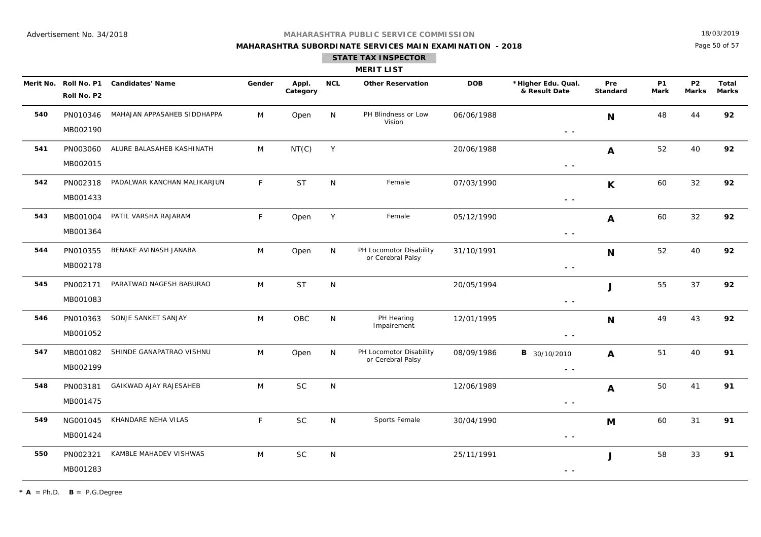Advertisement No. 34/2018

**MAHARASHTRA PUBLIC SERVICE COMMISSION**

**MAHARASHTRA SUBORDINATE SERVICES MAIN EXAMINATION - 2018**

18/03/2019

**STATE TAX INSPECTOR**

**MERIT LIST**

| Merit No. | Roll No. P1 / Roll No. P2 | Candidates' Name | Gender | Appl. Category | NCL | Other Reservation | DOB | *Higher Edu. Qual. & Result Date | Pre Standard | P1 Mark | P2 Marks | Total Marks |
|---|---|---|---|---|---|---|---|---|---|---|---|---|
| 540 | PN010346 / MB002190 | MAHAJAN APPASAHEB SIDDHAPPA | M | Open | N | PH Blindness or Low Vision | 06/06/1988 | - - | N | 48 | 44 | 92 |
| 541 | PN003060 / MB002015 | ALURE BALASAHEB KASHINATH | M | NT(C) | Y | | 20/06/1988 | - - | A | 52 | 40 | 92 |
| 542 | PN002318 / MB001433 | PADALWAR KANCHAN MALIKARJUN | F | ST | N | Female | 07/03/1990 | - - | K | 60 | 32 | 92 |
| 543 | MB001004 / MB001364 | PATIL VARSHA RAJARAM | F | Open | Y | Female | 05/12/1990 | - - | A | 60 | 32 | 92 |
| 544 | PN010355 / MB002178 | BENAKE AVINASH JANABA | M | Open | N | PH Locomotor Disability or Cerebral Palsy | 31/10/1991 | - - | N | 52 | 40 | 92 |
| 545 | PN002171 / MB001083 | PARATWAD NAGESH BABURAO | M | ST | N | | 20/05/1994 | - - | J | 55 | 37 | 92 |
| 546 | PN010363 / MB001052 | SONJE SANKET SANJAY | M | OBC | N | PH Hearing Impairement | 12/01/1995 | - - | N | 49 | 43 | 92 |
| 547 | MB001082 / MB002199 | SHINDE GANAPATRAO VISHNU | M | Open | N | PH Locomotor Disability or Cerebral Palsy | 08/09/1986 | B 30/10/2010 - - | A | 51 | 40 | 91 |
| 548 | PN003181 / MB001475 | GAIKWAD AJAY RAJESAHEB | M | SC | N | | 12/06/1989 | - - | A | 50 | 41 | 91 |
| 549 | NG001045 / MB001424 | KHANDARE NEHA VILAS | F | SC | N | Sports Female | 30/04/1990 | - - | M | 60 | 31 | 91 |
| 550 | PN002321 / MB001283 | KAMBLE MAHADEV VISHWAS | M | SC | N | | 25/11/1991 | - - | J | 58 | 33 | 91 |

* **A** = Ph.D. **B** = P.G.Degree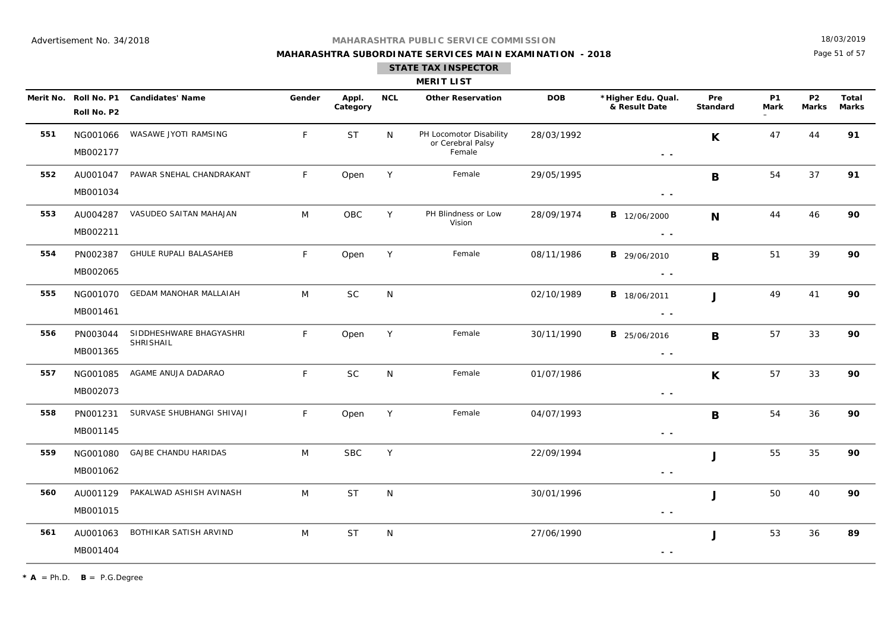Advertisement No. 34/2018

**MAHARASHTRA PUBLIC SERVICE COMMISSION**

**MAHARASHTRA SUBORDINATE SERVICES MAIN EXAMINATION - 2018**

18/03/2019

## STATE TAX INSPECTOR

### MERIT LIST

| Merit No. | Roll No. P1 / Roll No. P2 | Candidates' Name | Gender | Appl. Category | NCL | Other Reservation | DOB | *Higher Edu. Qual. & Result Date | Pre Standard | P1 Mark | P2 Marks | Total Marks |
|---|---|---|---|---|---|---|---|---|---|---|---|---|
| 551 | NG001066 / MB002177 | WASAWE JYOTI RAMSING | F | ST | N | PH Locomotor Disability or Cerebral Palsy Female | 28/03/1992 | - - | K | 47 | 44 | 91 |
| 552 | AU001047 / MB001034 | PAWAR SNEHAL CHANDRAKANT | F | Open | Y | Female | 29/05/1995 | - - | B | 54 | 37 | 91 |
| 553 | AU004287 / MB002211 | VASUDEO SAITAN MAHAJAN | M | OBC | Y | PH Blindness or Low Vision | 28/09/1974 | B 12/06/2000 - - | N | 44 | 46 | 90 |
| 554 | PN002387 / MB002065 | GHULE RUPALI BALASAHEB | F | Open | Y | Female | 08/11/1986 | B 29/06/2010 - - | B | 51 | 39 | 90 |
| 555 | NG001070 / MB001461 | GEDAM MANOHAR MALLAIAH | M | SC | N | | 02/10/1989 | B 18/06/2011 - - | J | 49 | 41 | 90 |
| 556 | PN003044 / MB001365 | SIDDHESHWARE BHAGYASHRI SHRISHAIL | F | Open | Y | Female | 30/11/1990 | B 25/06/2016 - - | B | 57 | 33 | 90 |
| 557 | NG001085 / MB002073 | AGAME ANUJA DADARAO | F | SC | N | Female | 01/07/1986 | - - | K | 57 | 33 | 90 |
| 558 | PN001231 / MB001145 | SURVASE SHUBHANGI SHIVAJI | F | Open | Y | Female | 04/07/1993 | - - | B | 54 | 36 | 90 |
| 559 | NG001080 / MB001062 | GAJBE CHANDU HARIDAS | M | SBC | Y | | 22/09/1994 | - - | J | 55 | 35 | 90 |
| 560 | AU001129 / MB001015 | PAKALWAD ASHISH AVINASH | M | ST | N | | 30/01/1996 | - - | J | 50 | 40 | 90 |
| 561 | AU001063 / MB001404 | BOTHIKAR SATISH ARVIND | M | ST | N | | 27/06/1990 | - - | J | 53 | 36 | 89 |

* **A** = Ph.D. **B** = P.G.Degree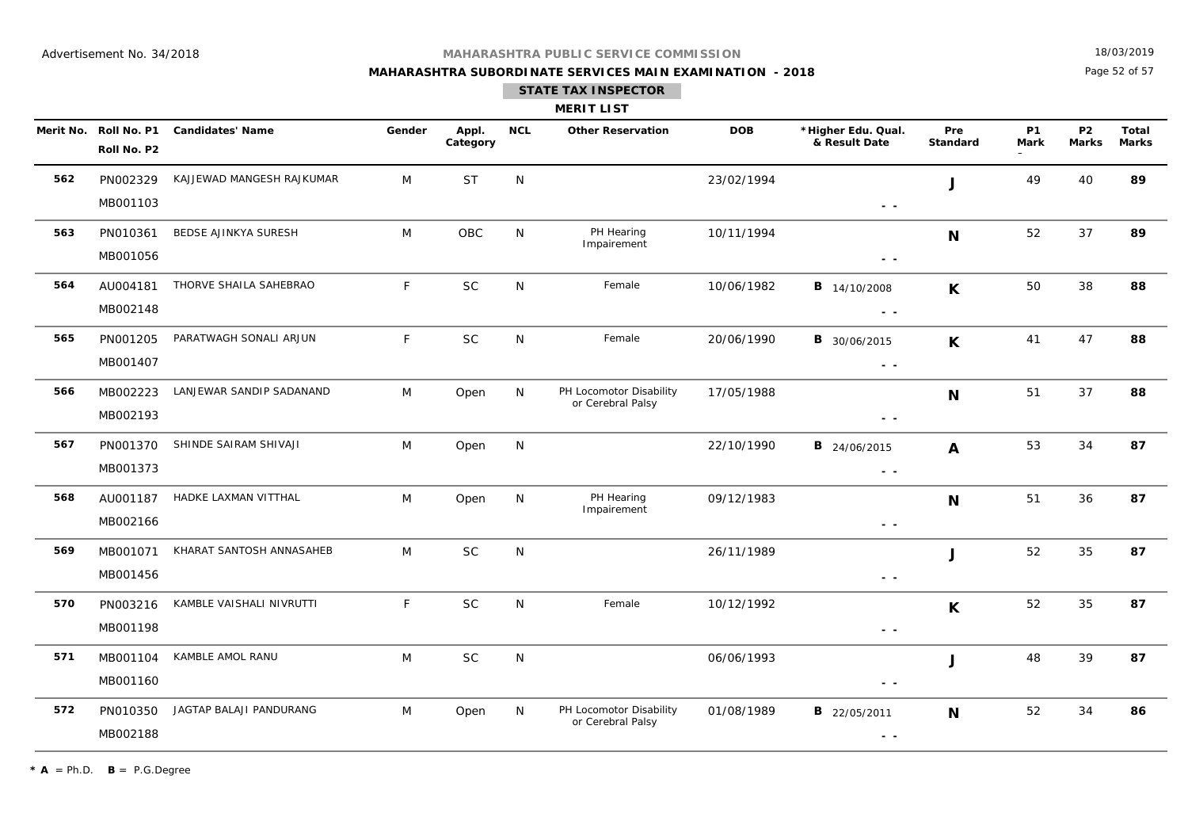Advertisement No. 34/2018

**MAHARASHTRA PUBLIC SERVICE COMMISSION**

**MAHARASHTRA SUBORDINATE SERVICES MAIN EXAMINATION - 2018**

**STATE TAX INSPECTOR**

**MERIT LIST**

| Merit No. | Roll No. P1 / Roll No. P2 | Candidates' Name | Gender | Appl. Category | NCL | Other Reservation | DOB | *Higher Edu. Qual. & Result Date | Pre Standard | P1 Mark | P2 Marks | Total Marks |
|---|---|---|---|---|---|---|---|---|---|---|---|---|
| 562 | PN002329 / MB001103 | KAJJEWAD MANGESH RAJKUMAR | M | ST | N | | 23/02/1994 | - - | J | 49 | 40 | 89 |
| 563 | PN010361 / MB001056 | BEDSE AJINKYA SURESH | M | OBC | N | PH Hearing Impairement | 10/11/1994 | - - | N | 52 | 37 | 89 |
| 564 | AU004181 / MB002148 | THORVE SHAILA SAHEBRAO | F | SC | N | Female | 10/06/1982 | B 14/10/2008 - - | K | 50 | 38 | 88 |
| 565 | PN001205 / MB001407 | PARATWAGH SONALI ARJUN | F | SC | N | Female | 20/06/1990 | B 30/06/2015 - - | K | 41 | 47 | 88 |
| 566 | MB002223 / MB002193 | LANJEWAR SANDIP SADANAND | M | Open | N | PH Locomotor Disability or Cerebral Palsy | 17/05/1988 | - - | N | 51 | 37 | 88 |
| 567 | PN001370 / MB001373 | SHINDE SAIRAM SHIVAJI | M | Open | N | | 22/10/1990 | B 24/06/2015 - - | A | 53 | 34 | 87 |
| 568 | AU001187 / MB002166 | HADKE LAXMAN VITTHAL | M | Open | N | PH Hearing Impairement | 09/12/1983 | - - | N | 51 | 36 | 87 |
| 569 | MB001071 / MB001456 | KHARAT SANTOSH ANNASAHEB | M | SC | N | | 26/11/1989 | - - | J | 52 | 35 | 87 |
| 570 | PN003216 / MB001198 | KAMBLE VAISHALI NIVRUTTI | F | SC | N | Female | 10/12/1992 | - - | K | 52 | 35 | 87 |
| 571 | MB001104 / MB001160 | KAMBLE AMOL RANU | M | SC | N | | 06/06/1993 | - - | J | 48 | 39 | 87 |
| 572 | PN010350 / MB002188 | JAGTAP BALAJI PANDURANG | M | Open | N | PH Locomotor Disability or Cerebral Palsy | 01/08/1989 | B 22/05/2011 - - | N | 52 | 34 | 86 |

* **A** = Ph.D. **B** = P.G.Degree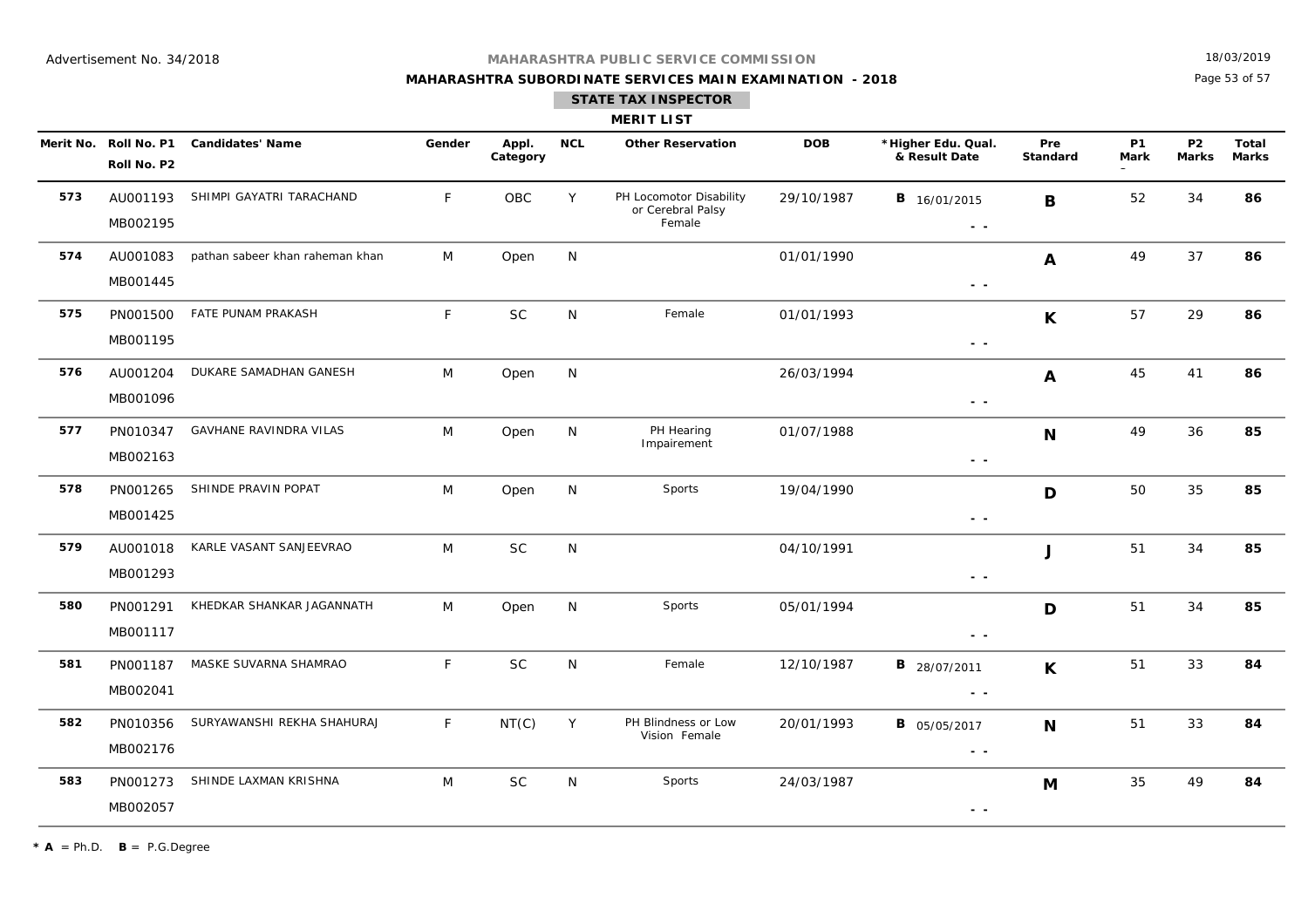Advertisement No. 34/2018

**MAHARASHTRA PUBLIC SERVICE COMMISSION**

**MAHARASHTRA SUBORDINATE SERVICES MAIN EXAMINATION - 2018**

18/03/2019

**STATE TAX INSPECTOR**

**MERIT LIST**

| Merit No. | Roll No. P1 / Roll No. P2 | Candidates' Name | Gender | Appl. Category | NCL | Other Reservation | DOB | *Higher Edu. Qual. & Result Date | Pre Standard | P1 Mark | P2 Marks | Total Marks |
|---|---|---|---|---|---|---|---|---|---|---|---|---|
| **573** | AU001193 / MB002195 | SHIMPI GAYATRI TARACHAND | F | OBC | Y | PH Locomotor Disability or Cerebral Palsy Female | 29/10/1987 | **B** 16/01/2015 - - | **B** | 52 | 34 | **86** |
| **574** | AU001083 / MB001445 | pathan sabeer khan raheman khan | M | Open | N | | 01/01/1990 | - - | **A** | 49 | 37 | **86** |
| **575** | PN001500 / MB001195 | FATE PUNAM PRAKASH | F | SC | N | Female | 01/01/1993 | - - | **K** | 57 | 29 | **86** |
| **576** | AU001204 / MB001096 | DUKARE SAMADHAN GANESH | M | Open | N | | 26/03/1994 | - - | **A** | 45 | 41 | **86** |
| **577** | PN010347 / MB002163 | GAVHANE RAVINDRA VILAS | M | Open | N | PH Hearing Impairement | 01/07/1988 | - - | **N** | 49 | 36 | **85** |
| **578** | PN001265 / MB001425 | SHINDE PRAVIN POPAT | M | Open | N | Sports | 19/04/1990 | - - | **D** | 50 | 35 | **85** |
| **579** | AU001018 / MB001293 | KARLE VASANT SANJEEVRAO | M | SC | N | | 04/10/1991 | - - | **J** | 51 | 34 | **85** |
| **580** | PN001291 / MB001117 | KHEDKAR SHANKAR JAGANNATH | M | Open | N | Sports | 05/01/1994 | - - | **D** | 51 | 34 | **85** |
| **581** | PN001187 / MB002041 | MASKE SUVARNA SHAMRAO | F | SC | N | Female | 12/10/1987 | **B** 28/07/2011 - - | **K** | 51 | 33 | **84** |
| **582** | PN010356 / MB002176 | SURYAWANSHI REKHA SHAHURAJ | F | NT(C) | Y | PH Blindness or Low Vision Female | 20/01/1993 | **B** 05/05/2017 - - | **N** | 51 | 33 | **84** |
| **583** | PN001273 / MB002057 | SHINDE LAXMAN KRISHNA | M | SC | N | Sports | 24/03/1987 | - - | **M** | 35 | 49 | **84** |

* **A** = Ph.D. **B** = P.G.Degree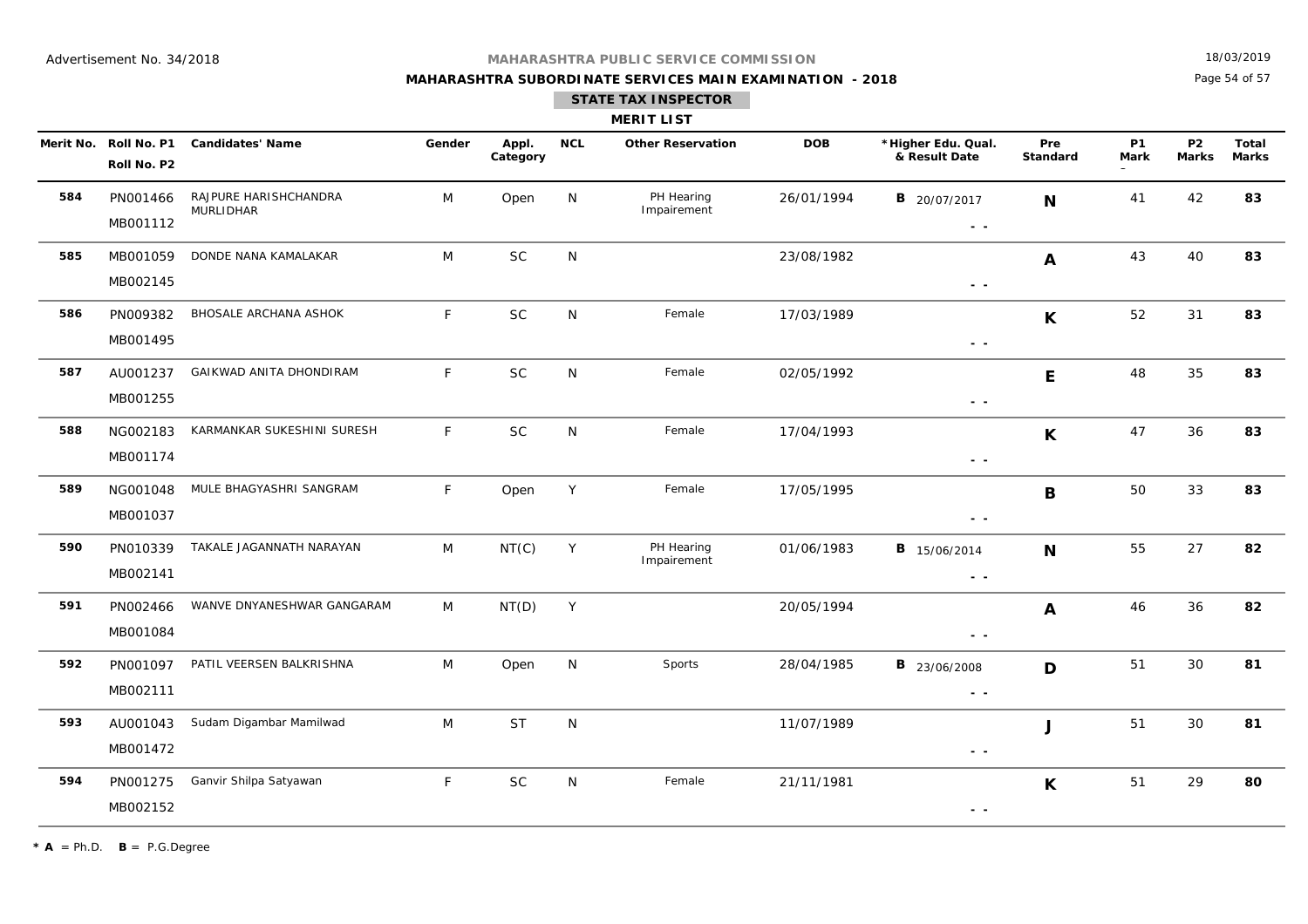Advertisement No. 34/2018

**MAHARASHTRA PUBLIC SERVICE COMMISSION**

**MAHARASHTRA SUBORDINATE SERVICES MAIN EXAMINATION - 2018**

18/03/2019

**STATE TAX INSPECTOR**

**MERIT LIST**

| Merit No. | Roll No. P1 / Roll No. P2 | Candidates' Name | Gender | Appl. Category | NCL | Other Reservation | DOB | *Higher Edu. Qual. & Result Date | Pre Standard | P1 Mark | P2 Marks | Total Marks |
|---|---|---|---|---|---|---|---|---|---|---|---|---|
| **584** | PN001466 / MB001112 | RAJPURE HARISHCHANDRA MURLIDHAR | M | Open | N | PH Hearing Impairement | 26/01/1994 | **B** 20/07/2017 - - | **N** | 41 | 42 | **83** |
| **585** | MB001059 / MB002145 | DONDE NANA KAMALAKAR | M | SC | N | | 23/08/1982 | - - | **A** | 43 | 40 | **83** |
| **586** | PN009382 / MB001495 | BHOSALE ARCHANA ASHOK | F | SC | N | Female | 17/03/1989 | - - | **K** | 52 | 31 | **83** |
| **587** | AU001237 / MB001255 | GAIKWAD ANITA DHONDIRAM | F | SC | N | Female | 02/05/1992 | - - | **E** | 48 | 35 | **83** |
| **588** | NG002183 / MB001174 | KARMANKAR SUKESHINI SURESH | F | SC | N | Female | 17/04/1993 | - - | **K** | 47 | 36 | **83** |
| **589** | NG001048 / MB001037 | MULE BHAGYASHRI SANGRAM | F | Open | Y | Female | 17/05/1995 | - - | **B** | 50 | 33 | **83** |
| **590** | PN010339 / MB002141 | TAKALE JAGANNATH NARAYAN | M | NT(C) | Y | PH Hearing Impairement | 01/06/1983 | **B** 15/06/2014 - - | **N** | 55 | 27 | **82** |
| **591** | PN002466 / MB001084 | WANVE DNYANESHWAR GANGARAM | M | NT(D) | Y | | 20/05/1994 | - - | **A** | 46 | 36 | **82** |
| **592** | PN001097 / MB002111 | PATIL VEERSEN BALKRISHNA | M | Open | N | Sports | 28/04/1985 | **B** 23/06/2008 - - | **D** | 51 | 30 | **81** |
| **593** | AU001043 / MB001472 | Sudam Digambar Mamilwad | M | ST | N | | 11/07/1989 | - - | **J** | 51 | 30 | **81** |
| **594** | PN001275 / MB002152 | Ganvir Shilpa Satyawan | F | SC | N | Female | 21/11/1981 | - - | **K** | 51 | 29 | **80** |

**\* A** = Ph.D. **B** = P.G.Degree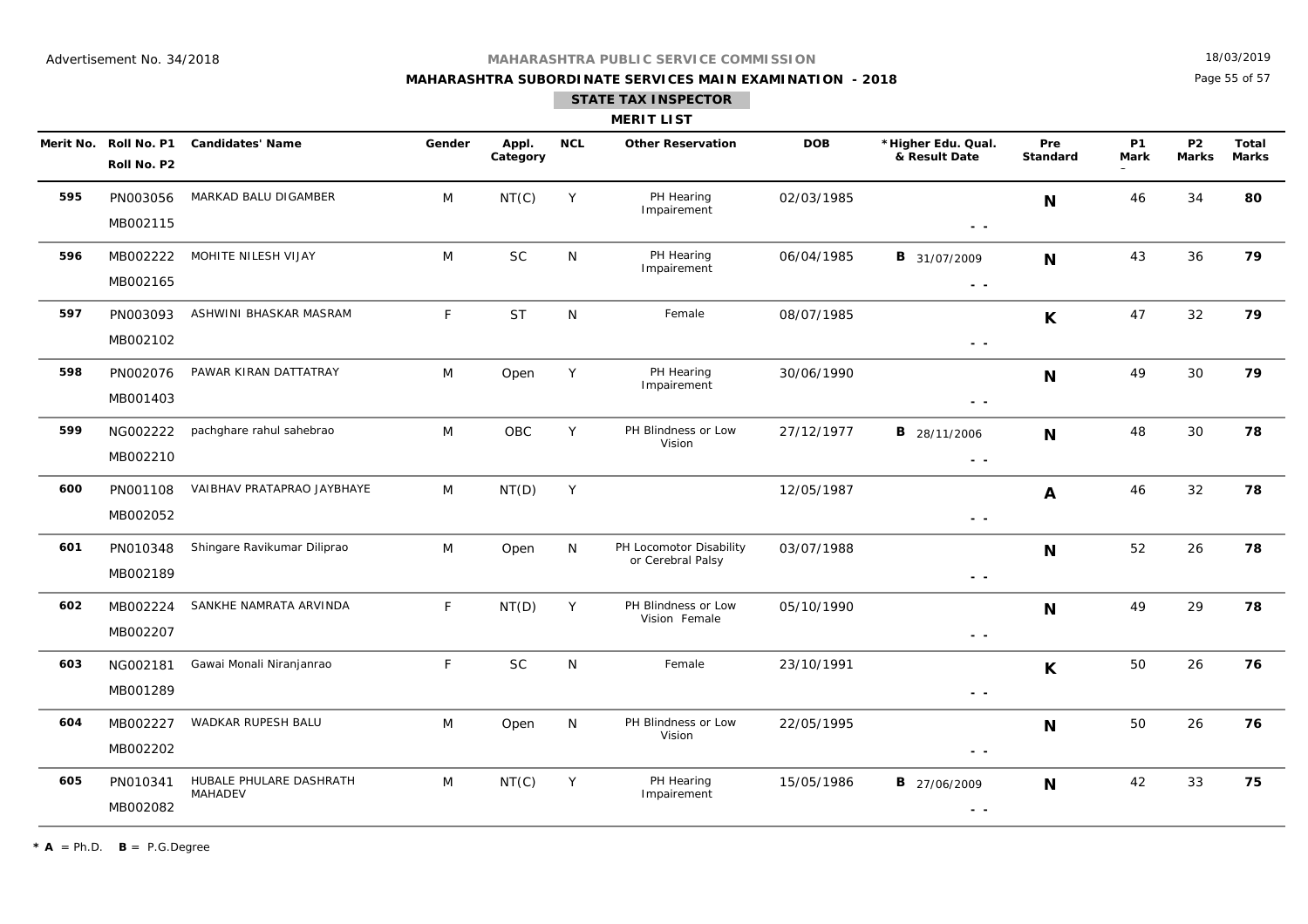Advertisement No. 34/2018

**MAHARASHTRA PUBLIC SERVICE COMMISSION**

**MAHARASHTRA SUBORDINATE SERVICES MAIN EXAMINATION - 2018**

18/03/2019

## STATE TAX INSPECTOR

### MERIT LIST

| Merit No. | Roll No. P1<br>Roll No. P2 | Candidates' Name | Gender | Appl. Category | NCL | Other Reservation | DOB | *Higher Edu. Qual. & Result Date | Pre Standard | P1 Mark | P2 Marks | Total Marks |
|---|---|---|---|---|---|---|---|---|---|---|---|---|
| **595** | PN003056<br>MB002115 | MARKAD BALU DIGAMBER | M | NT(C) | Y | PH Hearing Impairement | 02/03/1985 | - - | **N** | 46 | 34 | **80** |
| **596** | MB002222<br>MB002165 | MOHITE NILESH VIJAY | M | SC | N | PH Hearing Impairement | 06/04/1985 | **B** 31/07/2009<br>- - | **N** | 43 | 36 | **79** |
| **597** | PN003093<br>MB002102 | ASHWINI BHASKAR MASRAM | F | ST | N | Female | 08/07/1985 | - - | **K** | 47 | 32 | **79** |
| **598** | PN002076<br>MB001403 | PAWAR KIRAN DATTATRAY | M | Open | Y | PH Hearing Impairement | 30/06/1990 | - - | **N** | 49 | 30 | **79** |
| **599** | NG002222<br>MB002210 | pachghare rahul sahebrao | M | OBC | Y | PH Blindness or Low Vision | 27/12/1977 | **B** 28/11/2006<br>- - | **N** | 48 | 30 | **78** |
| **600** | PN001108<br>MB002052 | VAIBHAV PRATAPRAO JAYBHAYE | M | NT(D) | Y | | 12/05/1987 | - - | **A** | 46 | 32 | **78** |
| **601** | PN010348<br>MB002189 | Shingare Ravikumar Diliprao | M | Open | N | PH Locomotor Disability or Cerebral Palsy | 03/07/1988 | - - | **N** | 52 | 26 | **78** |
| **602** | MB002224<br>MB002207 | SANKHE NAMRATA ARVINDA | F | NT(D) | Y | PH Blindness or Low Vision Female | 05/10/1990 | - - | **N** | 49 | 29 | **78** |
| **603** | NG002181<br>MB001289 | Gawai Monali Niranjanrao | F | SC | N | Female | 23/10/1991 | - - | **K** | 50 | 26 | **76** |
| **604** | MB002227<br>MB002202 | WADKAR RUPESH BALU | M | Open | N | PH Blindness or Low Vision | 22/05/1995 | - - | **N** | 50 | 26 | **76** |
| **605** | PN010341<br>MB002082 | HUBALE PHULARE DASHRATH MAHADEV | M | NT(C) | Y | PH Hearing Impairement | 15/05/1986 | **B** 27/06/2009<br>- - | **N** | 42 | 33 | **75** |

* **A** = Ph.D. **B** = P.G.Degree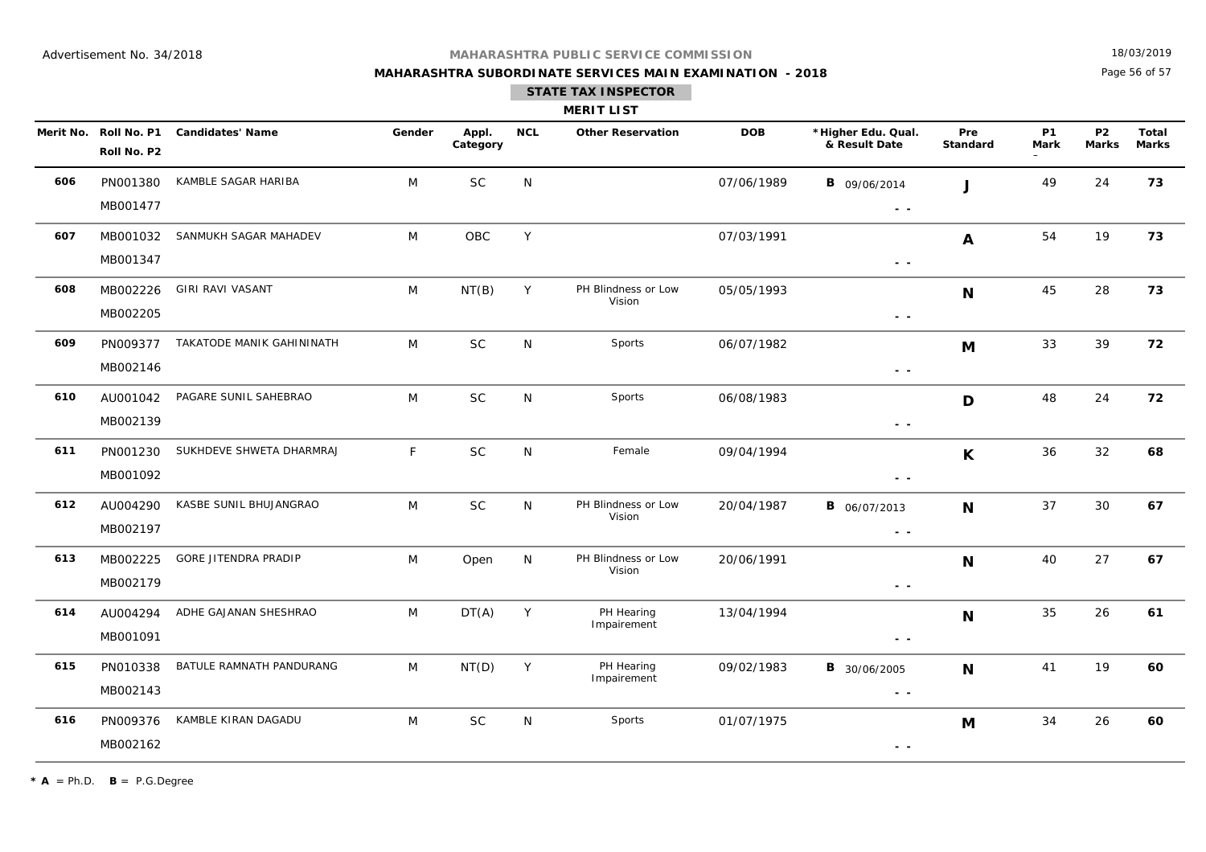Advertisement No. 34/2018

**MAHARASHTRA PUBLIC SERVICE COMMISSION**

**MAHARASHTRA SUBORDINATE SERVICES MAIN EXAMINATION - 2018**

18/03/2019

## STATE TAX INSPECTOR

### MERIT LIST

| Merit No. | Roll No. P1 / Roll No. P2 | Candidates' Name | Gender | Appl. Category | NCL | Other Reservation | DOB | *Higher Edu. Qual. & Result Date | Pre Standard | P1 Mark | P2 Marks | Total Marks |
|---|---|---|---|---|---|---|---|---|---|---|---|---|
| **606** | PN001380 / MB001477 | KAMBLE SAGAR HARIBA | M | SC | N | | 07/06/1989 | **B** 09/06/2014 - - | **J** | 49 | 24 | **73** |
| **607** | MB001032 / MB001347 | SANMUKH SAGAR MAHADEV | M | OBC | Y | | 07/03/1991 | - - | **A** | 54 | 19 | **73** |
| **608** | MB002226 / MB002205 | GIRI RAVI VASANT | M | NT(B) | Y | PH Blindness or Low Vision | 05/05/1993 | - - | **N** | 45 | 28 | **73** |
| **609** | PN009377 / MB002146 | TAKATODE MANIK GAHININATH | M | SC | N | Sports | 06/07/1982 | - - | **M** | 33 | 39 | **72** |
| **610** | AU001042 / MB002139 | PAGARE SUNIL SAHEBRAO | M | SC | N | Sports | 06/08/1983 | - - | **D** | 48 | 24 | **72** |
| **611** | PN001230 / MB001092 | SUKHDEVE SHWETA DHARMRAJ | F | SC | N | Female | 09/04/1994 | - - | **K** | 36 | 32 | **68** |
| **612** | AU004290 / MB002197 | KASBE SUNIL BHUJANGRAO | M | SC | N | PH Blindness or Low Vision | 20/04/1987 | **B** 06/07/2013 - - | **N** | 37 | 30 | **67** |
| **613** | MB002225 / MB002179 | GORE JITENDRA PRADIP | M | Open | N | PH Blindness or Low Vision | 20/06/1991 | - - | **N** | 40 | 27 | **67** |
| **614** | AU004294 / MB001091 | ADHE GAJANAN SHESHRAO | M | DT(A) | Y | PH Hearing Impairement | 13/04/1994 | - - | **N** | 35 | 26 | **61** |
| **615** | PN010338 / MB002143 | BATULE RAMNATH PANDURANG | M | NT(D) | Y | PH Hearing Impairement | 09/02/1983 | **B** 30/06/2005 - - | **N** | 41 | 19 | **60** |
| **616** | PN009376 / MB002162 | KAMBLE KIRAN DAGADU | M | SC | N | Sports | 01/07/1975 | - - | **M** | 34 | 26 | **60** |

* **A** = Ph.D. **B** = P.G.Degree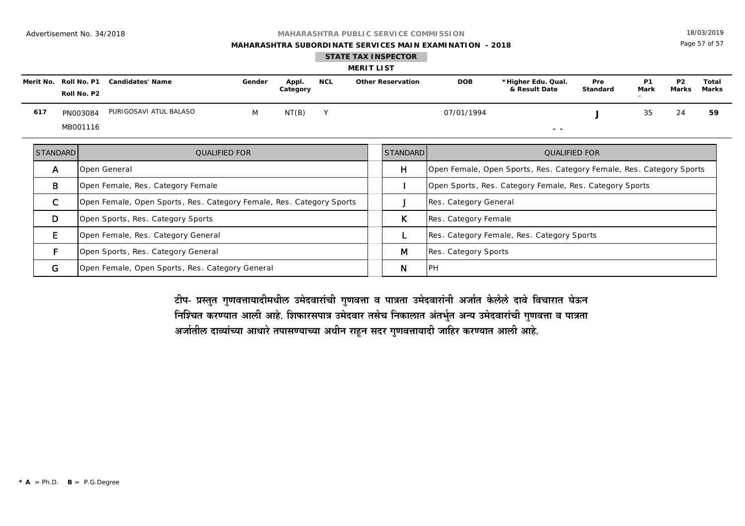Advertisement No. 34/2018

MAHARASHTRA PUBLIC SERVICE COMMISSION

18/03/2019

**MAHARASHTRA SUBORDINATE SERVICES MAIN EXAMINATION - 2018**

**STATE TAX INSPECTOR**

**MERIT LIST**

| Merit No. | Roll No. P1 / Roll No. P2 | Candidates' Name | Gender | Appl. Category | NCL | Other Reservation | DOB | *Higher Edu. Qual. & Result Date | Pre Standard | P1 Mark | P2 Marks | Total Marks |
|---|---|---|---|---|---|---|---|---|---|---|---|---|
| 617 | PN003084 / MB001116 | PURIGOSAVI ATUL BALASO | M | NT(B) | Y | | 07/01/1994 | - - | J | 35 | 24 | 59 |

| STANDARD | QUALIFIED FOR | STANDARD | QUALIFIED FOR |
|---|---|---|---|
| A | Open General | H | Open Female, Open Sports, Res. Category Female, Res. Category Sports |
| B | Open Female, Res. Category Female | I | Open Sports, Res. Category Female, Res. Category Sports |
| C | Open Female, Open Sports, Res. Category Female, Res. Category Sports | J | Res. Category General |
| D | Open Sports, Res. Category Sports | K | Res. Category Female |
| E | Open Female, Res. Category General | L | Res. Category Female, Res. Category Sports |
| F | Open Sports, Res. Category General | M | Res. Category Sports |
| G | Open Female, Open Sports, Res. Category General | N | PH |

टीप- प्रस्तुत गुणवत्तायादीमधील उमेदवारांची गुणवत्ता व पात्रता उमेदवारांनी अर्जात केलेले दावे विचारात घेऊन निश्चित करण्यात आली आहे. शिफारसपात्र उमेदवार तसेच निकालात अंतर्भुत अन्य उमेदवारांची गुणवत्ता व पात्रता अर्जातील दाव्यांच्या आधारे तपासण्याच्या अधीन राहून सदर गुणवत्तायादी जाहिर करण्यात आली आहे.

* **A** = Ph.D. **B** = P.G.Degree